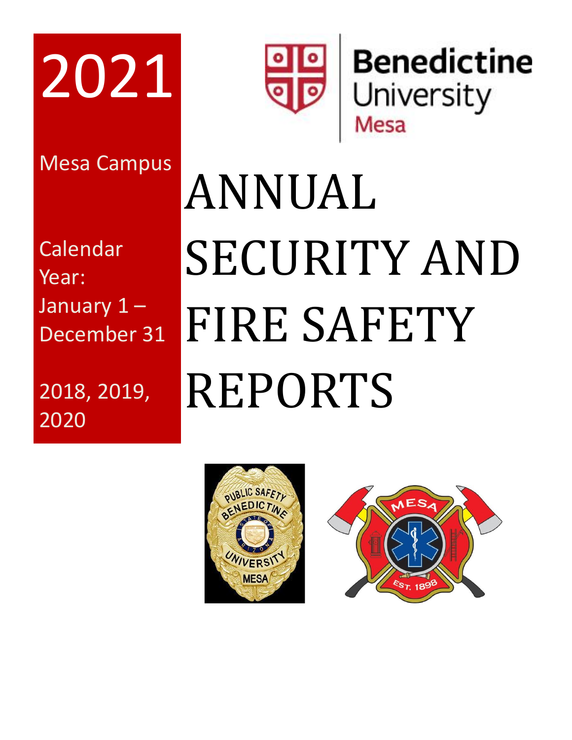2021

Mesa Campus

Calendar Year: January 1 – December 31

2018, 2019, 2020

Benedictine University Mesa

# ANNUAL SECURITY AND FIRE SAFETY REPORTS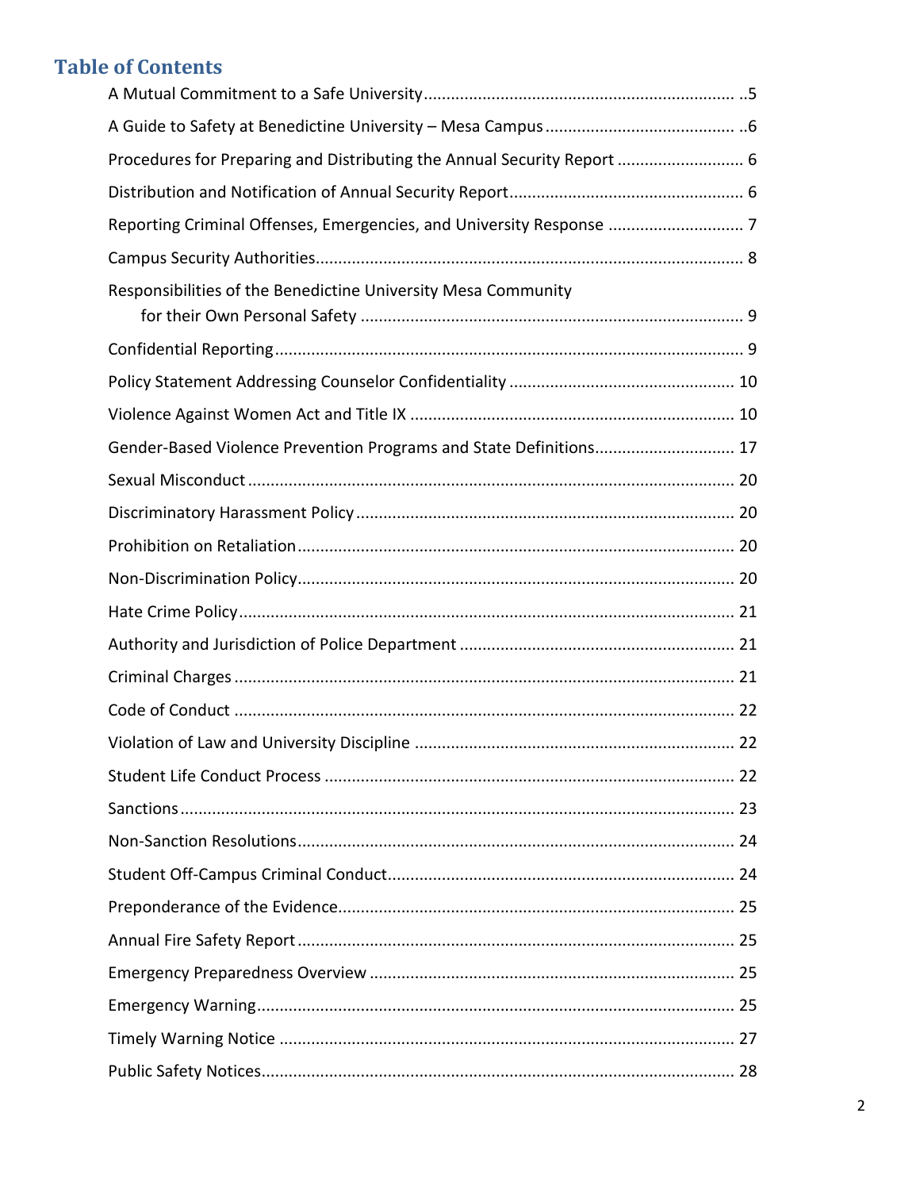## Table of Contents

- A Mutual Commitment to a Safe University ..5
- A Guide to Safety at Benedictine University – Mesa Campus ..6
- Procedures for Preparing and Distributing the Annual Security Report 6
- Distribution and Notification of Annual Security Report 6
- Reporting Criminal Offenses, Emergencies, and University Response 7
- Campus Security Authorities 8
- Responsibilities of the Benedictine University Mesa Community for their Own Personal Safety 9
- Confidential Reporting 9
- Policy Statement Addressing Counselor Confidentiality 10
- Violence Against Women Act and Title IX 10
- Gender-Based Violence Prevention Programs and State Definitions 17
- Sexual Misconduct 20
- Discriminatory Harassment Policy 20
- Prohibition on Retaliation 20
- Non-Discrimination Policy 20
- Hate Crime Policy 21
- Authority and Jurisdiction of Police Department 21
- Criminal Charges 21
- Code of Conduct 22
- Violation of Law and University Discipline 22
- Student Life Conduct Process 22
- Sanctions 23
- Non-Sanction Resolutions 24
- Student Off-Campus Criminal Conduct 24
- Preponderance of the Evidence 25
- Annual Fire Safety Report 25
- Emergency Preparedness Overview 25
- Emergency Warning 25
- Timely Warning Notice 27
- Public Safety Notices 28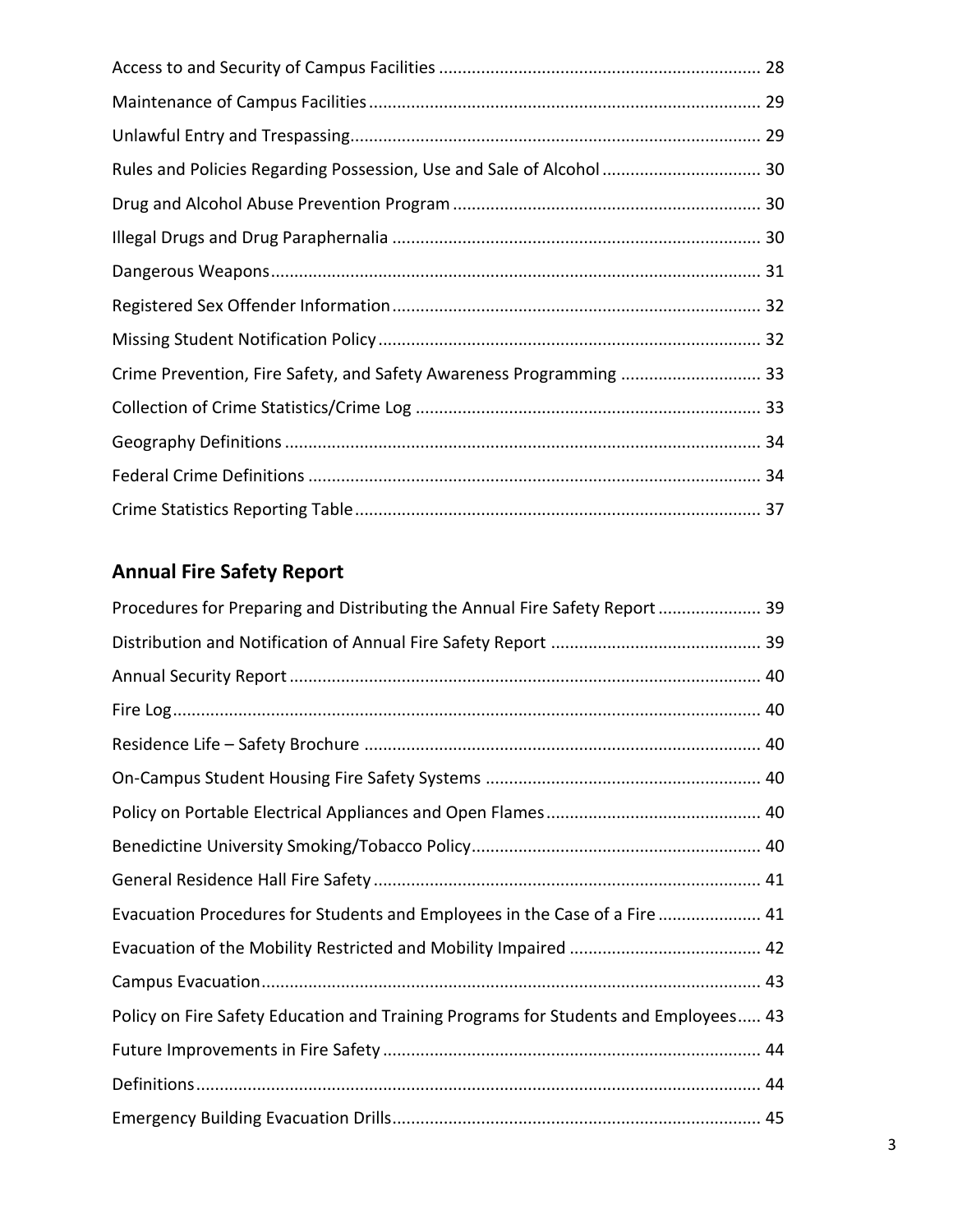Access to and Security of Campus Facilities .................................................................... 28

Maintenance of Campus Facilities .................................................................................. 29

Unlawful Entry and Trespassing...................................................................................... 29

Rules and Policies Regarding Possession, Use and Sale of Alcohol ................................. 30

Drug and Alcohol Abuse Prevention Program ................................................................. 30

Illegal Drugs and Drug Paraphernalia .............................................................................. 30

Dangerous Weapons........................................................................................................ 31

Registered Sex Offender Information.............................................................................. 32

Missing Student Notification Policy................................................................................. 32

Crime Prevention, Fire Safety, and Safety Awareness Programming ............................. 33

Collection of Crime Statistics/Crime Log ......................................................................... 33

Geography Definitions ..................................................................................................... 34

Federal Crime Definitions ................................................................................................ 34

Crime Statistics Reporting Table...................................................................................... 37

## Annual Fire Safety Report

Procedures for Preparing and Distributing the Annual Fire Safety Report ...................... 39

Distribution and Notification of Annual Fire Safety Report ............................................ 39

Annual Security Report.................................................................................................... 40

Fire Log............................................................................................................................. 40

Residence Life – Safety Brochure .................................................................................... 40

On-Campus Student Housing Fire Safety Systems .......................................................... 40

Policy on Portable Electrical Appliances and Open Flames............................................. 40

Benedictine University Smoking/Tobacco Policy............................................................. 40

General Residence Hall Fire Safety.................................................................................. 41

Evacuation Procedures for Students and Employees in the Case of a Fire...................... 41

Evacuation of the Mobility Restricted and Mobility Impaired ........................................ 42

Campus Evacuation.......................................................................................................... 43

Policy on Fire Safety Education and Training Programs for Students and Employees..... 43

Future Improvements in Fire Safety ................................................................................ 44

Definitions........................................................................................................................ 44

Emergency Building Evacuation Drills.............................................................................. 45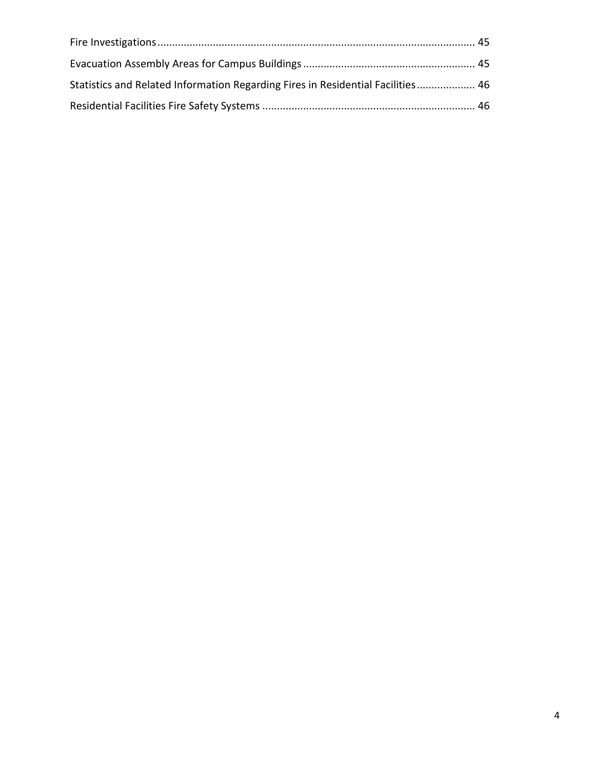Fire Investigations ........................................................................................................... 45

Evacuation Assembly Areas for Campus Buildings .......................................................... 45

Statistics and Related Information Regarding Fires in Residential Facilities .................... 46

Residential Facilities Fire Safety Systems ........................................................................ 46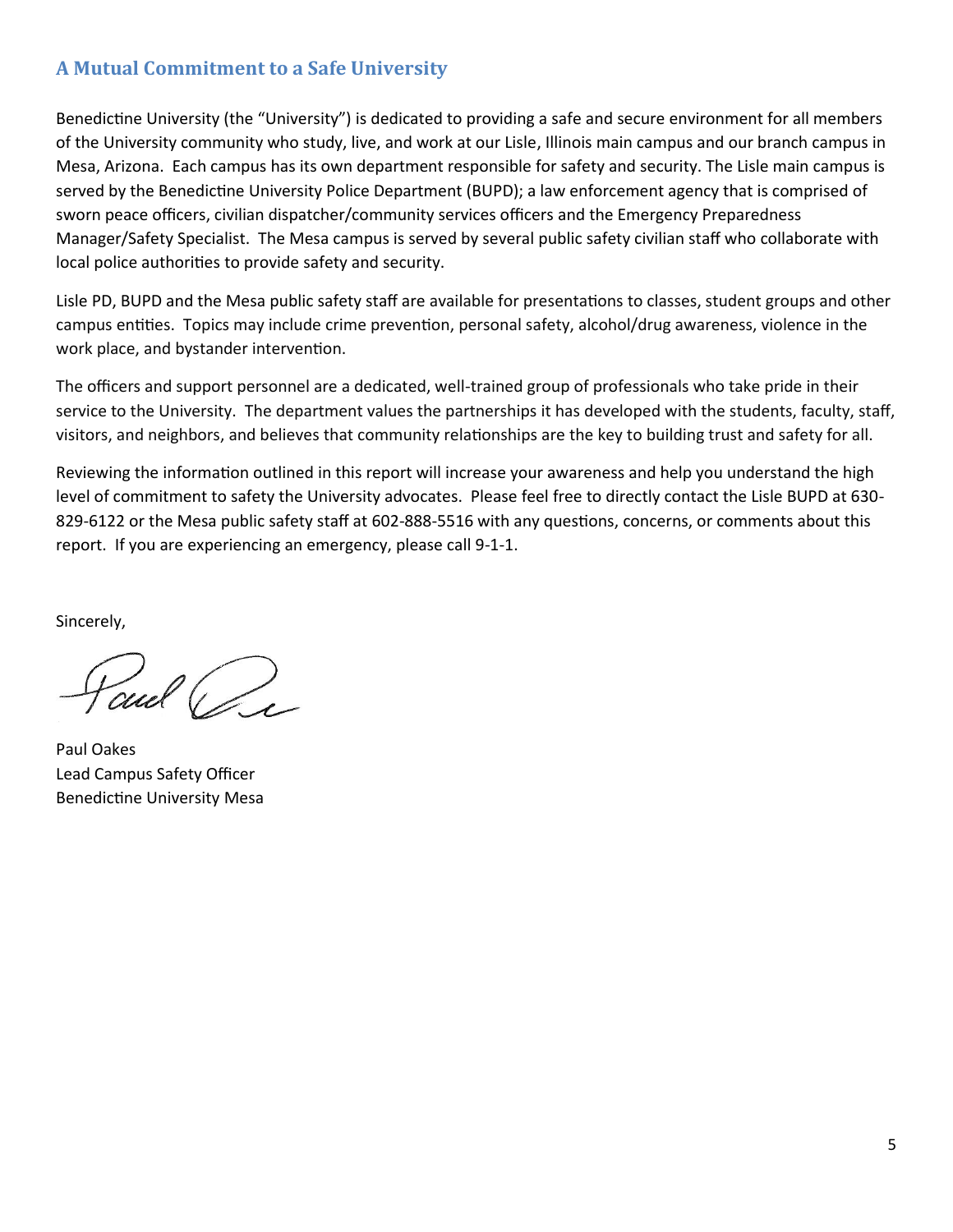## A Mutual Commitment to a Safe University

Benedictine University (the "University") is dedicated to providing a safe and secure environment for all members of the University community who study, live, and work at our Lisle, Illinois main campus and our branch campus in Mesa, Arizona. Each campus has its own department responsible for safety and security. The Lisle main campus is served by the Benedictine University Police Department (BUPD); a law enforcement agency that is comprised of sworn peace officers, civilian dispatcher/community services officers and the Emergency Preparedness Manager/Safety Specialist. The Mesa campus is served by several public safety civilian staff who collaborate with local police authorities to provide safety and security.

Lisle PD, BUPD and the Mesa public safety staff are available for presentations to classes, student groups and other campus entities. Topics may include crime prevention, personal safety, alcohol/drug awareness, violence in the work place, and bystander intervention.

The officers and support personnel are a dedicated, well-trained group of professionals who take pride in their service to the University. The department values the partnerships it has developed with the students, faculty, staff, visitors, and neighbors, and believes that community relationships are the key to building trust and safety for all.

Reviewing the information outlined in this report will increase your awareness and help you understand the high level of commitment to safety the University advocates. Please feel free to directly contact the Lisle BUPD at 630-829-6122 or the Mesa public safety staff at 602-888-5516 with any questions, concerns, or comments about this report. If you are experiencing an emergency, please call 9-1-1.

Sincerely,

Paul Oakes
Lead Campus Safety Officer
Benedictine University Mesa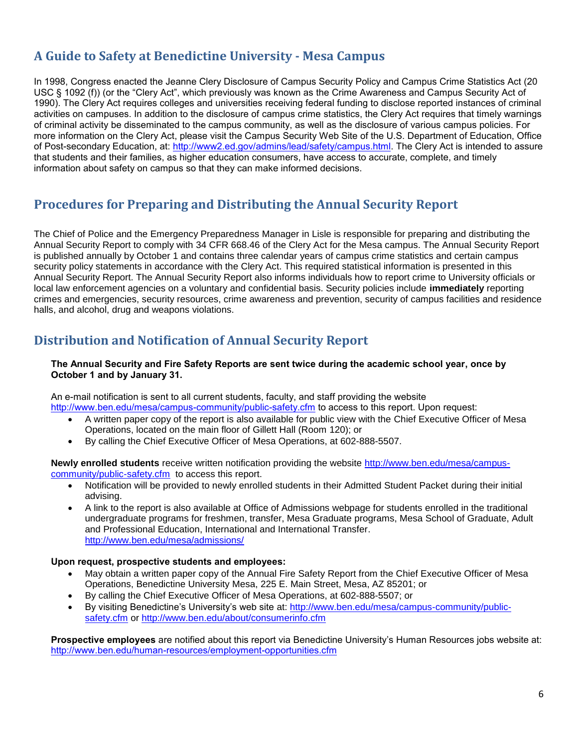## A Guide to Safety at Benedictine University - Mesa Campus

In 1998, Congress enacted the Jeanne Clery Disclosure of Campus Security Policy and Campus Crime Statistics Act (20 USC § 1092 (f)) (or the "Clery Act", which previously was known as the Crime Awareness and Campus Security Act of 1990). The Clery Act requires colleges and universities receiving federal funding to disclose reported instances of criminal activities on campuses. In addition to the disclosure of campus crime statistics, the Clery Act requires that timely warnings of criminal activity be disseminated to the campus community, as well as the disclosure of various campus policies. For more information on the Clery Act, please visit the Campus Security Web Site of the U.S. Department of Education, Office of Post-secondary Education, at: http://www2.ed.gov/admins/lead/safety/campus.html. The Clery Act is intended to assure that students and their families, as higher education consumers, have access to accurate, complete, and timely information about safety on campus so that they can make informed decisions.

## Procedures for Preparing and Distributing the Annual Security Report

The Chief of Police and the Emergency Preparedness Manager in Lisle is responsible for preparing and distributing the Annual Security Report to comply with 34 CFR 668.46 of the Clery Act for the Mesa campus. The Annual Security Report is published annually by October 1 and contains three calendar years of campus crime statistics and certain campus security policy statements in accordance with the Clery Act. This required statistical information is presented in this Annual Security Report. The Annual Security Report also informs individuals how to report crime to University officials or local law enforcement agencies on a voluntary and confidential basis. Security policies include **immediately** reporting crimes and emergencies, security resources, crime awareness and prevention, security of campus facilities and residence halls, and alcohol, drug and weapons violations.

## Distribution and Notification of Annual Security Report

**The Annual Security and Fire Safety Reports are sent twice during the academic school year, once by October 1 and by January 31.**

An e-mail notification is sent to all current students, faculty, and staff providing the website http://www.ben.edu/mesa/campus-community/public-safety.cfm to access to this report. Upon request:

- A written paper copy of the report is also available for public view with the Chief Executive Officer of Mesa Operations, located on the main floor of Gillett Hall (Room 120); or
- By calling the Chief Executive Officer of Mesa Operations, at 602-888-5507.

**Newly enrolled students** receive written notification providing the website http://www.ben.edu/mesa/campus-community/public-safety.cfm to access this report.

- Notification will be provided to newly enrolled students in their Admitted Student Packet during their initial advising.
- A link to the report is also available at Office of Admissions webpage for students enrolled in the traditional undergraduate programs for freshmen, transfer, Mesa Graduate programs, Mesa School of Graduate, Adult and Professional Education, International and International Transfer. http://www.ben.edu/mesa/admissions/

**Upon request, prospective students and employees:**

- May obtain a written paper copy of the Annual Fire Safety Report from the Chief Executive Officer of Mesa Operations, Benedictine University Mesa, 225 E. Main Street, Mesa, AZ 85201; or
- By calling the Chief Executive Officer of Mesa Operations, at 602-888-5507; or
- By visiting Benedictine's University's web site at: http://www.ben.edu/mesa/campus-community/public-safety.cfm or http://www.ben.edu/about/consumerinfo.cfm

**Prospective employees** are notified about this report via Benedictine University's Human Resources jobs website at: http://www.ben.edu/human-resources/employment-opportunities.cfm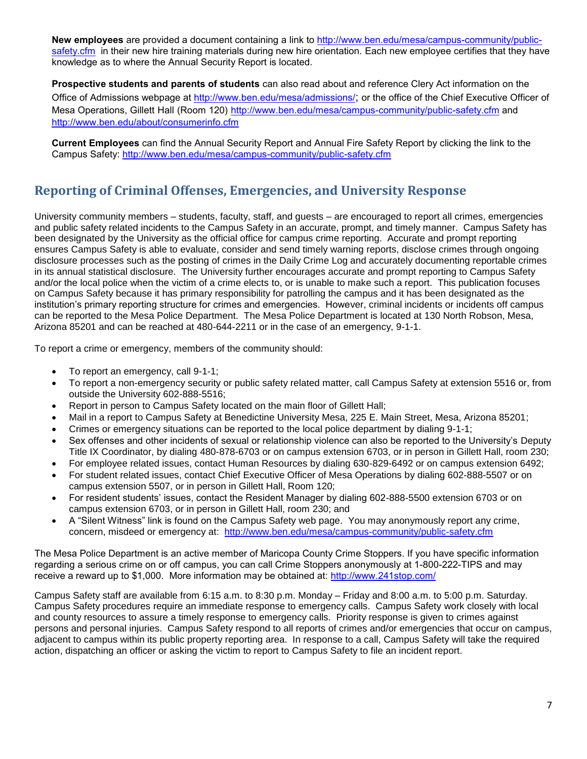**New employees** are provided a document containing a link to http://www.ben.edu/mesa/campus-community/public-safety.cfm in their new hire training materials during new hire orientation. Each new employee certifies that they have knowledge as to where the Annual Security Report is located.

**Prospective students and parents of students** can also read about and reference Clery Act information on the Office of Admissions webpage at http://www.ben.edu/mesa/admissions/; or the office of the Chief Executive Officer of Mesa Operations, Gillett Hall (Room 120) http://www.ben.edu/mesa/campus-community/public-safety.cfm and http://www.ben.edu/about/consumerinfo.cfm

**Current Employees** can find the Annual Security Report and Annual Fire Safety Report by clicking the link to the Campus Safety: http://www.ben.edu/mesa/campus-community/public-safety.cfm

## Reporting of Criminal Offenses, Emergencies, and University Response

University community members – students, faculty, staff, and guests – are encouraged to report all crimes, emergencies and public safety related incidents to the Campus Safety in an accurate, prompt, and timely manner. Campus Safety has been designated by the University as the official office for campus crime reporting. Accurate and prompt reporting ensures Campus Safety is able to evaluate, consider and send timely warning reports, disclose crimes through ongoing disclosure processes such as the posting of crimes in the Daily Crime Log and accurately documenting reportable crimes in its annual statistical disclosure. The University further encourages accurate and prompt reporting to Campus Safety and/or the local police when the victim of a crime elects to, or is unable to make such a report. This publication focuses on Campus Safety because it has primary responsibility for patrolling the campus and it has been designated as the institution's primary reporting structure for crimes and emergencies. However, criminal incidents or incidents off campus can be reported to the Mesa Police Department. The Mesa Police Department is located at 130 North Robson, Mesa, Arizona 85201 and can be reached at 480-644-2211 or in the case of an emergency, 9-1-1.

To report a crime or emergency, members of the community should:

- To report an emergency, call 9-1-1;
- To report a non-emergency security or public safety related matter, call Campus Safety at extension 5516 or, from outside the University 602-888-5516;
- Report in person to Campus Safety located on the main floor of Gillett Hall;
- Mail in a report to Campus Safety at Benedictine University Mesa, 225 E. Main Street, Mesa, Arizona 85201;
- Crimes or emergency situations can be reported to the local police department by dialing 9-1-1;
- Sex offenses and other incidents of sexual or relationship violence can also be reported to the University's Deputy Title IX Coordinator, by dialing 480-878-6703 or on campus extension 6703, or in person in Gillett Hall, room 230;
- For employee related issues, contact Human Resources by dialing 630-829-6492 or on campus extension 6492;
- For student related issues, contact Chief Executive Officer of Mesa Operations by dialing 602-888-5507 or on campus extension 5507, or in person in Gillett Hall, Room 120;
- For resident students' issues, contact the Resident Manager by dialing 602-888-5500 extension 6703 or on campus extension 6703, or in person in Gillett Hall, room 230; and
- A "Silent Witness" link is found on the Campus Safety web page. You may anonymously report any crime, concern, misdeed or emergency at: http://www.ben.edu/mesa/campus-community/public-safety.cfm

The Mesa Police Department is an active member of Maricopa County Crime Stoppers. If you have specific information regarding a serious crime on or off campus, you can call Crime Stoppers anonymously at 1-800-222-TIPS and may receive a reward up to $1,000. More information may be obtained at: http://www.241stop.com/

Campus Safety staff are available from 6:15 a.m. to 8:30 p.m. Monday – Friday and 8:00 a.m. to 5:00 p.m. Saturday. Campus Safety procedures require an immediate response to emergency calls. Campus Safety work closely with local and county resources to assure a timely response to emergency calls. Priority response is given to crimes against persons and personal injuries. Campus Safety respond to all reports of crimes and/or emergencies that occur on campus, adjacent to campus within its public property reporting area. In response to a call, Campus Safety will take the required action, dispatching an officer or asking the victim to report to Campus Safety to file an incident report.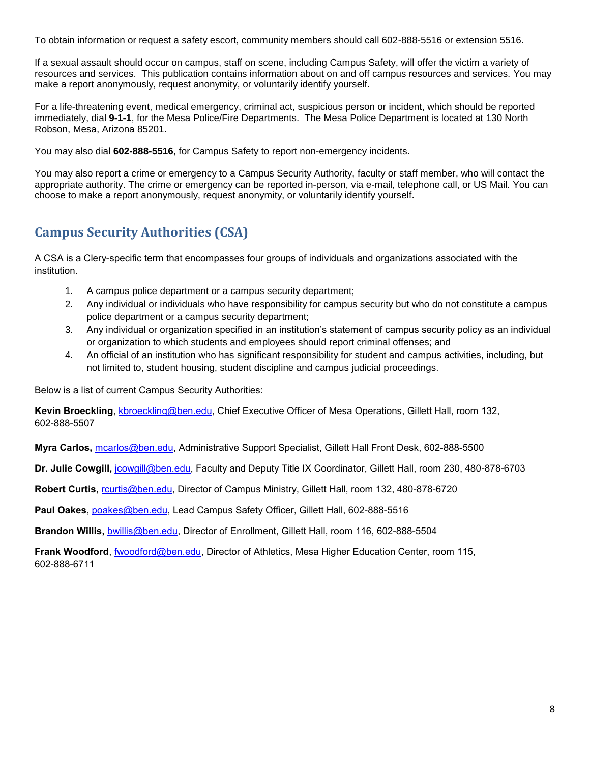To obtain information or request a safety escort, community members should call 602-888-5516 or extension 5516.

If a sexual assault should occur on campus, staff on scene, including Campus Safety, will offer the victim a variety of resources and services. This publication contains information about on and off campus resources and services. You may make a report anonymously, request anonymity, or voluntarily identify yourself.

For a life-threatening event, medical emergency, criminal act, suspicious person or incident, which should be reported immediately, dial **9-1-1**, for the Mesa Police/Fire Departments. The Mesa Police Department is located at 130 North Robson, Mesa, Arizona 85201.

You may also dial **602-888-5516**, for Campus Safety to report non-emergency incidents.

You may also report a crime or emergency to a Campus Security Authority, faculty or staff member, who will contact the appropriate authority. The crime or emergency can be reported in-person, via e-mail, telephone call, or US Mail. You can choose to make a report anonymously, request anonymity, or voluntarily identify yourself.

## Campus Security Authorities (CSA)

A CSA is a Clery-specific term that encompasses four groups of individuals and organizations associated with the institution.

1. A campus police department or a campus security department;
2. Any individual or individuals who have responsibility for campus security but who do not constitute a campus police department or a campus security department;
3. Any individual or organization specified in an institution's statement of campus security policy as an individual or organization to which students and employees should report criminal offenses; and
4. An official of an institution who has significant responsibility for student and campus activities, including, but not limited to, student housing, student discipline and campus judicial proceedings.

Below is a list of current Campus Security Authorities:

**Kevin Broeckling**, kbroeckling@ben.edu, Chief Executive Officer of Mesa Operations, Gillett Hall, room 132, 602-888-5507

**Myra Carlos,** mcarlos@ben.edu, Administrative Support Specialist, Gillett Hall Front Desk, 602-888-5500

**Dr. Julie Cowgill,** jcowgill@ben.edu, Faculty and Deputy Title IX Coordinator, Gillett Hall, room 230, 480-878-6703

**Robert Curtis,** rcurtis@ben.edu, Director of Campus Ministry, Gillett Hall, room 132, 480-878-6720

**Paul Oakes**, poakes@ben.edu, Lead Campus Safety Officer, Gillett Hall, 602-888-5516

**Brandon Willis,** bwillis@ben.edu, Director of Enrollment, Gillett Hall, room 116, 602-888-5504

**Frank Woodford**, fwoodford@ben.edu, Director of Athletics, Mesa Higher Education Center, room 115, 602-888-6711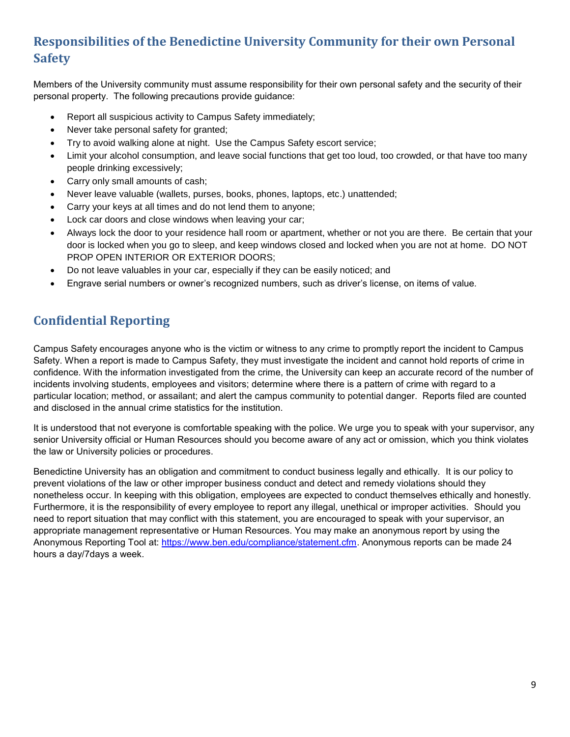## Responsibilities of the Benedictine University Community for their own Personal Safety

Members of the University community must assume responsibility for their own personal safety and the security of their personal property. The following precautions provide guidance:

- Report all suspicious activity to Campus Safety immediately;
- Never take personal safety for granted;
- Try to avoid walking alone at night. Use the Campus Safety escort service;
- Limit your alcohol consumption, and leave social functions that get too loud, too crowded, or that have too many people drinking excessively;
- Carry only small amounts of cash;
- Never leave valuable (wallets, purses, books, phones, laptops, etc.) unattended;
- Carry your keys at all times and do not lend them to anyone;
- Lock car doors and close windows when leaving your car;
- Always lock the door to your residence hall room or apartment, whether or not you are there. Be certain that your door is locked when you go to sleep, and keep windows closed and locked when you are not at home. DO NOT PROP OPEN INTERIOR OR EXTERIOR DOORS;
- Do not leave valuables in your car, especially if they can be easily noticed; and
- Engrave serial numbers or owner's recognized numbers, such as driver's license, on items of value.

## Confidential Reporting

Campus Safety encourages anyone who is the victim or witness to any crime to promptly report the incident to Campus Safety. When a report is made to Campus Safety, they must investigate the incident and cannot hold reports of crime in confidence. With the information investigated from the crime, the University can keep an accurate record of the number of incidents involving students, employees and visitors; determine where there is a pattern of crime with regard to a particular location; method, or assailant; and alert the campus community to potential danger. Reports filed are counted and disclosed in the annual crime statistics for the institution.

It is understood that not everyone is comfortable speaking with the police. We urge you to speak with your supervisor, any senior University official or Human Resources should you become aware of any act or omission, which you think violates the law or University policies or procedures.

Benedictine University has an obligation and commitment to conduct business legally and ethically. It is our policy to prevent violations of the law or other improper business conduct and detect and remedy violations should they nonetheless occur. In keeping with this obligation, employees are expected to conduct themselves ethically and honestly. Furthermore, it is the responsibility of every employee to report any illegal, unethical or improper activities. Should you need to report situation that may conflict with this statement, you are encouraged to speak with your supervisor, an appropriate management representative or Human Resources. You may make an anonymous report by using the Anonymous Reporting Tool at: https://www.ben.edu/compliance/statement.cfm. Anonymous reports can be made 24 hours a day/7days a week.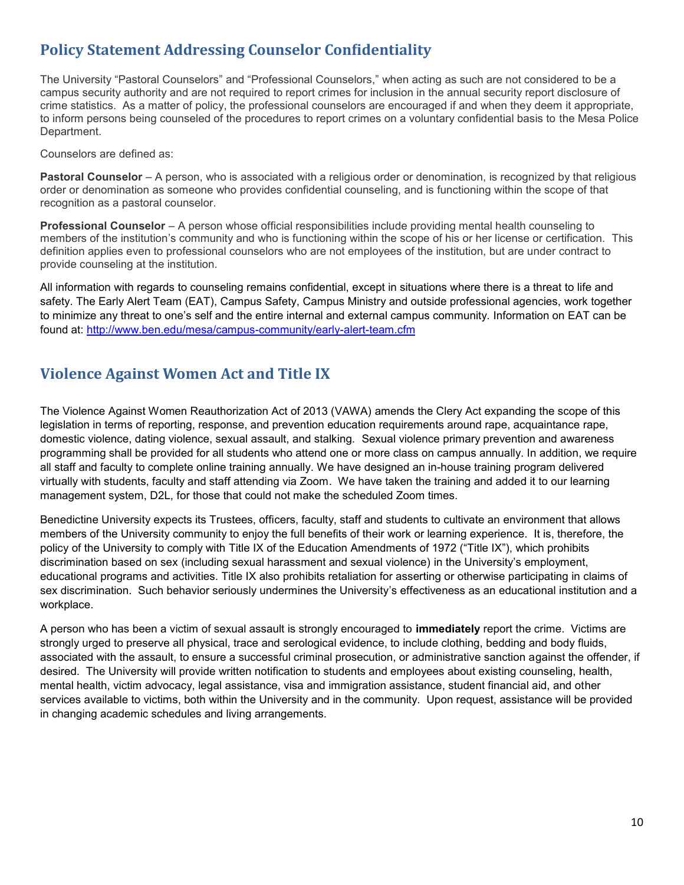## Policy Statement Addressing Counselor Confidentiality

The University “Pastoral Counselors” and “Professional Counselors,” when acting as such are not considered to be a campus security authority and are not required to report crimes for inclusion in the annual security report disclosure of crime statistics. As a matter of policy, the professional counselors are encouraged if and when they deem it appropriate, to inform persons being counseled of the procedures to report crimes on a voluntary confidential basis to the Mesa Police Department.

Counselors are defined as:

**Pastoral Counselor** – A person, who is associated with a religious order or denomination, is recognized by that religious order or denomination as someone who provides confidential counseling, and is functioning within the scope of that recognition as a pastoral counselor.

**Professional Counselor** – A person whose official responsibilities include providing mental health counseling to members of the institution’s community and who is functioning within the scope of his or her license or certification. This definition applies even to professional counselors who are not employees of the institution, but are under contract to provide counseling at the institution.

All information with regards to counseling remains confidential, except in situations where there is a threat to life and safety. The Early Alert Team (EAT), Campus Safety, Campus Ministry and outside professional agencies, work together to minimize any threat to one’s self and the entire internal and external campus community. Information on EAT can be found at: http://www.ben.edu/mesa/campus-community/early-alert-team.cfm

## Violence Against Women Act and Title IX

The Violence Against Women Reauthorization Act of 2013 (VAWA) amends the Clery Act expanding the scope of this legislation in terms of reporting, response, and prevention education requirements around rape, acquaintance rape, domestic violence, dating violence, sexual assault, and stalking. Sexual violence primary prevention and awareness programming shall be provided for all students who attend one or more class on campus annually. In addition, we require all staff and faculty to complete online training annually. We have designed an in-house training program delivered virtually with students, faculty and staff attending via Zoom. We have taken the training and added it to our learning management system, D2L, for those that could not make the scheduled Zoom times.

Benedictine University expects its Trustees, officers, faculty, staff and students to cultivate an environment that allows members of the University community to enjoy the full benefits of their work or learning experience. It is, therefore, the policy of the University to comply with Title IX of the Education Amendments of 1972 (“Title IX”), which prohibits discrimination based on sex (including sexual harassment and sexual violence) in the University’s employment, educational programs and activities. Title IX also prohibits retaliation for asserting or otherwise participating in claims of sex discrimination. Such behavior seriously undermines the University’s effectiveness as an educational institution and a workplace.

A person who has been a victim of sexual assault is strongly encouraged to **immediately** report the crime. Victims are strongly urged to preserve all physical, trace and serological evidence, to include clothing, bedding and body fluids, associated with the assault, to ensure a successful criminal prosecution, or administrative sanction against the offender, if desired. The University will provide written notification to students and employees about existing counseling, health, mental health, victim advocacy, legal assistance, visa and immigration assistance, student financial aid, and other services available to victims, both within the University and in the community. Upon request, assistance will be provided in changing academic schedules and living arrangements.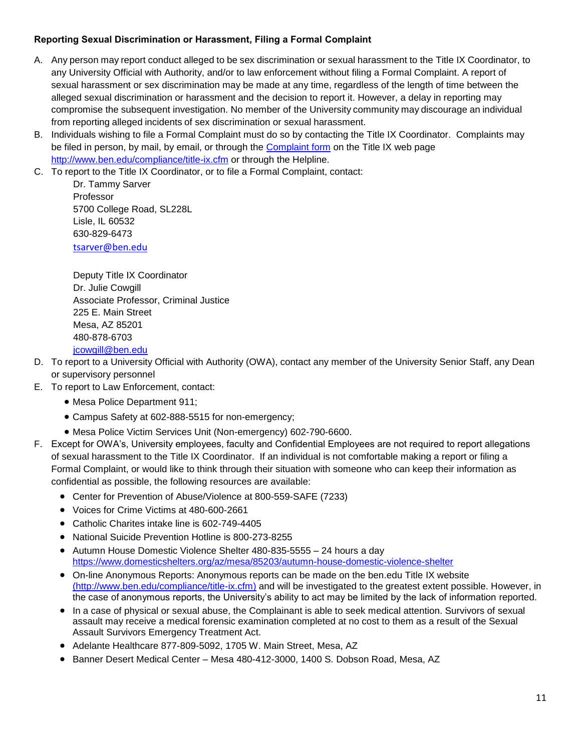**Reporting Sexual Discrimination or Harassment, Filing a Formal Complaint**

A. Any person may report conduct alleged to be sex discrimination or sexual harassment to the Title IX Coordinator, to any University Official with Authority, and/or to law enforcement without filing a Formal Complaint. A report of sexual harassment or sex discrimination may be made at any time, regardless of the length of time between the alleged sexual discrimination or harassment and the decision to report it. However, a delay in reporting may compromise the subsequent investigation. No member of the University community may discourage an individual from reporting alleged incidents of sex discrimination or sexual harassment.

B. Individuals wishing to file a Formal Complaint must do so by contacting the Title IX Coordinator. Complaints may be filed in person, by mail, by email, or through the Complaint form on the Title IX web page http://www.ben.edu/compliance/title-ix.cfm or through the Helpline.

C. To report to the Title IX Coordinator, or to file a Formal Complaint, contact:

   Dr. Tammy Sarver
   Professor
   5700 College Road, SL228L
   Lisle, IL 60532
   630-829-6473
   tsarver@ben.edu

   Deputy Title IX Coordinator
   Dr. Julie Cowgill
   Associate Professor, Criminal Justice
   225 E. Main Street
   Mesa, AZ 85201
   480-878-6703
   jcowgill@ben.edu

D. To report to a University Official with Authority (OWA), contact any member of the University Senior Staff, any Dean or supervisory personnel

E. To report to Law Enforcement, contact:
   - Mesa Police Department 911;
   - Campus Safety at 602-888-5515 for non-emergency;
   - Mesa Police Victim Services Unit (Non-emergency) 602-790-6600.

F. Except for OWA's, University employees, faculty and Confidential Employees are not required to report allegations of sexual harassment to the Title IX Coordinator. If an individual is not comfortable making a report or filing a Formal Complaint, or would like to think through their situation with someone who can keep their information as confidential as possible, the following resources are available:
   - Center for Prevention of Abuse/Violence at 800-559-SAFE (7233)
   - Voices for Crime Victims at 480-600-2661
   - Catholic Charites intake line is 602-749-4405
   - National Suicide Prevention Hotline is 800-273-8255
   - Autumn House Domestic Violence Shelter 480-835-5555 – 24 hours a day https://www.domesticshelters.org/az/mesa/85203/autumn-house-domestic-violence-shelter
   - On-line Anonymous Reports: Anonymous reports can be made on the ben.edu Title IX website (http://www.ben.edu/compliance/title-ix.cfm) and will be investigated to the greatest extent possible. However, in the case of anonymous reports, the University's ability to act may be limited by the lack of information reported.
   - In a case of physical or sexual abuse, the Complainant is able to seek medical attention. Survivors of sexual assault may receive a medical forensic examination completed at no cost to them as a result of the Sexual Assault Survivors Emergency Treatment Act.
   - Adelante Healthcare 877-809-5092, 1705 W. Main Street, Mesa, AZ
   - Banner Desert Medical Center – Mesa 480-412-3000, 1400 S. Dobson Road, Mesa, AZ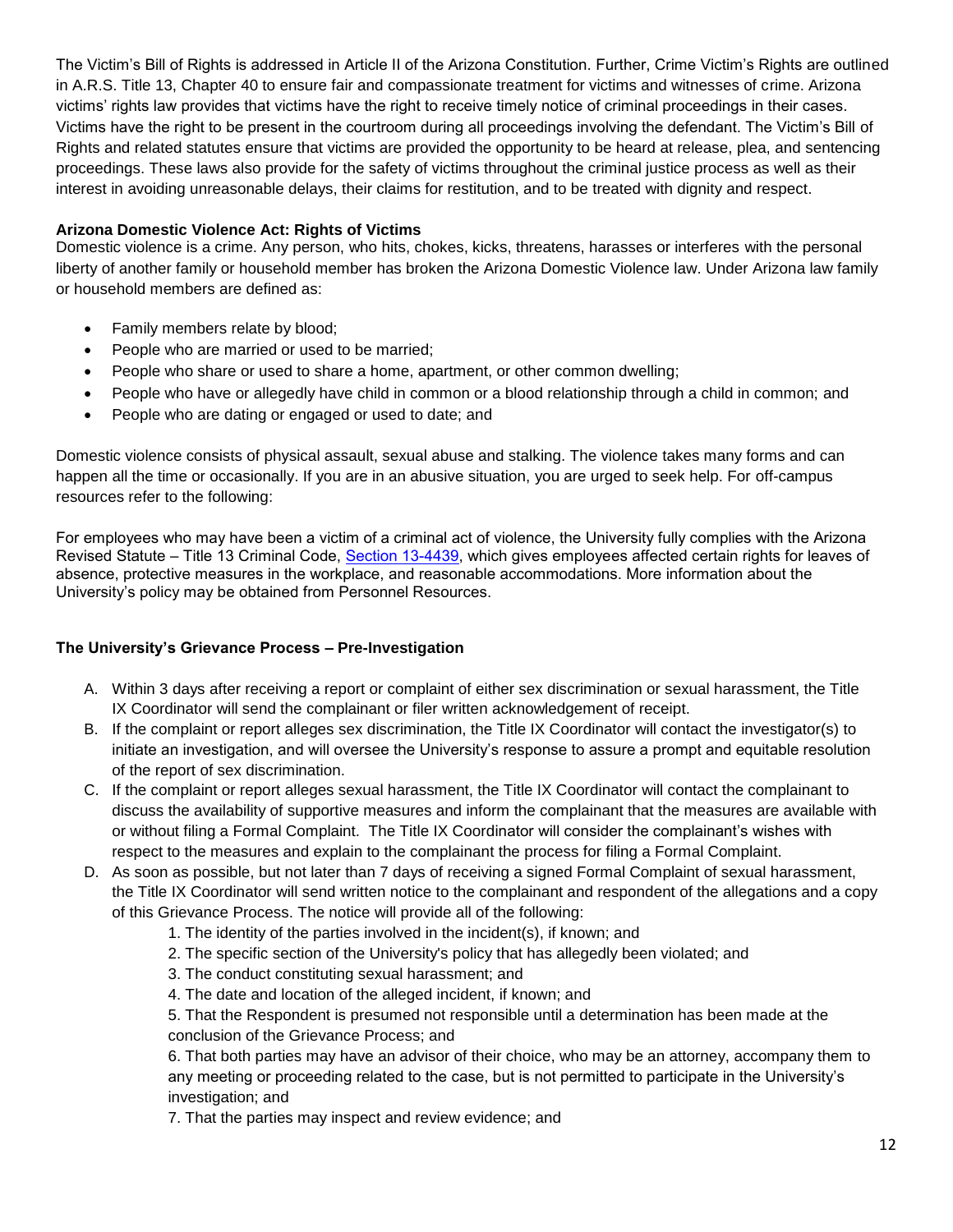The Victim's Bill of Rights is addressed in Article II of the Arizona Constitution. Further, Crime Victim's Rights are outlined in A.R.S. Title 13, Chapter 40 to ensure fair and compassionate treatment for victims and witnesses of crime. Arizona victims' rights law provides that victims have the right to receive timely notice of criminal proceedings in their cases. Victims have the right to be present in the courtroom during all proceedings involving the defendant. The Victim's Bill of Rights and related statutes ensure that victims are provided the opportunity to be heard at release, plea, and sentencing proceedings. These laws also provide for the safety of victims throughout the criminal justice process as well as their interest in avoiding unreasonable delays, their claims for restitution, and to be treated with dignity and respect.

**Arizona Domestic Violence Act: Rights of Victims**

Domestic violence is a crime. Any person, who hits, chokes, kicks, threatens, harasses or interferes with the personal liberty of another family or household member has broken the Arizona Domestic Violence law. Under Arizona law family or household members are defined as:

- Family members relate by blood;
- People who are married or used to be married;
- People who share or used to share a home, apartment, or other common dwelling;
- People who have or allegedly have child in common or a blood relationship through a child in common; and
- People who are dating or engaged or used to date; and

Domestic violence consists of physical assault, sexual abuse and stalking. The violence takes many forms and can happen all the time or occasionally. If you are in an abusive situation, you are urged to seek help. For off-campus resources refer to the following:

For employees who may have been a victim of a criminal act of violence, the University fully complies with the Arizona Revised Statute – Title 13 Criminal Code, Section 13-4439, which gives employees affected certain rights for leaves of absence, protective measures in the workplace, and reasonable accommodations. More information about the University's policy may be obtained from Personnel Resources.

**The University's Grievance Process – Pre-Investigation**

A. Within 3 days after receiving a report or complaint of either sex discrimination or sexual harassment, the Title IX Coordinator will send the complainant or filer written acknowledgement of receipt.

B. If the complaint or report alleges sex discrimination, the Title IX Coordinator will contact the investigator(s) to initiate an investigation, and will oversee the University's response to assure a prompt and equitable resolution of the report of sex discrimination.

C. If the complaint or report alleges sexual harassment, the Title IX Coordinator will contact the complainant to discuss the availability of supportive measures and inform the complainant that the measures are available with or without filing a Formal Complaint. The Title IX Coordinator will consider the complainant's wishes with respect to the measures and explain to the complainant the process for filing a Formal Complaint.

D. As soon as possible, but not later than 7 days of receiving a signed Formal Complaint of sexual harassment, the Title IX Coordinator will send written notice to the complainant and respondent of the allegations and a copy of this Grievance Process. The notice will provide all of the following:

   1. The identity of the parties involved in the incident(s), if known; and
   2. The specific section of the University's policy that has allegedly been violated; and
   3. The conduct constituting sexual harassment; and
   4. The date and location of the alleged incident, if known; and
   5. That the Respondent is presumed not responsible until a determination has been made at the conclusion of the Grievance Process; and
   6. That both parties may have an advisor of their choice, who may be an attorney, accompany them to any meeting or proceeding related to the case, but is not permitted to participate in the University's investigation; and
   7. That the parties may inspect and review evidence; and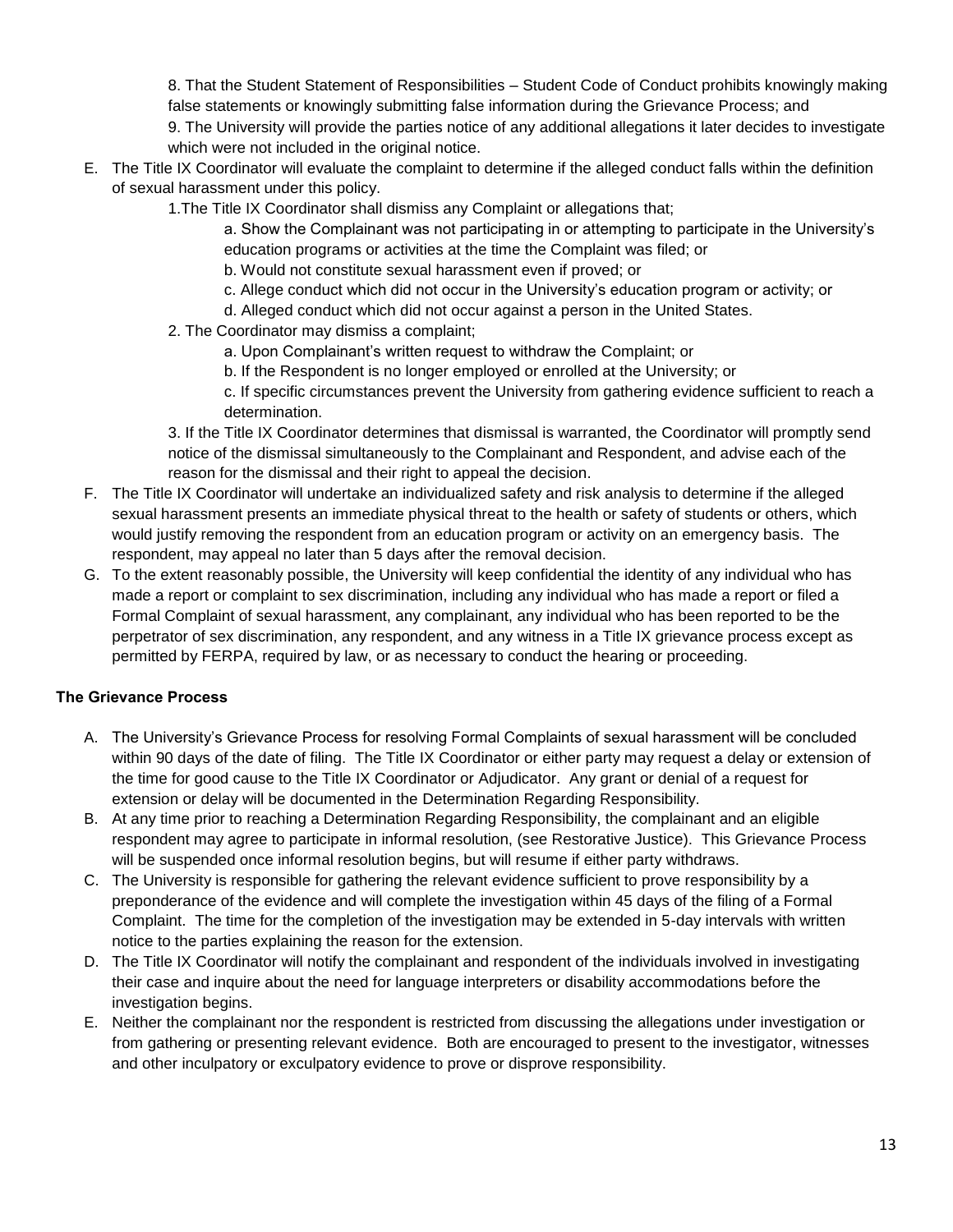8. That the Student Statement of Responsibilities – Student Code of Conduct prohibits knowingly making false statements or knowingly submitting false information during the Grievance Process; and

9. The University will provide the parties notice of any additional allegations it later decides to investigate which were not included in the original notice.

E. The Title IX Coordinator will evaluate the complaint to determine if the alleged conduct falls within the definition of sexual harassment under this policy.

   1.The Title IX Coordinator shall dismiss any Complaint or allegations that;

      a. Show the Complainant was not participating in or attempting to participate in the University's education programs or activities at the time the Complaint was filed; or

      b. Would not constitute sexual harassment even if proved; or

      c. Allege conduct which did not occur in the University's education program or activity; or

      d. Alleged conduct which did not occur against a person in the United States.

   2. The Coordinator may dismiss a complaint;

      a. Upon Complainant's written request to withdraw the Complaint; or

      b. If the Respondent is no longer employed or enrolled at the University; or

      c. If specific circumstances prevent the University from gathering evidence sufficient to reach a determination.

   3. If the Title IX Coordinator determines that dismissal is warranted, the Coordinator will promptly send notice of the dismissal simultaneously to the Complainant and Respondent, and advise each of the reason for the dismissal and their right to appeal the decision.

F. The Title IX Coordinator will undertake an individualized safety and risk analysis to determine if the alleged sexual harassment presents an immediate physical threat to the health or safety of students or others, which would justify removing the respondent from an education program or activity on an emergency basis. The respondent, may appeal no later than 5 days after the removal decision.

G. To the extent reasonably possible, the University will keep confidential the identity of any individual who has made a report or complaint to sex discrimination, including any individual who has made a report or filed a Formal Complaint of sexual harassment, any complainant, any individual who has been reported to be the perpetrator of sex discrimination, any respondent, and any witness in a Title IX grievance process except as permitted by FERPA, required by law, or as necessary to conduct the hearing or proceeding.

**The Grievance Process**

A. The University's Grievance Process for resolving Formal Complaints of sexual harassment will be concluded within 90 days of the date of filing. The Title IX Coordinator or either party may request a delay or extension of the time for good cause to the Title IX Coordinator or Adjudicator. Any grant or denial of a request for extension or delay will be documented in the Determination Regarding Responsibility.

B. At any time prior to reaching a Determination Regarding Responsibility, the complainant and an eligible respondent may agree to participate in informal resolution, (see Restorative Justice). This Grievance Process will be suspended once informal resolution begins, but will resume if either party withdraws.

C. The University is responsible for gathering the relevant evidence sufficient to prove responsibility by a preponderance of the evidence and will complete the investigation within 45 days of the filing of a Formal Complaint. The time for the completion of the investigation may be extended in 5-day intervals with written notice to the parties explaining the reason for the extension.

D. The Title IX Coordinator will notify the complainant and respondent of the individuals involved in investigating their case and inquire about the need for language interpreters or disability accommodations before the investigation begins.

E. Neither the complainant nor the respondent is restricted from discussing the allegations under investigation or from gathering or presenting relevant evidence. Both are encouraged to present to the investigator, witnesses and other inculpatory or exculpatory evidence to prove or disprove responsibility.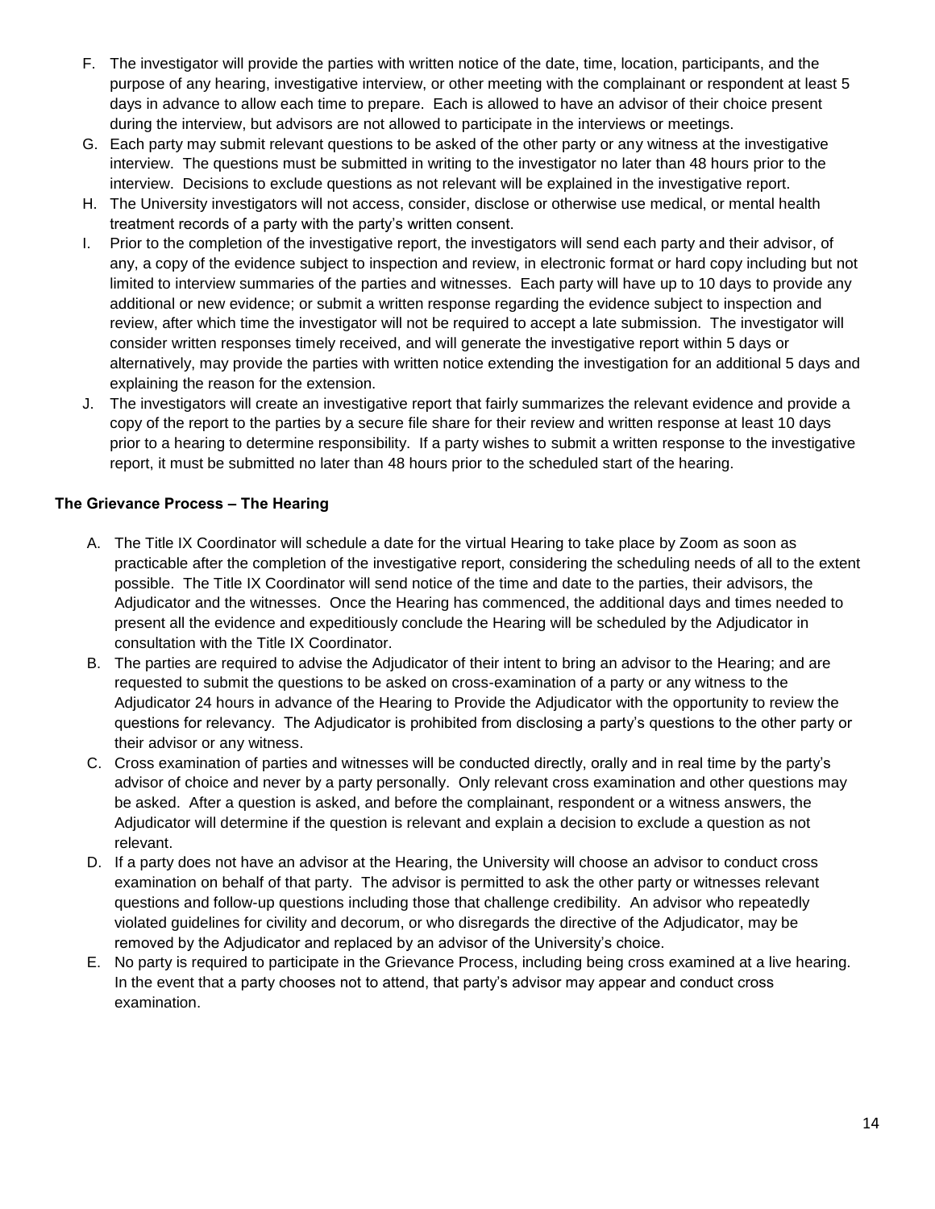F. The investigator will provide the parties with written notice of the date, time, location, participants, and the purpose of any hearing, investigative interview, or other meeting with the complainant or respondent at least 5 days in advance to allow each time to prepare. Each is allowed to have an advisor of their choice present during the interview, but advisors are not allowed to participate in the interviews or meetings.

G. Each party may submit relevant questions to be asked of the other party or any witness at the investigative interview. The questions must be submitted in writing to the investigator no later than 48 hours prior to the interview. Decisions to exclude questions as not relevant will be explained in the investigative report.

H. The University investigators will not access, consider, disclose or otherwise use medical, or mental health treatment records of a party with the party's written consent.

I. Prior to the completion of the investigative report, the investigators will send each party and their advisor, of any, a copy of the evidence subject to inspection and review, in electronic format or hard copy including but not limited to interview summaries of the parties and witnesses. Each party will have up to 10 days to provide any additional or new evidence; or submit a written response regarding the evidence subject to inspection and review, after which time the investigator will not be required to accept a late submission. The investigator will consider written responses timely received, and will generate the investigative report within 5 days or alternatively, may provide the parties with written notice extending the investigation for an additional 5 days and explaining the reason for the extension.

J. The investigators will create an investigative report that fairly summarizes the relevant evidence and provide a copy of the report to the parties by a secure file share for their review and written response at least 10 days prior to a hearing to determine responsibility. If a party wishes to submit a written response to the investigative report, it must be submitted no later than 48 hours prior to the scheduled start of the hearing.

**The Grievance Process – The Hearing**

A. The Title IX Coordinator will schedule a date for the virtual Hearing to take place by Zoom as soon as practicable after the completion of the investigative report, considering the scheduling needs of all to the extent possible. The Title IX Coordinator will send notice of the time and date to the parties, their advisors, the Adjudicator and the witnesses. Once the Hearing has commenced, the additional days and times needed to present all the evidence and expeditiously conclude the Hearing will be scheduled by the Adjudicator in consultation with the Title IX Coordinator.

B. The parties are required to advise the Adjudicator of their intent to bring an advisor to the Hearing; and are requested to submit the questions to be asked on cross-examination of a party or any witness to the Adjudicator 24 hours in advance of the Hearing to Provide the Adjudicator with the opportunity to review the questions for relevancy. The Adjudicator is prohibited from disclosing a party's questions to the other party or their advisor or any witness.

C. Cross examination of parties and witnesses will be conducted directly, orally and in real time by the party's advisor of choice and never by a party personally. Only relevant cross examination and other questions may be asked. After a question is asked, and before the complainant, respondent or a witness answers, the Adjudicator will determine if the question is relevant and explain a decision to exclude a question as not relevant.

D. If a party does not have an advisor at the Hearing, the University will choose an advisor to conduct cross examination on behalf of that party. The advisor is permitted to ask the other party or witnesses relevant questions and follow-up questions including those that challenge credibility. An advisor who repeatedly violated guidelines for civility and decorum, or who disregards the directive of the Adjudicator, may be removed by the Adjudicator and replaced by an advisor of the University's choice.

E. No party is required to participate in the Grievance Process, including being cross examined at a live hearing. In the event that a party chooses not to attend, that party's advisor may appear and conduct cross examination.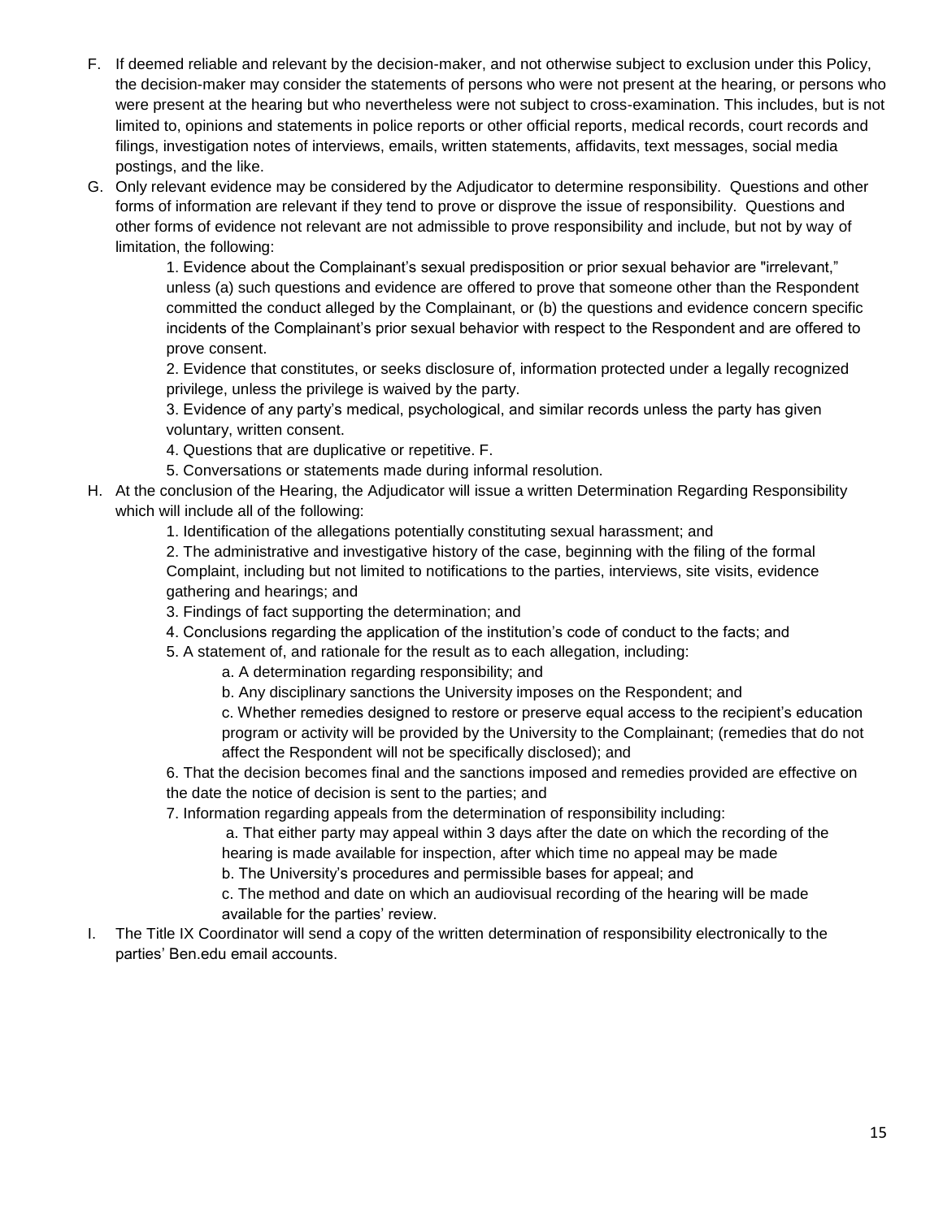F. If deemed reliable and relevant by the decision-maker, and not otherwise subject to exclusion under this Policy, the decision-maker may consider the statements of persons who were not present at the hearing, or persons who were present at the hearing but who nevertheless were not subject to cross-examination. This includes, but is not limited to, opinions and statements in police reports or other official reports, medical records, court records and filings, investigation notes of interviews, emails, written statements, affidavits, text messages, social media postings, and the like.

G. Only relevant evidence may be considered by the Adjudicator to determine responsibility. Questions and other forms of information are relevant if they tend to prove or disprove the issue of responsibility. Questions and other forms of evidence not relevant are not admissible to prove responsibility and include, but not by way of limitation, the following:

    1. Evidence about the Complainant's sexual predisposition or prior sexual behavior are "irrelevant," unless (a) such questions and evidence are offered to prove that someone other than the Respondent committed the conduct alleged by the Complainant, or (b) the questions and evidence concern specific incidents of the Complainant's prior sexual behavior with respect to the Respondent and are offered to prove consent.

    2. Evidence that constitutes, or seeks disclosure of, information protected under a legally recognized privilege, unless the privilege is waived by the party.

    3. Evidence of any party's medical, psychological, and similar records unless the party has given voluntary, written consent.

    4. Questions that are duplicative or repetitive. F.

    5. Conversations or statements made during informal resolution.

H. At the conclusion of the Hearing, the Adjudicator will issue a written Determination Regarding Responsibility which will include all of the following:

    1. Identification of the allegations potentially constituting sexual harassment; and

    2. The administrative and investigative history of the case, beginning with the filing of the formal Complaint, including but not limited to notifications to the parties, interviews, site visits, evidence gathering and hearings; and

    3. Findings of fact supporting the determination; and

    4. Conclusions regarding the application of the institution's code of conduct to the facts; and

    5. A statement of, and rationale for the result as to each allegation, including:

        a. A determination regarding responsibility; and

        b. Any disciplinary sanctions the University imposes on the Respondent; and

        c. Whether remedies designed to restore or preserve equal access to the recipient's education program or activity will be provided by the University to the Complainant; (remedies that do not affect the Respondent will not be specifically disclosed); and

    6. That the decision becomes final and the sanctions imposed and remedies provided are effective on the date the notice of decision is sent to the parties; and

    7. Information regarding appeals from the determination of responsibility including:

        a. That either party may appeal within 3 days after the date on which the recording of the hearing is made available for inspection, after which time no appeal may be made

        b. The University's procedures and permissible bases for appeal; and

        c. The method and date on which an audiovisual recording of the hearing will be made available for the parties' review.

I. The Title IX Coordinator will send a copy of the written determination of responsibility electronically to the parties' Ben.edu email accounts.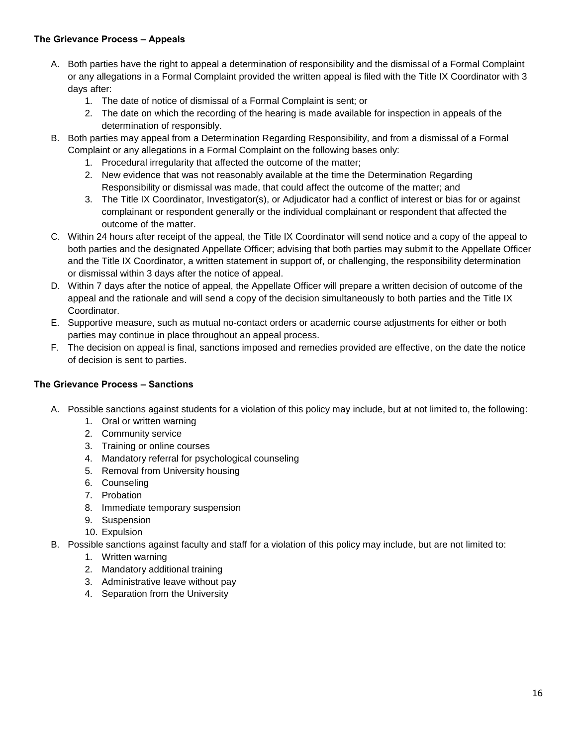**The Grievance Process – Appeals**

A. Both parties have the right to appeal a determination of responsibility and the dismissal of a Formal Complaint or any allegations in a Formal Complaint provided the written appeal is filed with the Title IX Coordinator with 3 days after:
   1. The date of notice of dismissal of a Formal Complaint is sent; or
   2. The date on which the recording of the hearing is made available for inspection in appeals of the determination of responsibly.
B. Both parties may appeal from a Determination Regarding Responsibility, and from a dismissal of a Formal Complaint or any allegations in a Formal Complaint on the following bases only:
   1. Procedural irregularity that affected the outcome of the matter;
   2. New evidence that was not reasonably available at the time the Determination Regarding Responsibility or dismissal was made, that could affect the outcome of the matter; and
   3. The Title IX Coordinator, Investigator(s), or Adjudicator had a conflict of interest or bias for or against complainant or respondent generally or the individual complainant or respondent that affected the outcome of the matter.
C. Within 24 hours after receipt of the appeal, the Title IX Coordinator will send notice and a copy of the appeal to both parties and the designated Appellate Officer; advising that both parties may submit to the Appellate Officer and the Title IX Coordinator, a written statement in support of, or challenging, the responsibility determination or dismissal within 3 days after the notice of appeal.
D. Within 7 days after the notice of appeal, the Appellate Officer will prepare a written decision of outcome of the appeal and the rationale and will send a copy of the decision simultaneously to both parties and the Title IX Coordinator.
E. Supportive measure, such as mutual no-contact orders or academic course adjustments for either or both parties may continue in place throughout an appeal process.
F. The decision on appeal is final, sanctions imposed and remedies provided are effective, on the date the notice of decision is sent to parties.

**The Grievance Process – Sanctions**

A. Possible sanctions against students for a violation of this policy may include, but at not limited to, the following:
   1. Oral or written warning
   2. Community service
   3. Training or online courses
   4. Mandatory referral for psychological counseling
   5. Removal from University housing
   6. Counseling
   7. Probation
   8. Immediate temporary suspension
   9. Suspension
   10. Expulsion
B. Possible sanctions against faculty and staff for a violation of this policy may include, but are not limited to:
   1. Written warning
   2. Mandatory additional training
   3. Administrative leave without pay
   4. Separation from the University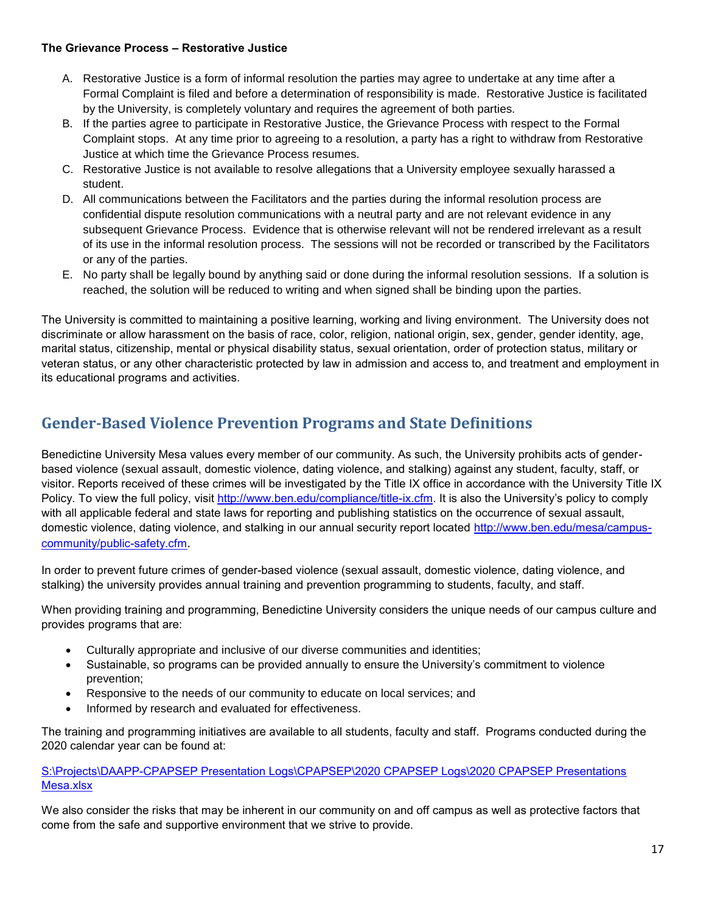**The Grievance Process – Restorative Justice**

A. Restorative Justice is a form of informal resolution the parties may agree to undertake at any time after a Formal Complaint is filed and before a determination of responsibility is made. Restorative Justice is facilitated by the University, is completely voluntary and requires the agreement of both parties.

B. If the parties agree to participate in Restorative Justice, the Grievance Process with respect to the Formal Complaint stops. At any time prior to agreeing to a resolution, a party has a right to withdraw from Restorative Justice at which time the Grievance Process resumes.

C. Restorative Justice is not available to resolve allegations that a University employee sexually harassed a student.

D. All communications between the Facilitators and the parties during the informal resolution process are confidential dispute resolution communications with a neutral party and are not relevant evidence in any subsequent Grievance Process. Evidence that is otherwise relevant will not be rendered irrelevant as a result of its use in the informal resolution process. The sessions will not be recorded or transcribed by the Facilitators or any of the parties.

E. No party shall be legally bound by anything said or done during the informal resolution sessions. If a solution is reached, the solution will be reduced to writing and when signed shall be binding upon the parties.

The University is committed to maintaining a positive learning, working and living environment. The University does not discriminate or allow harassment on the basis of race, color, religion, national origin, sex, gender, gender identity, age, marital status, citizenship, mental or physical disability status, sexual orientation, order of protection status, military or veteran status, or any other characteristic protected by law in admission and access to, and treatment and employment in its educational programs and activities.

## Gender-Based Violence Prevention Programs and State Definitions

Benedictine University Mesa values every member of our community. As such, the University prohibits acts of gender-based violence (sexual assault, domestic violence, dating violence, and stalking) against any student, faculty, staff, or visitor. Reports received of these crimes will be investigated by the Title IX office in accordance with the University Title IX Policy. To view the full policy, visit http://www.ben.edu/compliance/title-ix.cfm. It is also the University's policy to comply with all applicable federal and state laws for reporting and publishing statistics on the occurrence of sexual assault, domestic violence, dating violence, and stalking in our annual security report located http://www.ben.edu/mesa/campus-community/public-safety.cfm.

In order to prevent future crimes of gender-based violence (sexual assault, domestic violence, dating violence, and stalking) the university provides annual training and prevention programming to students, faculty, and staff.

When providing training and programming, Benedictine University considers the unique needs of our campus culture and provides programs that are:

- Culturally appropriate and inclusive of our diverse communities and identities;
- Sustainable, so programs can be provided annually to ensure the University's commitment to violence prevention;
- Responsive to the needs of our community to educate on local services; and
- Informed by research and evaluated for effectiveness.

The training and programming initiatives are available to all students, faculty and staff. Programs conducted during the 2020 calendar year can be found at:

S:\Projects\DAAPP-CPAPSEP Presentation Logs\CPAPSEP\2020 CPAPSEP Logs\2020 CPAPSEP Presentations Mesa.xlsx

We also consider the risks that may be inherent in our community on and off campus as well as protective factors that come from the safe and supportive environment that we strive to provide.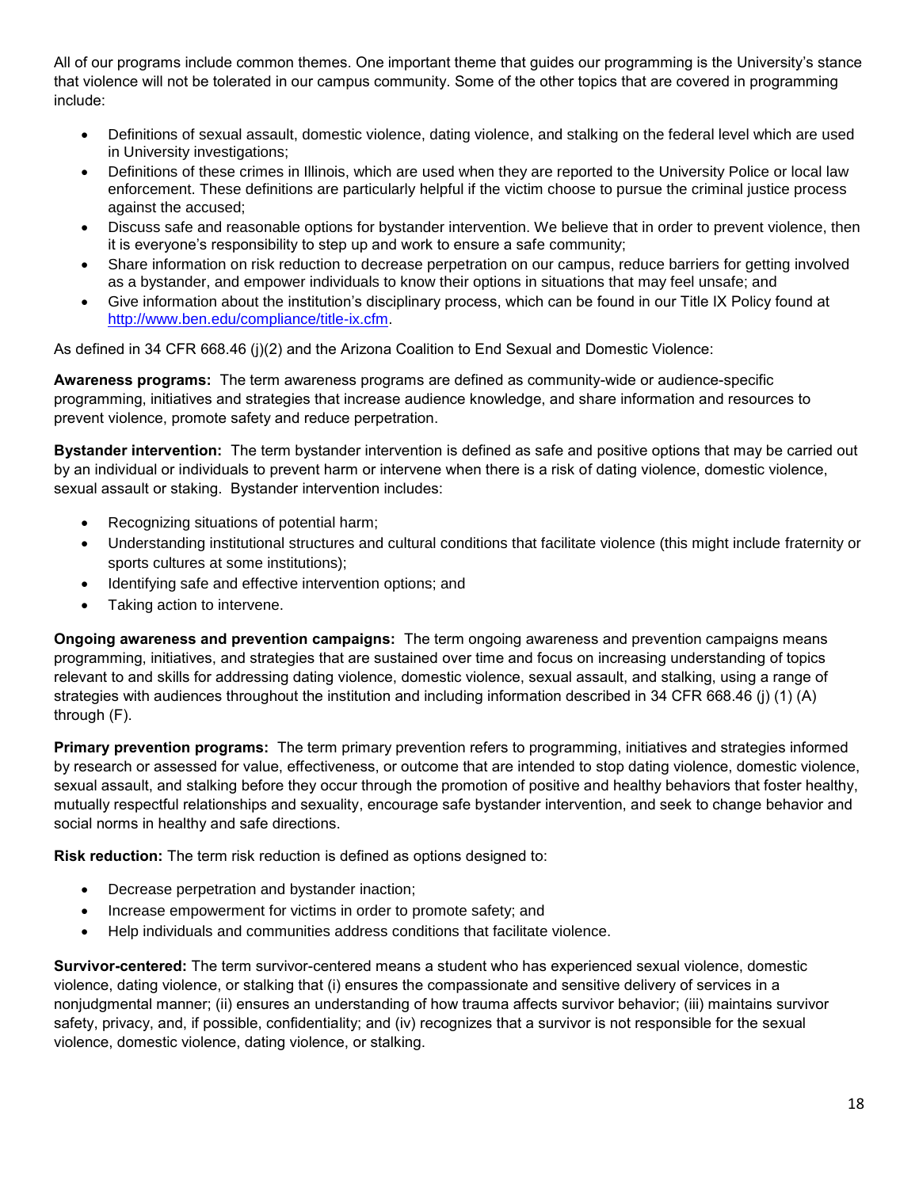All of our programs include common themes. One important theme that guides our programming is the University's stance that violence will not be tolerated in our campus community. Some of the other topics that are covered in programming include:

- Definitions of sexual assault, domestic violence, dating violence, and stalking on the federal level which are used in University investigations;
- Definitions of these crimes in Illinois, which are used when they are reported to the University Police or local law enforcement. These definitions are particularly helpful if the victim choose to pursue the criminal justice process against the accused;
- Discuss safe and reasonable options for bystander intervention. We believe that in order to prevent violence, then it is everyone's responsibility to step up and work to ensure a safe community;
- Share information on risk reduction to decrease perpetration on our campus, reduce barriers for getting involved as a bystander, and empower individuals to know their options in situations that may feel unsafe; and
- Give information about the institution's disciplinary process, which can be found in our Title IX Policy found at http://www.ben.edu/compliance/title-ix.cfm.

As defined in 34 CFR 668.46 (j)(2) and the Arizona Coalition to End Sexual and Domestic Violence:

**Awareness programs:** The term awareness programs are defined as community-wide or audience-specific programming, initiatives and strategies that increase audience knowledge, and share information and resources to prevent violence, promote safety and reduce perpetration.

**Bystander intervention:** The term bystander intervention is defined as safe and positive options that may be carried out by an individual or individuals to prevent harm or intervene when there is a risk of dating violence, domestic violence, sexual assault or staking. Bystander intervention includes:

- Recognizing situations of potential harm;
- Understanding institutional structures and cultural conditions that facilitate violence (this might include fraternity or sports cultures at some institutions);
- Identifying safe and effective intervention options; and
- Taking action to intervene.

**Ongoing awareness and prevention campaigns:** The term ongoing awareness and prevention campaigns means programming, initiatives, and strategies that are sustained over time and focus on increasing understanding of topics relevant to and skills for addressing dating violence, domestic violence, sexual assault, and stalking, using a range of strategies with audiences throughout the institution and including information described in 34 CFR 668.46 (j) (1) (A) through (F).

**Primary prevention programs:** The term primary prevention refers to programming, initiatives and strategies informed by research or assessed for value, effectiveness, or outcome that are intended to stop dating violence, domestic violence, sexual assault, and stalking before they occur through the promotion of positive and healthy behaviors that foster healthy, mutually respectful relationships and sexuality, encourage safe bystander intervention, and seek to change behavior and social norms in healthy and safe directions.

**Risk reduction:** The term risk reduction is defined as options designed to:

- Decrease perpetration and bystander inaction;
- Increase empowerment for victims in order to promote safety; and
- Help individuals and communities address conditions that facilitate violence.

**Survivor-centered:** The term survivor-centered means a student who has experienced sexual violence, domestic violence, dating violence, or stalking that (i) ensures the compassionate and sensitive delivery of services in a nonjudgmental manner; (ii) ensures an understanding of how trauma affects survivor behavior; (iii) maintains survivor safety, privacy, and, if possible, confidentiality; and (iv) recognizes that a survivor is not responsible for the sexual violence, domestic violence, dating violence, or stalking.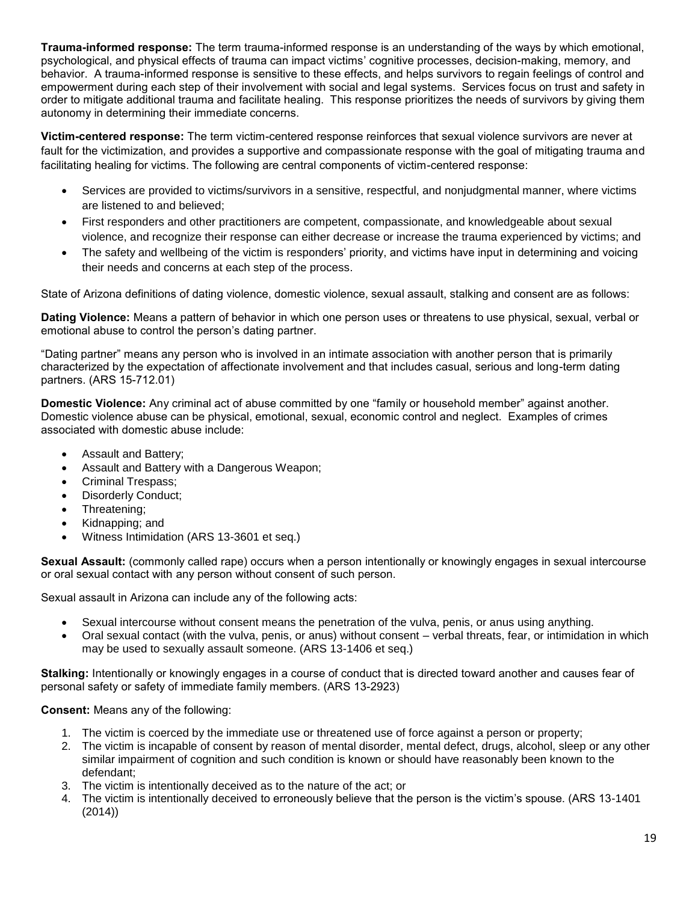**Trauma-informed response:** The term trauma-informed response is an understanding of the ways by which emotional, psychological, and physical effects of trauma can impact victims' cognitive processes, decision-making, memory, and behavior. A trauma-informed response is sensitive to these effects, and helps survivors to regain feelings of control and empowerment during each step of their involvement with social and legal systems. Services focus on trust and safety in order to mitigate additional trauma and facilitate healing. This response prioritizes the needs of survivors by giving them autonomy in determining their immediate concerns.

**Victim-centered response:** The term victim-centered response reinforces that sexual violence survivors are never at fault for the victimization, and provides a supportive and compassionate response with the goal of mitigating trauma and facilitating healing for victims. The following are central components of victim-centered response:

- Services are provided to victims/survivors in a sensitive, respectful, and nonjudgmental manner, where victims are listened to and believed;
- First responders and other practitioners are competent, compassionate, and knowledgeable about sexual violence, and recognize their response can either decrease or increase the trauma experienced by victims; and
- The safety and wellbeing of the victim is responders' priority, and victims have input in determining and voicing their needs and concerns at each step of the process.

State of Arizona definitions of dating violence, domestic violence, sexual assault, stalking and consent are as follows:

**Dating Violence:** Means a pattern of behavior in which one person uses or threatens to use physical, sexual, verbal or emotional abuse to control the person's dating partner.

"Dating partner" means any person who is involved in an intimate association with another person that is primarily characterized by the expectation of affectionate involvement and that includes casual, serious and long-term dating partners. (ARS 15-712.01)

**Domestic Violence:** Any criminal act of abuse committed by one "family or household member" against another. Domestic violence abuse can be physical, emotional, sexual, economic control and neglect. Examples of crimes associated with domestic abuse include:

- Assault and Battery;
- Assault and Battery with a Dangerous Weapon;
- Criminal Trespass;
- Disorderly Conduct;
- Threatening;
- Kidnapping; and
- Witness Intimidation (ARS 13-3601 et seq.)

**Sexual Assault:** (commonly called rape) occurs when a person intentionally or knowingly engages in sexual intercourse or oral sexual contact with any person without consent of such person.

Sexual assault in Arizona can include any of the following acts:

- Sexual intercourse without consent means the penetration of the vulva, penis, or anus using anything.
- Oral sexual contact (with the vulva, penis, or anus) without consent – verbal threats, fear, or intimidation in which may be used to sexually assault someone. (ARS 13-1406 et seq.)

**Stalking:** Intentionally or knowingly engages in a course of conduct that is directed toward another and causes fear of personal safety or safety of immediate family members. (ARS 13-2923)

**Consent:** Means any of the following:

1. The victim is coerced by the immediate use or threatened use of force against a person or property;
2. The victim is incapable of consent by reason of mental disorder, mental defect, drugs, alcohol, sleep or any other similar impairment of cognition and such condition is known or should have reasonably been known to the defendant;
3. The victim is intentionally deceived as to the nature of the act; or
4. The victim is intentionally deceived to erroneously believe that the person is the victim's spouse. (ARS 13-1401 (2014))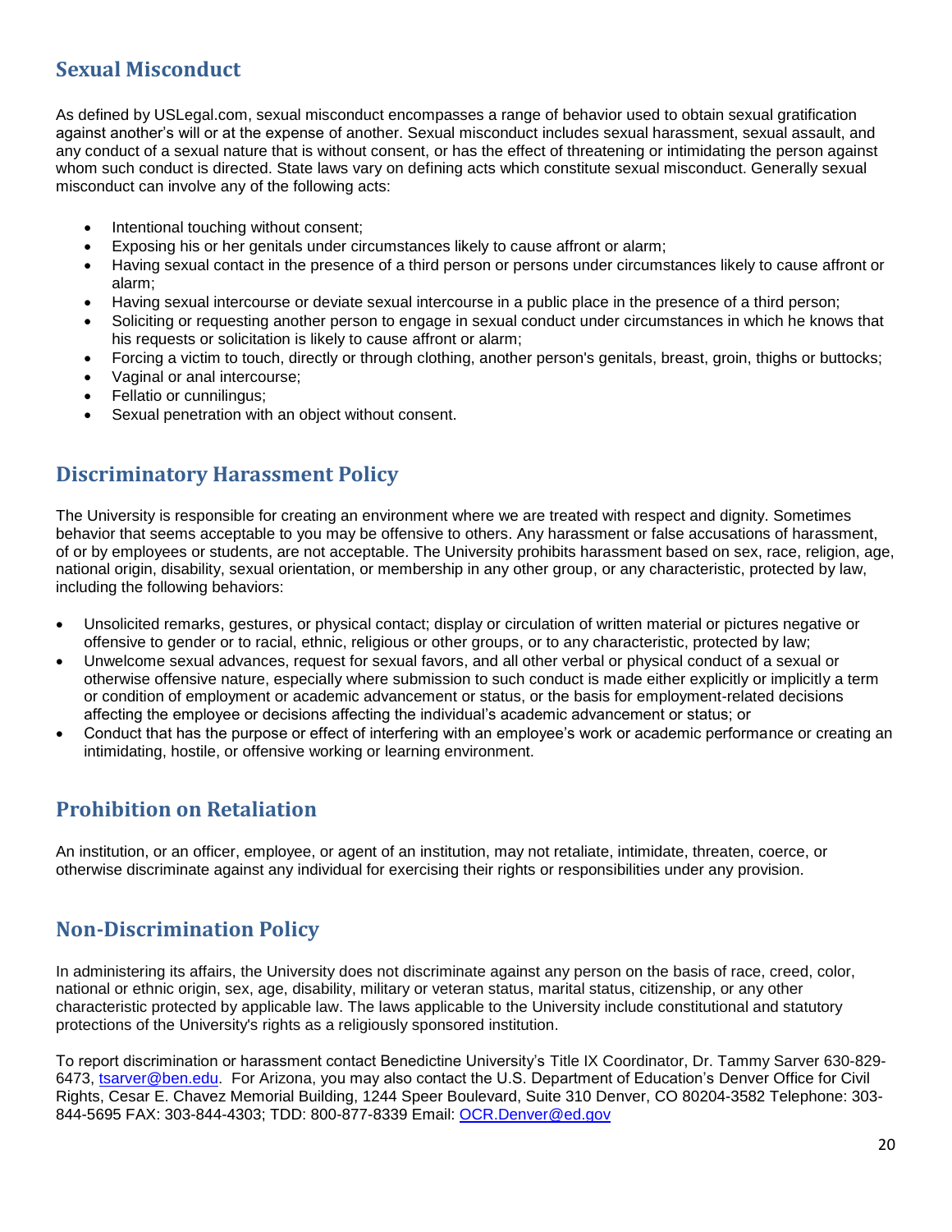## Sexual Misconduct

As defined by USLegal.com, sexual misconduct encompasses a range of behavior used to obtain sexual gratification against another's will or at the expense of another. Sexual misconduct includes sexual harassment, sexual assault, and any conduct of a sexual nature that is without consent, or has the effect of threatening or intimidating the person against whom such conduct is directed. State laws vary on defining acts which constitute sexual misconduct. Generally sexual misconduct can involve any of the following acts:

- Intentional touching without consent;
- Exposing his or her genitals under circumstances likely to cause affront or alarm;
- Having sexual contact in the presence of a third person or persons under circumstances likely to cause affront or alarm;
- Having sexual intercourse or deviate sexual intercourse in a public place in the presence of a third person;
- Soliciting or requesting another person to engage in sexual conduct under circumstances in which he knows that his requests or solicitation is likely to cause affront or alarm;
- Forcing a victim to touch, directly or through clothing, another person's genitals, breast, groin, thighs or buttocks;
- Vaginal or anal intercourse;
- Fellatio or cunnilingus;
- Sexual penetration with an object without consent.

## Discriminatory Harassment Policy

The University is responsible for creating an environment where we are treated with respect and dignity. Sometimes behavior that seems acceptable to you may be offensive to others. Any harassment or false accusations of harassment, of or by employees or students, are not acceptable. The University prohibits harassment based on sex, race, religion, age, national origin, disability, sexual orientation, or membership in any other group, or any characteristic, protected by law, including the following behaviors:

- Unsolicited remarks, gestures, or physical contact; display or circulation of written material or pictures negative or offensive to gender or to racial, ethnic, religious or other groups, or to any characteristic, protected by law;
- Unwelcome sexual advances, request for sexual favors, and all other verbal or physical conduct of a sexual or otherwise offensive nature, especially where submission to such conduct is made either explicitly or implicitly a term or condition of employment or academic advancement or status, or the basis for employment-related decisions affecting the employee or decisions affecting the individual's academic advancement or status; or
- Conduct that has the purpose or effect of interfering with an employee's work or academic performance or creating an intimidating, hostile, or offensive working or learning environment.

## Prohibition on Retaliation

An institution, or an officer, employee, or agent of an institution, may not retaliate, intimidate, threaten, coerce, or otherwise discriminate against any individual for exercising their rights or responsibilities under any provision.

## Non-Discrimination Policy

In administering its affairs, the University does not discriminate against any person on the basis of race, creed, color, national or ethnic origin, sex, age, disability, military or veteran status, marital status, citizenship, or any other characteristic protected by applicable law. The laws applicable to the University include constitutional and statutory protections of the University's rights as a religiously sponsored institution.

To report discrimination or harassment contact Benedictine University's Title IX Coordinator, Dr. Tammy Sarver 630-829-6473, tsarver@ben.edu. For Arizona, you may also contact the U.S. Department of Education's Denver Office for Civil Rights, Cesar E. Chavez Memorial Building, 1244 Speer Boulevard, Suite 310 Denver, CO 80204-3582 Telephone: 303-844-5695 FAX: 303-844-4303; TDD: 800-877-8339 Email: OCR.Denver@ed.gov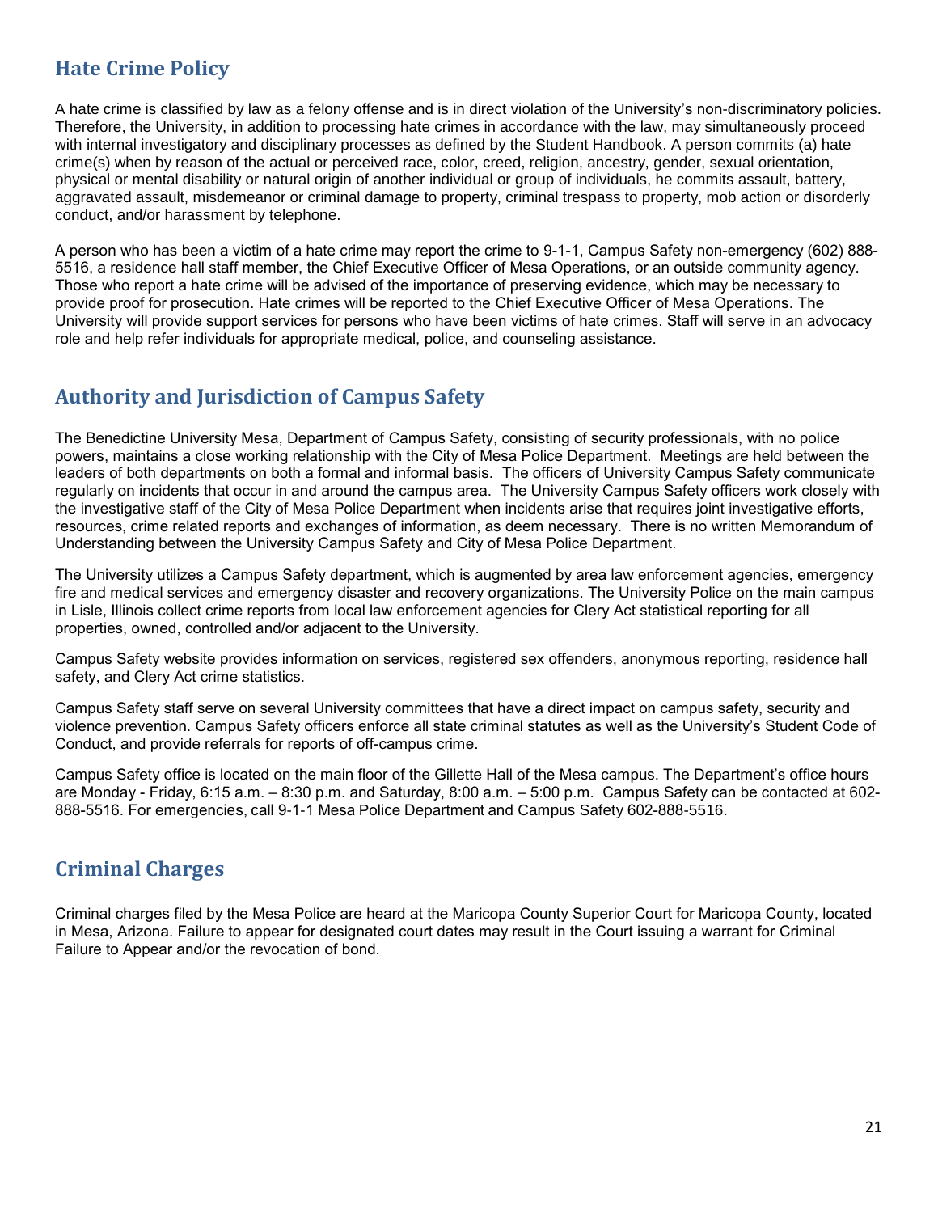## Hate Crime Policy

A hate crime is classified by law as a felony offense and is in direct violation of the University's non-discriminatory policies. Therefore, the University, in addition to processing hate crimes in accordance with the law, may simultaneously proceed with internal investigatory and disciplinary processes as defined by the Student Handbook. A person commits (a) hate crime(s) when by reason of the actual or perceived race, color, creed, religion, ancestry, gender, sexual orientation, physical or mental disability or natural origin of another individual or group of individuals, he commits assault, battery, aggravated assault, misdemeanor or criminal damage to property, criminal trespass to property, mob action or disorderly conduct, and/or harassment by telephone.

A person who has been a victim of a hate crime may report the crime to 9-1-1, Campus Safety non-emergency (602) 888-5516, a residence hall staff member, the Chief Executive Officer of Mesa Operations, or an outside community agency. Those who report a hate crime will be advised of the importance of preserving evidence, which may be necessary to provide proof for prosecution. Hate crimes will be reported to the Chief Executive Officer of Mesa Operations. The University will provide support services for persons who have been victims of hate crimes. Staff will serve in an advocacy role and help refer individuals for appropriate medical, police, and counseling assistance.

## Authority and Jurisdiction of Campus Safety

The Benedictine University Mesa, Department of Campus Safety, consisting of security professionals, with no police powers, maintains a close working relationship with the City of Mesa Police Department. Meetings are held between the leaders of both departments on both a formal and informal basis. The officers of University Campus Safety communicate regularly on incidents that occur in and around the campus area. The University Campus Safety officers work closely with the investigative staff of the City of Mesa Police Department when incidents arise that requires joint investigative efforts, resources, crime related reports and exchanges of information, as deem necessary. There is no written Memorandum of Understanding between the University Campus Safety and City of Mesa Police Department.

The University utilizes a Campus Safety department, which is augmented by area law enforcement agencies, emergency fire and medical services and emergency disaster and recovery organizations. The University Police on the main campus in Lisle, Illinois collect crime reports from local law enforcement agencies for Clery Act statistical reporting for all properties, owned, controlled and/or adjacent to the University.

Campus Safety website provides information on services, registered sex offenders, anonymous reporting, residence hall safety, and Clery Act crime statistics.

Campus Safety staff serve on several University committees that have a direct impact on campus safety, security and violence prevention. Campus Safety officers enforce all state criminal statutes as well as the University's Student Code of Conduct, and provide referrals for reports of off-campus crime.

Campus Safety office is located on the main floor of the Gillette Hall of the Mesa campus. The Department's office hours are Monday - Friday, 6:15 a.m. – 8:30 p.m. and Saturday, 8:00 a.m. – 5:00 p.m. Campus Safety can be contacted at 602-888-5516. For emergencies, call 9-1-1 Mesa Police Department and Campus Safety 602-888-5516.

## Criminal Charges

Criminal charges filed by the Mesa Police are heard at the Maricopa County Superior Court for Maricopa County, located in Mesa, Arizona. Failure to appear for designated court dates may result in the Court issuing a warrant for Criminal Failure to Appear and/or the revocation of bond.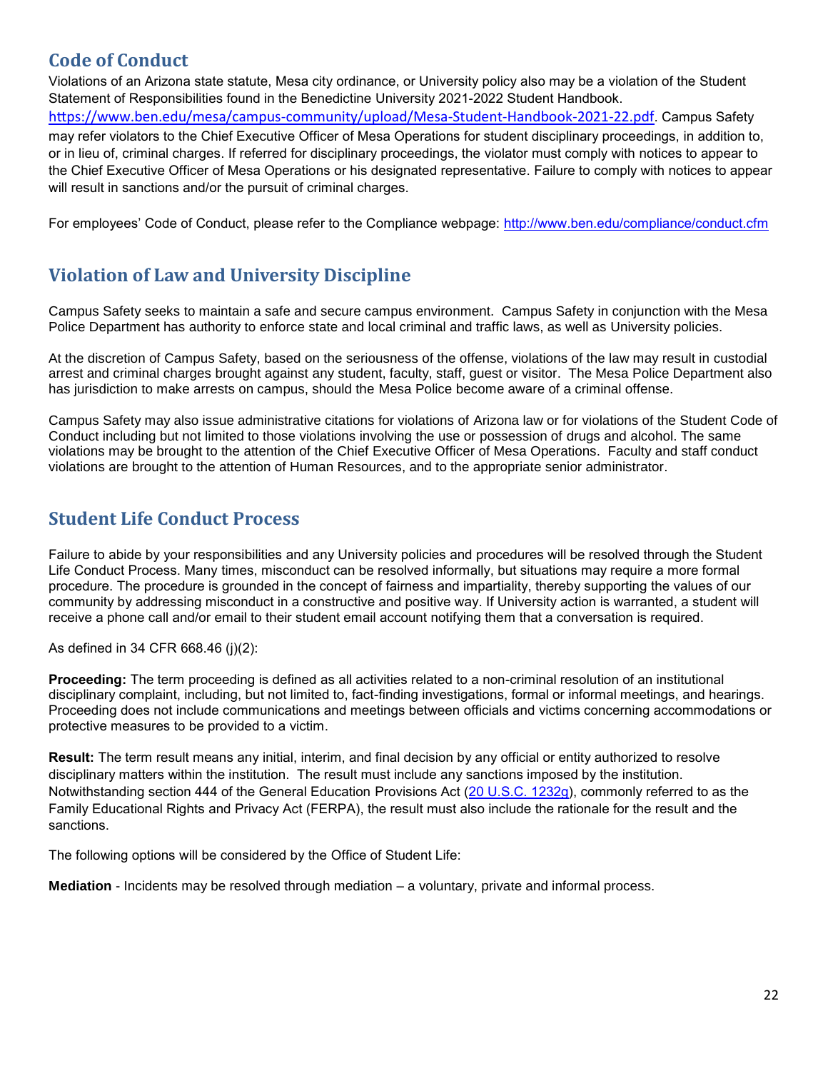## Code of Conduct

Violations of an Arizona state statute, Mesa city ordinance, or University policy also may be a violation of the Student Statement of Responsibilities found in the Benedictine University 2021-2022 Student Handbook. https://www.ben.edu/mesa/campus-community/upload/Mesa-Student-Handbook-2021-22.pdf. Campus Safety may refer violators to the Chief Executive Officer of Mesa Operations for student disciplinary proceedings, in addition to, or in lieu of, criminal charges. If referred for disciplinary proceedings, the violator must comply with notices to appear to the Chief Executive Officer of Mesa Operations or his designated representative. Failure to comply with notices to appear will result in sanctions and/or the pursuit of criminal charges.

For employees' Code of Conduct, please refer to the Compliance webpage: http://www.ben.edu/compliance/conduct.cfm

## Violation of Law and University Discipline

Campus Safety seeks to maintain a safe and secure campus environment. Campus Safety in conjunction with the Mesa Police Department has authority to enforce state and local criminal and traffic laws, as well as University policies.

At the discretion of Campus Safety, based on the seriousness of the offense, violations of the law may result in custodial arrest and criminal charges brought against any student, faculty, staff, guest or visitor. The Mesa Police Department also has jurisdiction to make arrests on campus, should the Mesa Police become aware of a criminal offense.

Campus Safety may also issue administrative citations for violations of Arizona law or for violations of the Student Code of Conduct including but not limited to those violations involving the use or possession of drugs and alcohol. The same violations may be brought to the attention of the Chief Executive Officer of Mesa Operations. Faculty and staff conduct violations are brought to the attention of Human Resources, and to the appropriate senior administrator.

## Student Life Conduct Process

Failure to abide by your responsibilities and any University policies and procedures will be resolved through the Student Life Conduct Process. Many times, misconduct can be resolved informally, but situations may require a more formal procedure. The procedure is grounded in the concept of fairness and impartiality, thereby supporting the values of our community by addressing misconduct in a constructive and positive way. If University action is warranted, a student will receive a phone call and/or email to their student email account notifying them that a conversation is required.

As defined in 34 CFR 668.46 (j)(2):

**Proceeding:** The term proceeding is defined as all activities related to a non-criminal resolution of an institutional disciplinary complaint, including, but not limited to, fact-finding investigations, formal or informal meetings, and hearings. Proceeding does not include communications and meetings between officials and victims concerning accommodations or protective measures to be provided to a victim.

**Result:** The term result means any initial, interim, and final decision by any official or entity authorized to resolve disciplinary matters within the institution. The result must include any sanctions imposed by the institution. Notwithstanding section 444 of the General Education Provisions Act (20 U.S.C. 1232g), commonly referred to as the Family Educational Rights and Privacy Act (FERPA), the result must also include the rationale for the result and the sanctions.

The following options will be considered by the Office of Student Life:

**Mediation** - Incidents may be resolved through mediation – a voluntary, private and informal process.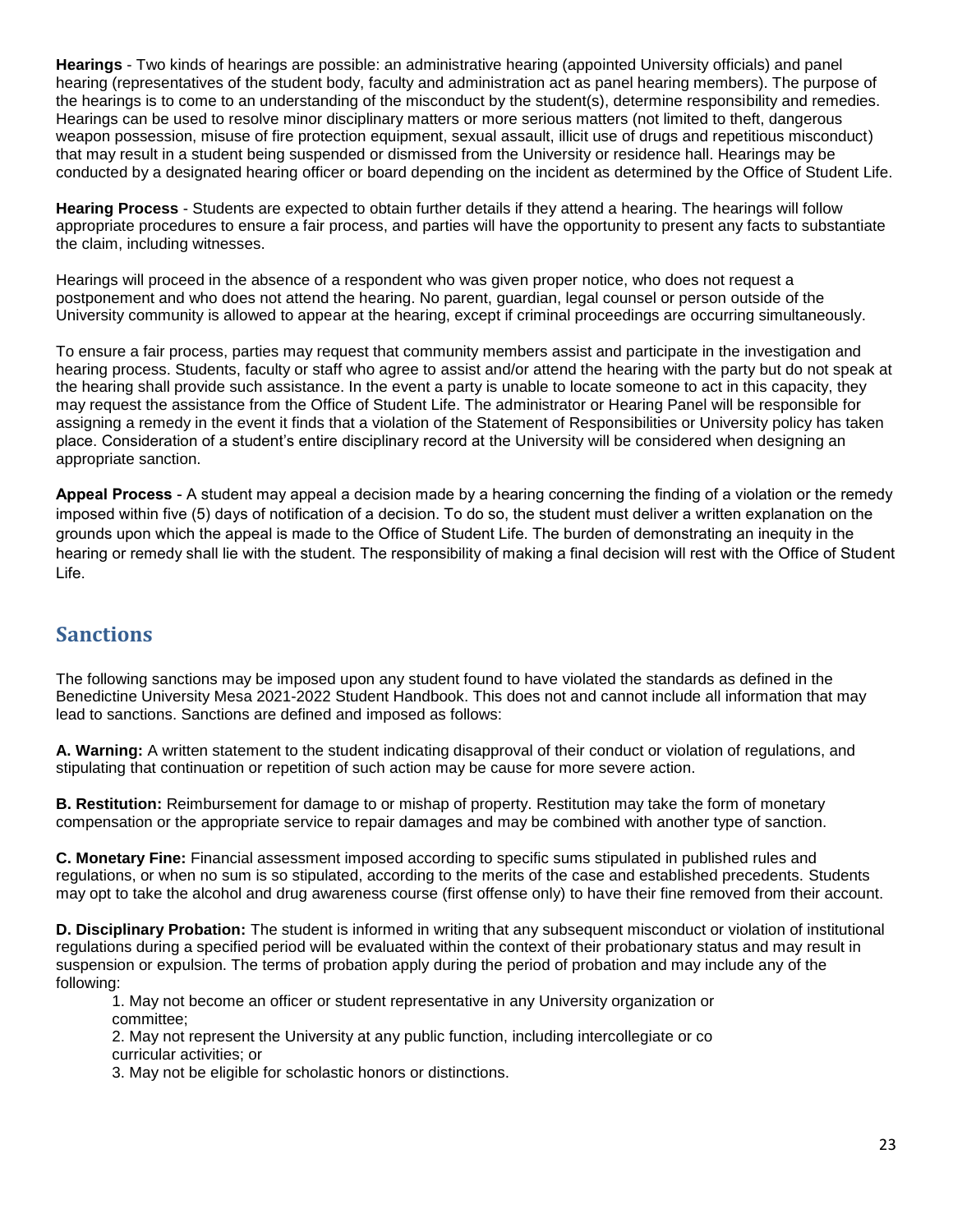**Hearings** - Two kinds of hearings are possible: an administrative hearing (appointed University officials) and panel hearing (representatives of the student body, faculty and administration act as panel hearing members). The purpose of the hearings is to come to an understanding of the misconduct by the student(s), determine responsibility and remedies. Hearings can be used to resolve minor disciplinary matters or more serious matters (not limited to theft, dangerous weapon possession, misuse of fire protection equipment, sexual assault, illicit use of drugs and repetitious misconduct) that may result in a student being suspended or dismissed from the University or residence hall. Hearings may be conducted by a designated hearing officer or board depending on the incident as determined by the Office of Student Life.

**Hearing Process** - Students are expected to obtain further details if they attend a hearing. The hearings will follow appropriate procedures to ensure a fair process, and parties will have the opportunity to present any facts to substantiate the claim, including witnesses.

Hearings will proceed in the absence of a respondent who was given proper notice, who does not request a postponement and who does not attend the hearing. No parent, guardian, legal counsel or person outside of the University community is allowed to appear at the hearing, except if criminal proceedings are occurring simultaneously.

To ensure a fair process, parties may request that community members assist and participate in the investigation and hearing process. Students, faculty or staff who agree to assist and/or attend the hearing with the party but do not speak at the hearing shall provide such assistance. In the event a party is unable to locate someone to act in this capacity, they may request the assistance from the Office of Student Life. The administrator or Hearing Panel will be responsible for assigning a remedy in the event it finds that a violation of the Statement of Responsibilities or University policy has taken place. Consideration of a student's entire disciplinary record at the University will be considered when designing an appropriate sanction.

**Appeal Process** - A student may appeal a decision made by a hearing concerning the finding of a violation or the remedy imposed within five (5) days of notification of a decision. To do so, the student must deliver a written explanation on the grounds upon which the appeal is made to the Office of Student Life. The burden of demonstrating an inequity in the hearing or remedy shall lie with the student. The responsibility of making a final decision will rest with the Office of Student Life.

## Sanctions

The following sanctions may be imposed upon any student found to have violated the standards as defined in the Benedictine University Mesa 2021-2022 Student Handbook. This does not and cannot include all information that may lead to sanctions. Sanctions are defined and imposed as follows:

**A. Warning:** A written statement to the student indicating disapproval of their conduct or violation of regulations, and stipulating that continuation or repetition of such action may be cause for more severe action.

**B. Restitution:** Reimbursement for damage to or mishap of property. Restitution may take the form of monetary compensation or the appropriate service to repair damages and may be combined with another type of sanction.

**C. Monetary Fine:** Financial assessment imposed according to specific sums stipulated in published rules and regulations, or when no sum is so stipulated, according to the merits of the case and established precedents. Students may opt to take the alcohol and drug awareness course (first offense only) to have their fine removed from their account.

**D. Disciplinary Probation:** The student is informed in writing that any subsequent misconduct or violation of institutional regulations during a specified period will be evaluated within the context of their probationary status and may result in suspension or expulsion. The terms of probation apply during the period of probation and may include any of the following:

1. May not become an officer or student representative in any University organization or committee;
2. May not represent the University at any public function, including intercollegiate or co curricular activities; or
3. May not be eligible for scholastic honors or distinctions.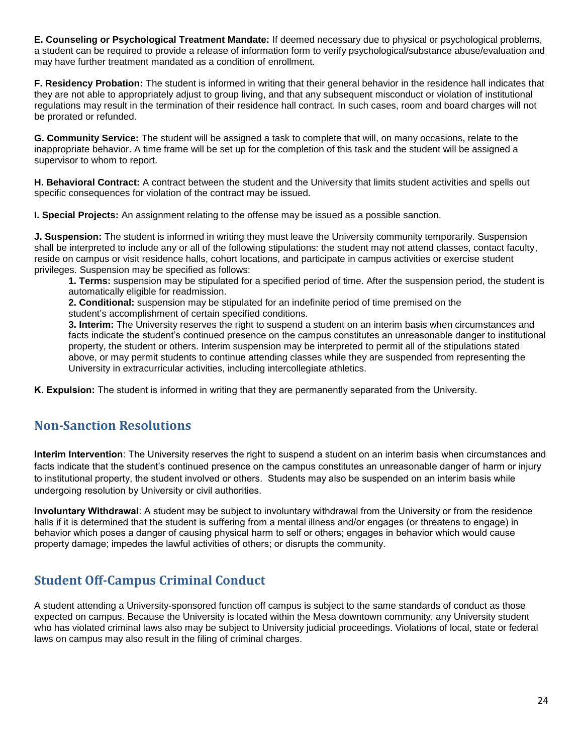**E. Counseling or Psychological Treatment Mandate:** If deemed necessary due to physical or psychological problems, a student can be required to provide a release of information form to verify psychological/substance abuse/evaluation and may have further treatment mandated as a condition of enrollment.

**F. Residency Probation:** The student is informed in writing that their general behavior in the residence hall indicates that they are not able to appropriately adjust to group living, and that any subsequent misconduct or violation of institutional regulations may result in the termination of their residence hall contract. In such cases, room and board charges will not be prorated or refunded.

**G. Community Service:** The student will be assigned a task to complete that will, on many occasions, relate to the inappropriate behavior. A time frame will be set up for the completion of this task and the student will be assigned a supervisor to whom to report.

**H. Behavioral Contract:** A contract between the student and the University that limits student activities and spells out specific consequences for violation of the contract may be issued.

**I. Special Projects:** An assignment relating to the offense may be issued as a possible sanction.

**J. Suspension:** The student is informed in writing they must leave the University community temporarily. Suspension shall be interpreted to include any or all of the following stipulations: the student may not attend classes, contact faculty, reside on campus or visit residence halls, cohort locations, and participate in campus activities or exercise student privileges. Suspension may be specified as follows:

> **1. Terms:** suspension may be stipulated for a specified period of time. After the suspension period, the student is automatically eligible for readmission.
>
> **2. Conditional:** suspension may be stipulated for an indefinite period of time premised on the student's accomplishment of certain specified conditions.
>
> **3. Interim:** The University reserves the right to suspend a student on an interim basis when circumstances and facts indicate the student's continued presence on the campus constitutes an unreasonable danger to institutional property, the student or others. Interim suspension may be interpreted to permit all of the stipulations stated above, or may permit students to continue attending classes while they are suspended from representing the University in extracurricular activities, including intercollegiate athletics.

**K. Expulsion:** The student is informed in writing that they are permanently separated from the University.

## Non-Sanction Resolutions

**Interim Intervention**: The University reserves the right to suspend a student on an interim basis when circumstances and facts indicate that the student's continued presence on the campus constitutes an unreasonable danger of harm or injury to institutional property, the student involved or others. Students may also be suspended on an interim basis while undergoing resolution by University or civil authorities.

**Involuntary Withdrawal**: A student may be subject to involuntary withdrawal from the University or from the residence halls if it is determined that the student is suffering from a mental illness and/or engages (or threatens to engage) in behavior which poses a danger of causing physical harm to self or others; engages in behavior which would cause property damage; impedes the lawful activities of others; or disrupts the community.

## Student Off-Campus Criminal Conduct

A student attending a University-sponsored function off campus is subject to the same standards of conduct as those expected on campus. Because the University is located within the Mesa downtown community, any University student who has violated criminal laws also may be subject to University judicial proceedings. Violations of local, state or federal laws on campus may also result in the filing of criminal charges.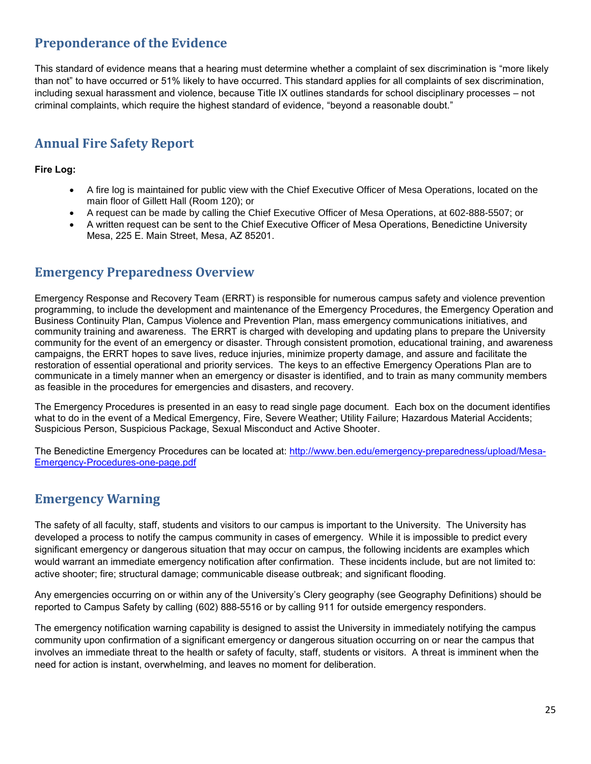## Preponderance of the Evidence

This standard of evidence means that a hearing must determine whether a complaint of sex discrimination is "more likely than not" to have occurred or 51% likely to have occurred. This standard applies for all complaints of sex discrimination, including sexual harassment and violence, because Title IX outlines standards for school disciplinary processes – not criminal complaints, which require the highest standard of evidence, "beyond a reasonable doubt."

## Annual Fire Safety Report

**Fire Log:**

- A fire log is maintained for public view with the Chief Executive Officer of Mesa Operations, located on the main floor of Gillett Hall (Room 120); or
- A request can be made by calling the Chief Executive Officer of Mesa Operations, at 602-888-5507; or
- A written request can be sent to the Chief Executive Officer of Mesa Operations, Benedictine University Mesa, 225 E. Main Street, Mesa, AZ 85201.

## Emergency Preparedness Overview

Emergency Response and Recovery Team (ERRT) is responsible for numerous campus safety and violence prevention programming, to include the development and maintenance of the Emergency Procedures, the Emergency Operation and Business Continuity Plan, Campus Violence and Prevention Plan, mass emergency communications initiatives, and community training and awareness. The ERRT is charged with developing and updating plans to prepare the University community for the event of an emergency or disaster. Through consistent promotion, educational training, and awareness campaigns, the ERRT hopes to save lives, reduce injuries, minimize property damage, and assure and facilitate the restoration of essential operational and priority services. The keys to an effective Emergency Operations Plan are to communicate in a timely manner when an emergency or disaster is identified, and to train as many community members as feasible in the procedures for emergencies and disasters, and recovery.

The Emergency Procedures is presented in an easy to read single page document. Each box on the document identifies what to do in the event of a Medical Emergency, Fire, Severe Weather; Utility Failure; Hazardous Material Accidents; Suspicious Person, Suspicious Package, Sexual Misconduct and Active Shooter.

The Benedictine Emergency Procedures can be located at: [http://www.ben.edu/emergency-preparedness/upload/Mesa-Emergency-Procedures-one-page.pdf](http://www.ben.edu/emergency-preparedness/upload/Mesa-Emergency-Procedures-one-page.pdf)

## Emergency Warning

The safety of all faculty, staff, students and visitors to our campus is important to the University. The University has developed a process to notify the campus community in cases of emergency. While it is impossible to predict every significant emergency or dangerous situation that may occur on campus, the following incidents are examples which would warrant an immediate emergency notification after confirmation. These incidents include, but are not limited to: active shooter; fire; structural damage; communicable disease outbreak; and significant flooding.

Any emergencies occurring on or within any of the University's Clery geography (see Geography Definitions) should be reported to Campus Safety by calling (602) 888-5516 or by calling 911 for outside emergency responders.

The emergency notification warning capability is designed to assist the University in immediately notifying the campus community upon confirmation of a significant emergency or dangerous situation occurring on or near the campus that involves an immediate threat to the health or safety of faculty, staff, students or visitors. A threat is imminent when the need for action is instant, overwhelming, and leaves no moment for deliberation.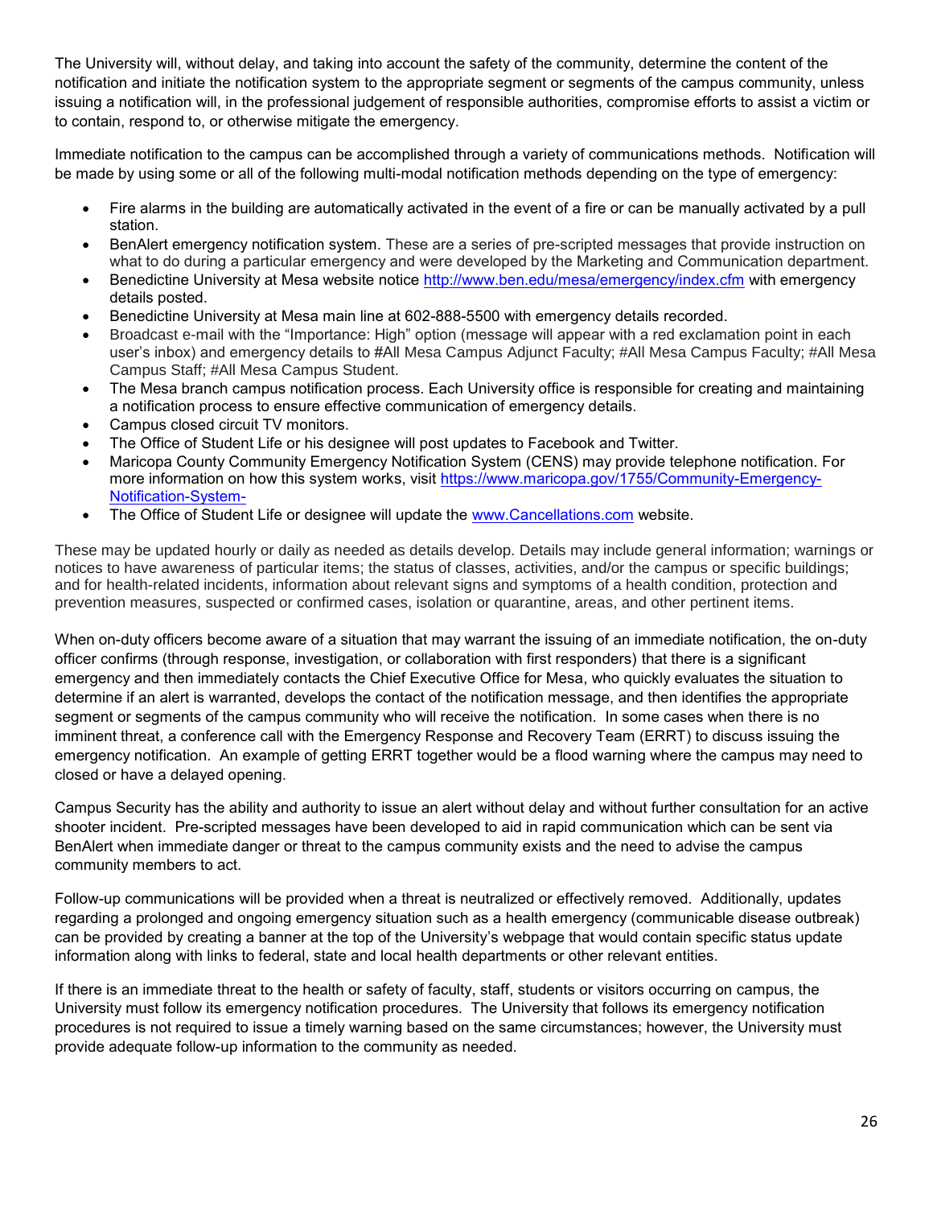The University will, without delay, and taking into account the safety of the community, determine the content of the notification and initiate the notification system to the appropriate segment or segments of the campus community, unless issuing a notification will, in the professional judgement of responsible authorities, compromise efforts to assist a victim or to contain, respond to, or otherwise mitigate the emergency.

Immediate notification to the campus can be accomplished through a variety of communications methods. Notification will be made by using some or all of the following multi-modal notification methods depending on the type of emergency:

- Fire alarms in the building are automatically activated in the event of a fire or can be manually activated by a pull station.
- BenAlert emergency notification system. These are a series of pre-scripted messages that provide instruction on what to do during a particular emergency and were developed by the Marketing and Communication department.
- Benedictine University at Mesa website notice [http://www.ben.edu/mesa/emergency/index.cfm](http://www.ben.edu/mesa/emergency/index.cfm) with emergency details posted.
- Benedictine University at Mesa main line at 602-888-5500 with emergency details recorded.
- Broadcast e-mail with the "Importance: High" option (message will appear with a red exclamation point in each user's inbox) and emergency details to #All Mesa Campus Adjunct Faculty; #All Mesa Campus Faculty; #All Mesa Campus Staff; #All Mesa Campus Student.
- The Mesa branch campus notification process. Each University office is responsible for creating and maintaining a notification process to ensure effective communication of emergency details.
- Campus closed circuit TV monitors.
- The Office of Student Life or his designee will post updates to Facebook and Twitter.
- Maricopa County Community Emergency Notification System (CENS) may provide telephone notification. For more information on how this system works, visit [https://www.maricopa.gov/1755/Community-Emergency-Notification-System-](https://www.maricopa.gov/1755/Community-Emergency-Notification-System-)
- The Office of Student Life or designee will update the [www.Cancellations.com](www.Cancellations.com) website.

These may be updated hourly or daily as needed as details develop. Details may include general information; warnings or notices to have awareness of particular items; the status of classes, activities, and/or the campus or specific buildings; and for health-related incidents, information about relevant signs and symptoms of a health condition, protection and prevention measures, suspected or confirmed cases, isolation or quarantine, areas, and other pertinent items.

When on-duty officers become aware of a situation that may warrant the issuing of an immediate notification, the on-duty officer confirms (through response, investigation, or collaboration with first responders) that there is a significant emergency and then immediately contacts the Chief Executive Office for Mesa, who quickly evaluates the situation to determine if an alert is warranted, develops the contact of the notification message, and then identifies the appropriate segment or segments of the campus community who will receive the notification. In some cases when there is no imminent threat, a conference call with the Emergency Response and Recovery Team (ERRT) to discuss issuing the emergency notification. An example of getting ERRT together would be a flood warning where the campus may need to closed or have a delayed opening.

Campus Security has the ability and authority to issue an alert without delay and without further consultation for an active shooter incident. Pre-scripted messages have been developed to aid in rapid communication which can be sent via BenAlert when immediate danger or threat to the campus community exists and the need to advise the campus community members to act.

Follow-up communications will be provided when a threat is neutralized or effectively removed. Additionally, updates regarding a prolonged and ongoing emergency situation such as a health emergency (communicable disease outbreak) can be provided by creating a banner at the top of the University's webpage that would contain specific status update information along with links to federal, state and local health departments or other relevant entities.

If there is an immediate threat to the health or safety of faculty, staff, students or visitors occurring on campus, the University must follow its emergency notification procedures. The University that follows its emergency notification procedures is not required to issue a timely warning based on the same circumstances; however, the University must provide adequate follow-up information to the community as needed.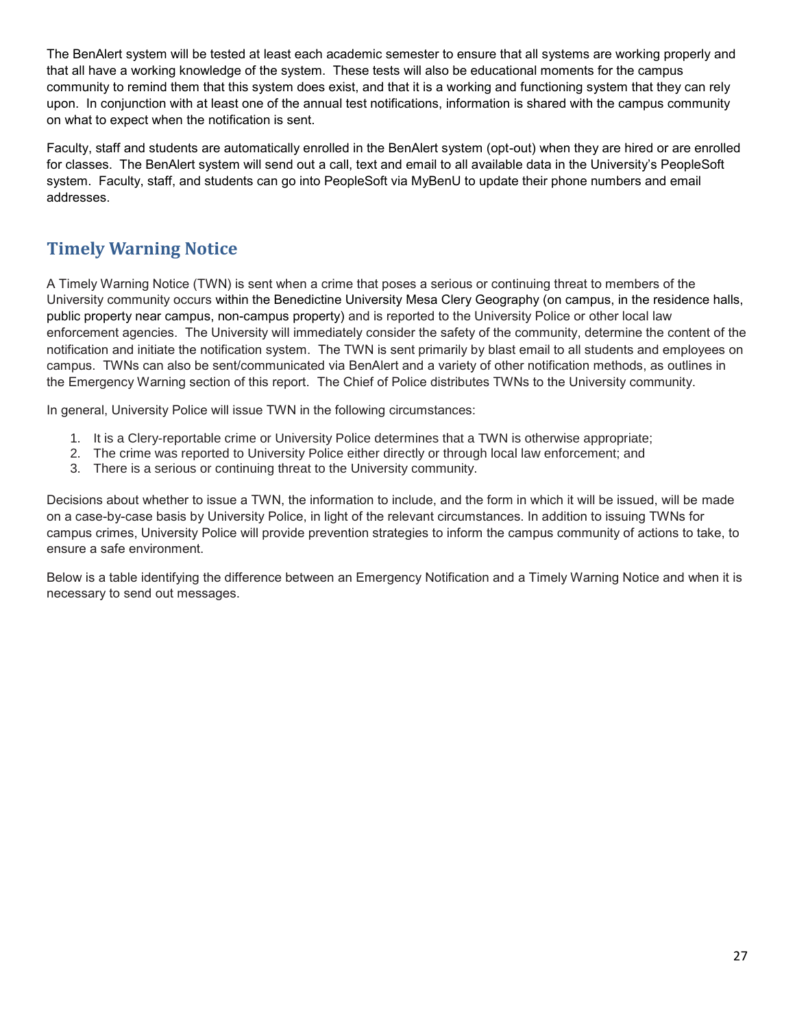The BenAlert system will be tested at least each academic semester to ensure that all systems are working properly and that all have a working knowledge of the system. These tests will also be educational moments for the campus community to remind them that this system does exist, and that it is a working and functioning system that they can rely upon. In conjunction with at least one of the annual test notifications, information is shared with the campus community on what to expect when the notification is sent.

Faculty, staff and students are automatically enrolled in the BenAlert system (opt-out) when they are hired or are enrolled for classes. The BenAlert system will send out a call, text and email to all available data in the University's PeopleSoft system. Faculty, staff, and students can go into PeopleSoft via MyBenU to update their phone numbers and email addresses.

## Timely Warning Notice

A Timely Warning Notice (TWN) is sent when a crime that poses a serious or continuing threat to members of the University community occurs within the Benedictine University Mesa Clery Geography (on campus, in the residence halls, public property near campus, non-campus property) and is reported to the University Police or other local law enforcement agencies. The University will immediately consider the safety of the community, determine the content of the notification and initiate the notification system. The TWN is sent primarily by blast email to all students and employees on campus. TWNs can also be sent/communicated via BenAlert and a variety of other notification methods, as outlines in the Emergency Warning section of this report. The Chief of Police distributes TWNs to the University community.

In general, University Police will issue TWN in the following circumstances:

1. It is a Clery-reportable crime or University Police determines that a TWN is otherwise appropriate;
2. The crime was reported to University Police either directly or through local law enforcement; and
3. There is a serious or continuing threat to the University community.

Decisions about whether to issue a TWN, the information to include, and the form in which it will be issued, will be made on a case-by-case basis by University Police, in light of the relevant circumstances. In addition to issuing TWNs for campus crimes, University Police will provide prevention strategies to inform the campus community of actions to take, to ensure a safe environment.

Below is a table identifying the difference between an Emergency Notification and a Timely Warning Notice and when it is necessary to send out messages.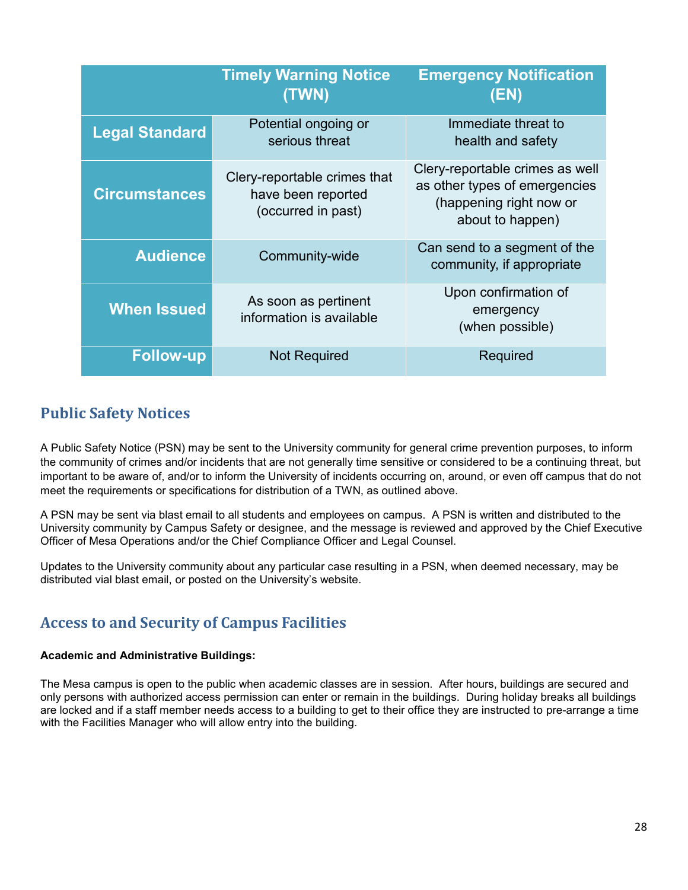| | Timely Warning Notice (TWN) | Emergency Notification (EN) |
|---|---|---|
| **Legal Standard** | Potential ongoing or serious threat | Immediate threat to health and safety |
| **Circumstances** | Clery-reportable crimes that have been reported (occurred in past) | Clery-reportable crimes as well as other types of emergencies (happening right now or about to happen) |
| **Audience** | Community-wide | Can send to a segment of the community, if appropriate |
| **When Issued** | As soon as pertinent information is available | Upon confirmation of emergency (when possible) |
| **Follow-up** | Not Required | Required |

## Public Safety Notices

A Public Safety Notice (PSN) may be sent to the University community for general crime prevention purposes, to inform the community of crimes and/or incidents that are not generally time sensitive or considered to be a continuing threat, but important to be aware of, and/or to inform the University of incidents occurring on, around, or even off campus that do not meet the requirements or specifications for distribution of a TWN, as outlined above.

A PSN may be sent via blast email to all students and employees on campus. A PSN is written and distributed to the University community by Campus Safety or designee, and the message is reviewed and approved by the Chief Executive Officer of Mesa Operations and/or the Chief Compliance Officer and Legal Counsel.

Updates to the University community about any particular case resulting in a PSN, when deemed necessary, may be distributed vial blast email, or posted on the University's website.

## Access to and Security of Campus Facilities

**Academic and Administrative Buildings:**

The Mesa campus is open to the public when academic classes are in session. After hours, buildings are secured and only persons with authorized access permission can enter or remain in the buildings. During holiday breaks all buildings are locked and if a staff member needs access to a building to get to their office they are instructed to pre-arrange a time with the Facilities Manager who will allow entry into the building.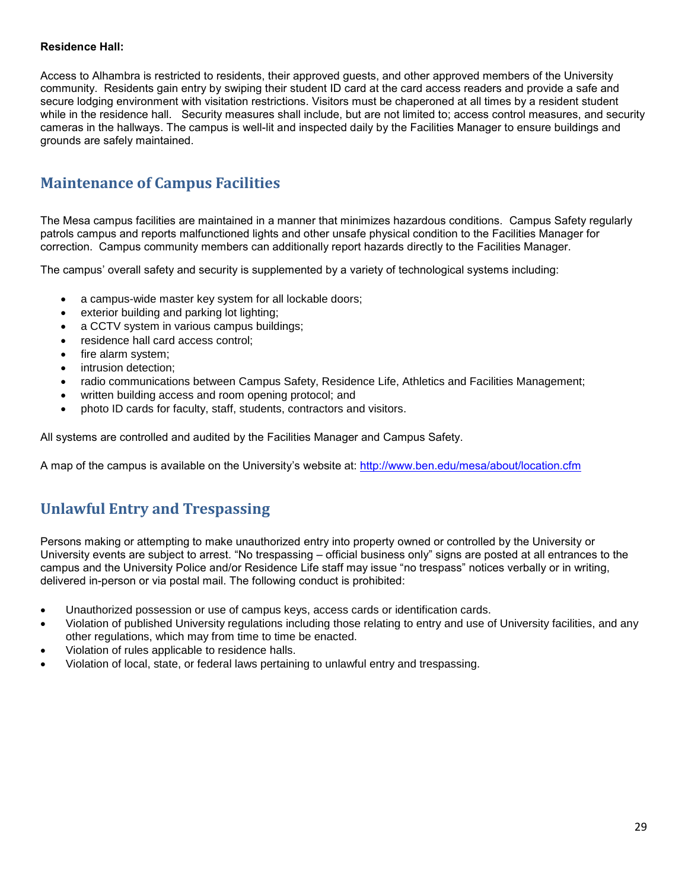**Residence Hall:**

Access to Alhambra is restricted to residents, their approved guests, and other approved members of the University community. Residents gain entry by swiping their student ID card at the card access readers and provide a safe and secure lodging environment with visitation restrictions. Visitors must be chaperoned at all times by a resident student while in the residence hall. Security measures shall include, but are not limited to; access control measures, and security cameras in the hallways. The campus is well-lit and inspected daily by the Facilities Manager to ensure buildings and grounds are safely maintained.

## Maintenance of Campus Facilities

The Mesa campus facilities are maintained in a manner that minimizes hazardous conditions. Campus Safety regularly patrols campus and reports malfunctioned lights and other unsafe physical condition to the Facilities Manager for correction. Campus community members can additionally report hazards directly to the Facilities Manager.

The campus' overall safety and security is supplemented by a variety of technological systems including:

- a campus-wide master key system for all lockable doors;
- exterior building and parking lot lighting;
- a CCTV system in various campus buildings;
- residence hall card access control;
- fire alarm system;
- intrusion detection;
- radio communications between Campus Safety, Residence Life, Athletics and Facilities Management;
- written building access and room opening protocol; and
- photo ID cards for faculty, staff, students, contractors and visitors.

All systems are controlled and audited by the Facilities Manager and Campus Safety.

A map of the campus is available on the University's website at: http://www.ben.edu/mesa/about/location.cfm

## Unlawful Entry and Trespassing

Persons making or attempting to make unauthorized entry into property owned or controlled by the University or University events are subject to arrest. "No trespassing – official business only" signs are posted at all entrances to the campus and the University Police and/or Residence Life staff may issue "no trespass" notices verbally or in writing, delivered in-person or via postal mail. The following conduct is prohibited:

- Unauthorized possession or use of campus keys, access cards or identification cards.
- Violation of published University regulations including those relating to entry and use of University facilities, and any other regulations, which may from time to time be enacted.
- Violation of rules applicable to residence halls.
- Violation of local, state, or federal laws pertaining to unlawful entry and trespassing.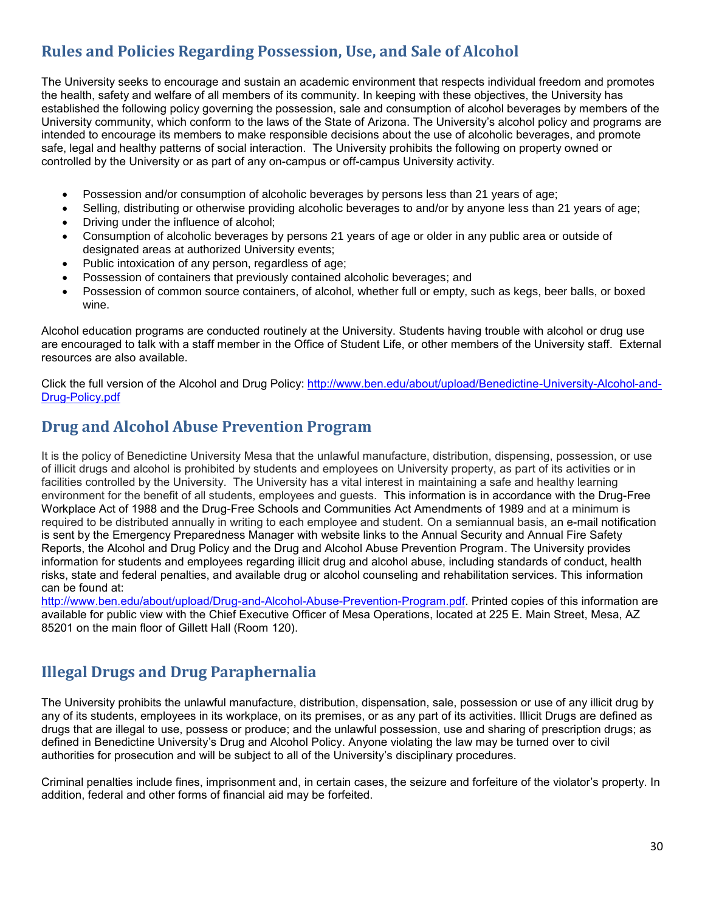## Rules and Policies Regarding Possession, Use, and Sale of Alcohol

The University seeks to encourage and sustain an academic environment that respects individual freedom and promotes the health, safety and welfare of all members of its community. In keeping with these objectives, the University has established the following policy governing the possession, sale and consumption of alcohol beverages by members of the University community, which conform to the laws of the State of Arizona. The University's alcohol policy and programs are intended to encourage its members to make responsible decisions about the use of alcoholic beverages, and promote safe, legal and healthy patterns of social interaction. The University prohibits the following on property owned or controlled by the University or as part of any on-campus or off-campus University activity.

- Possession and/or consumption of alcoholic beverages by persons less than 21 years of age;
- Selling, distributing or otherwise providing alcoholic beverages to and/or by anyone less than 21 years of age;
- Driving under the influence of alcohol;
- Consumption of alcoholic beverages by persons 21 years of age or older in any public area or outside of designated areas at authorized University events;
- Public intoxication of any person, regardless of age;
- Possession of containers that previously contained alcoholic beverages; and
- Possession of common source containers, of alcohol, whether full or empty, such as kegs, beer balls, or boxed wine.

Alcohol education programs are conducted routinely at the University. Students having trouble with alcohol or drug use are encouraged to talk with a staff member in the Office of Student Life, or other members of the University staff. External resources are also available.

Click the full version of the Alcohol and Drug Policy: http://www.ben.edu/about/upload/Benedictine-University-Alcohol-and-Drug-Policy.pdf

## Drug and Alcohol Abuse Prevention Program

It is the policy of Benedictine University Mesa that the unlawful manufacture, distribution, dispensing, possession, or use of illicit drugs and alcohol is prohibited by students and employees on University property, as part of its activities or in facilities controlled by the University. The University has a vital interest in maintaining a safe and healthy learning environment for the benefit of all students, employees and guests. This information is in accordance with the Drug-Free Workplace Act of 1988 and the Drug-Free Schools and Communities Act Amendments of 1989 and at a minimum is required to be distributed annually in writing to each employee and student. On a semiannual basis, an e-mail notification is sent by the Emergency Preparedness Manager with website links to the Annual Security and Annual Fire Safety Reports, the Alcohol and Drug Policy and the Drug and Alcohol Abuse Prevention Program. The University provides information for students and employees regarding illicit drug and alcohol abuse, including standards of conduct, health risks, state and federal penalties, and available drug or alcohol counseling and rehabilitation services. This information can be found at:
http://www.ben.edu/about/upload/Drug-and-Alcohol-Abuse-Prevention-Program.pdf. Printed copies of this information are available for public view with the Chief Executive Officer of Mesa Operations, located at 225 E. Main Street, Mesa, AZ 85201 on the main floor of Gillett Hall (Room 120).

## Illegal Drugs and Drug Paraphernalia

The University prohibits the unlawful manufacture, distribution, dispensation, sale, possession or use of any illicit drug by any of its students, employees in its workplace, on its premises, or as any part of its activities. Illicit Drugs are defined as drugs that are illegal to use, possess or produce; and the unlawful possession, use and sharing of prescription drugs; as defined in Benedictine University's Drug and Alcohol Policy. Anyone violating the law may be turned over to civil authorities for prosecution and will be subject to all of the University's disciplinary procedures.

Criminal penalties include fines, imprisonment and, in certain cases, the seizure and forfeiture of the violator's property. In addition, federal and other forms of financial aid may be forfeited.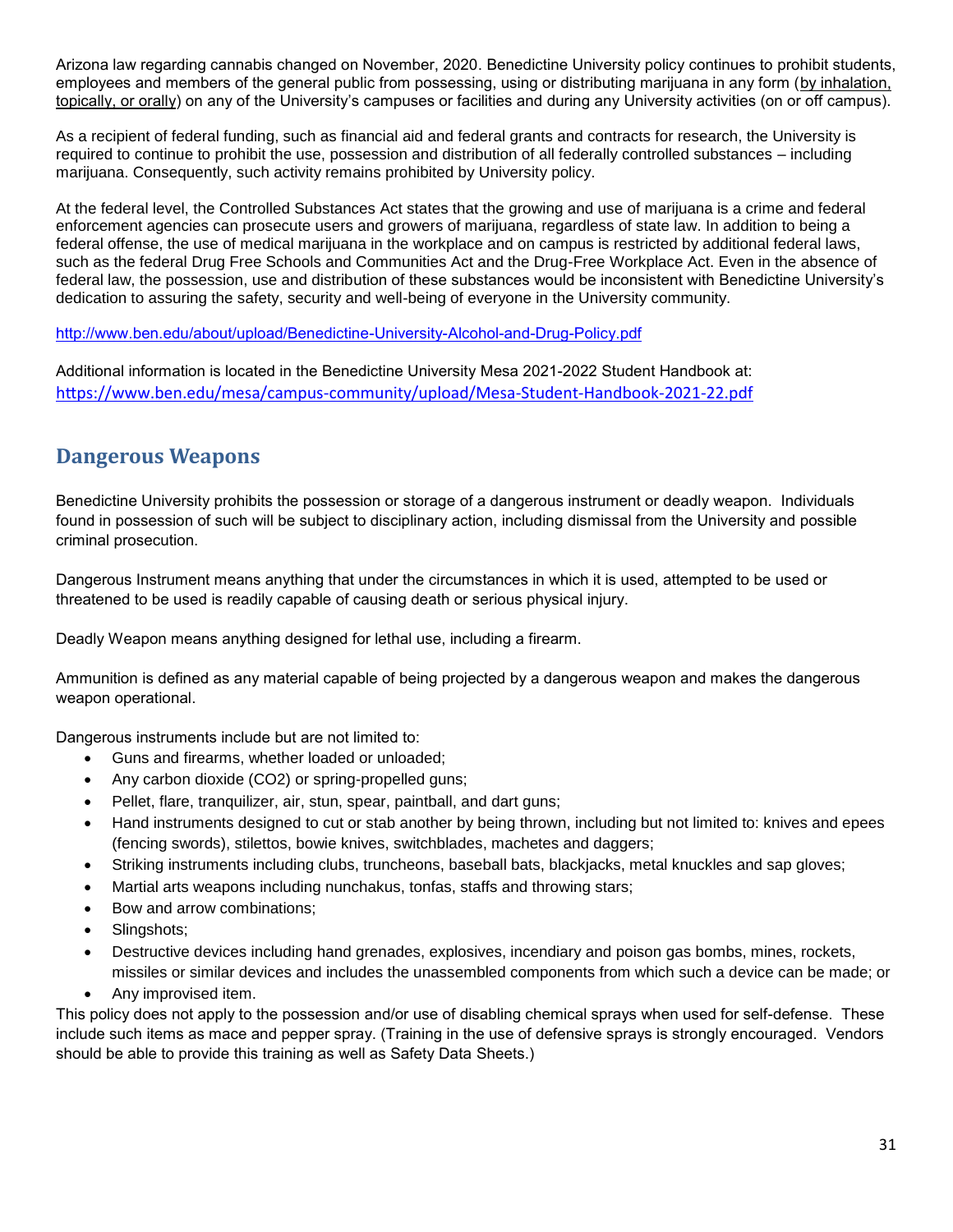Arizona law regarding cannabis changed on November, 2020. Benedictine University policy continues to prohibit students, employees and members of the general public from possessing, using or distributing marijuana in any form (by inhalation, topically, or orally) on any of the University's campuses or facilities and during any University activities (on or off campus).

As a recipient of federal funding, such as financial aid and federal grants and contracts for research, the University is required to continue to prohibit the use, possession and distribution of all federally controlled substances – including marijuana. Consequently, such activity remains prohibited by University policy.

At the federal level, the Controlled Substances Act states that the growing and use of marijuana is a crime and federal enforcement agencies can prosecute users and growers of marijuana, regardless of state law. In addition to being a federal offense, the use of medical marijuana in the workplace and on campus is restricted by additional federal laws, such as the federal Drug Free Schools and Communities Act and the Drug-Free Workplace Act. Even in the absence of federal law, the possession, use and distribution of these substances would be inconsistent with Benedictine University's dedication to assuring the safety, security and well-being of everyone in the University community.

http://www.ben.edu/about/upload/Benedictine-University-Alcohol-and-Drug-Policy.pdf

Additional information is located in the Benedictine University Mesa 2021-2022 Student Handbook at:
https://www.ben.edu/mesa/campus-community/upload/Mesa-Student-Handbook-2021-22.pdf

## Dangerous Weapons

Benedictine University prohibits the possession or storage of a dangerous instrument or deadly weapon. Individuals found in possession of such will be subject to disciplinary action, including dismissal from the University and possible criminal prosecution.

Dangerous Instrument means anything that under the circumstances in which it is used, attempted to be used or threatened to be used is readily capable of causing death or serious physical injury.

Deadly Weapon means anything designed for lethal use, including a firearm.

Ammunition is defined as any material capable of being projected by a dangerous weapon and makes the dangerous weapon operational.

Dangerous instruments include but are not limited to:

- Guns and firearms, whether loaded or unloaded;
- Any carbon dioxide (CO2) or spring-propelled guns;
- Pellet, flare, tranquilizer, air, stun, spear, paintball, and dart guns;
- Hand instruments designed to cut or stab another by being thrown, including but not limited to: knives and epees (fencing swords), stilettos, bowie knives, switchblades, machetes and daggers;
- Striking instruments including clubs, truncheons, baseball bats, blackjacks, metal knuckles and sap gloves;
- Martial arts weapons including nunchakus, tonfas, staffs and throwing stars;
- Bow and arrow combinations;
- Slingshots;
- Destructive devices including hand grenades, explosives, incendiary and poison gas bombs, mines, rockets, missiles or similar devices and includes the unassembled components from which such a device can be made; or
- Any improvised item.

This policy does not apply to the possession and/or use of disabling chemical sprays when used for self-defense. These include such items as mace and pepper spray. (Training in the use of defensive sprays is strongly encouraged. Vendors should be able to provide this training as well as Safety Data Sheets.)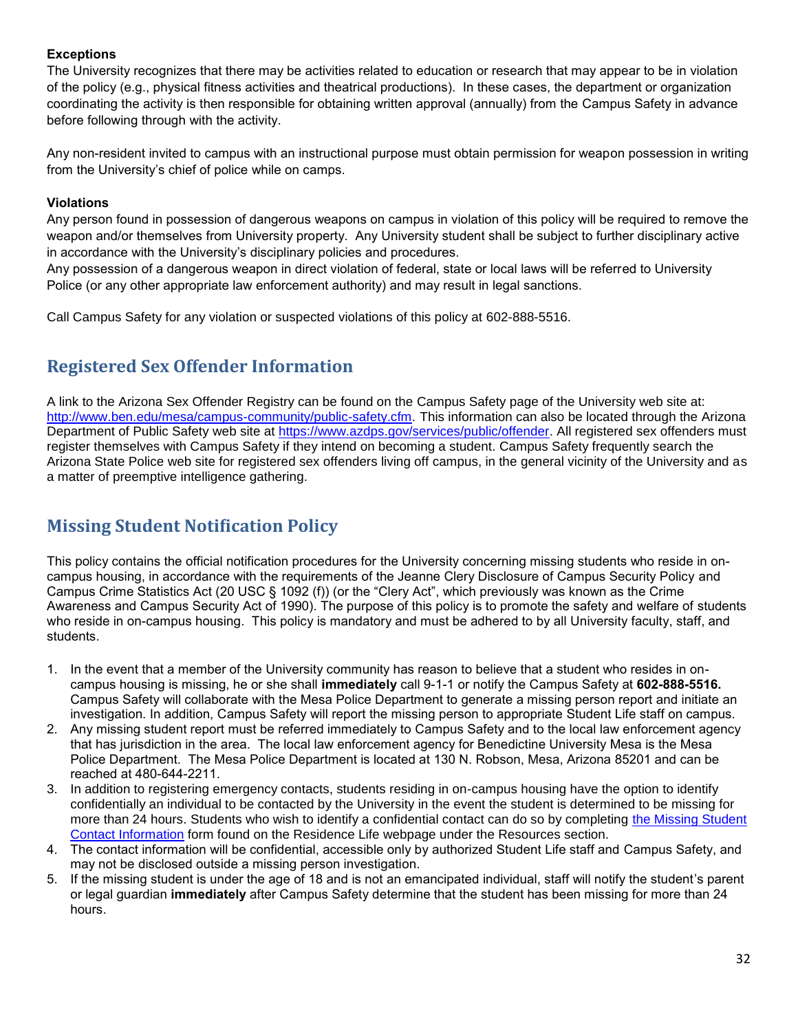**Exceptions**

The University recognizes that there may be activities related to education or research that may appear to be in violation of the policy (e.g., physical fitness activities and theatrical productions). In these cases, the department or organization coordinating the activity is then responsible for obtaining written approval (annually) from the Campus Safety in advance before following through with the activity.

Any non-resident invited to campus with an instructional purpose must obtain permission for weapon possession in writing from the University's chief of police while on camps.

**Violations**

Any person found in possession of dangerous weapons on campus in violation of this policy will be required to remove the weapon and/or themselves from University property. Any University student shall be subject to further disciplinary active in accordance with the University's disciplinary policies and procedures.
Any possession of a dangerous weapon in direct violation of federal, state or local laws will be referred to University Police (or any other appropriate law enforcement authority) and may result in legal sanctions.

Call Campus Safety for any violation or suspected violations of this policy at 602-888-5516.

## Registered Sex Offender Information

A link to the Arizona Sex Offender Registry can be found on the Campus Safety page of the University web site at: [http://www.ben.edu/mesa/campus-community/public-safety.cfm](http://www.ben.edu/mesa/campus-community/public-safety.cfm). This information can also be located through the Arizona Department of Public Safety web site at [https://www.azdps.gov/services/public/offender](https://www.azdps.gov/services/public/offender). All registered sex offenders must register themselves with Campus Safety if they intend on becoming a student. Campus Safety frequently search the Arizona State Police web site for registered sex offenders living off campus, in the general vicinity of the University and as a matter of preemptive intelligence gathering.

## Missing Student Notification Policy

This policy contains the official notification procedures for the University concerning missing students who reside in on-campus housing, in accordance with the requirements of the Jeanne Clery Disclosure of Campus Security Policy and Campus Crime Statistics Act (20 USC § 1092 (f)) (or the "Clery Act", which previously was known as the Crime Awareness and Campus Security Act of 1990). The purpose of this policy is to promote the safety and welfare of students who reside in on-campus housing. This policy is mandatory and must be adhered to by all University faculty, staff, and students.

1. In the event that a member of the University community has reason to believe that a student who resides in on-campus housing is missing, he or she shall **immediately** call 9-1-1 or notify the Campus Safety at **602-888-5516.** Campus Safety will collaborate with the Mesa Police Department to generate a missing person report and initiate an investigation. In addition, Campus Safety will report the missing person to appropriate Student Life staff on campus.
2. Any missing student report must be referred immediately to Campus Safety and to the local law enforcement agency that has jurisdiction in the area. The local law enforcement agency for Benedictine University Mesa is the Mesa Police Department. The Mesa Police Department is located at 130 N. Robson, Mesa, Arizona 85201 and can be reached at 480-644-2211.
3. In addition to registering emergency contacts, students residing in on-campus housing have the option to identify confidentially an individual to be contacted by the University in the event the student is determined to be missing for more than 24 hours. Students who wish to identify a confidential contact can do so by completing the Missing Student Contact Information form found on the Residence Life webpage under the Resources section.
4. The contact information will be confidential, accessible only by authorized Student Life staff and Campus Safety, and may not be disclosed outside a missing person investigation.
5. If the missing student is under the age of 18 and is not an emancipated individual, staff will notify the student's parent or legal guardian **immediately** after Campus Safety determine that the student has been missing for more than 24 hours.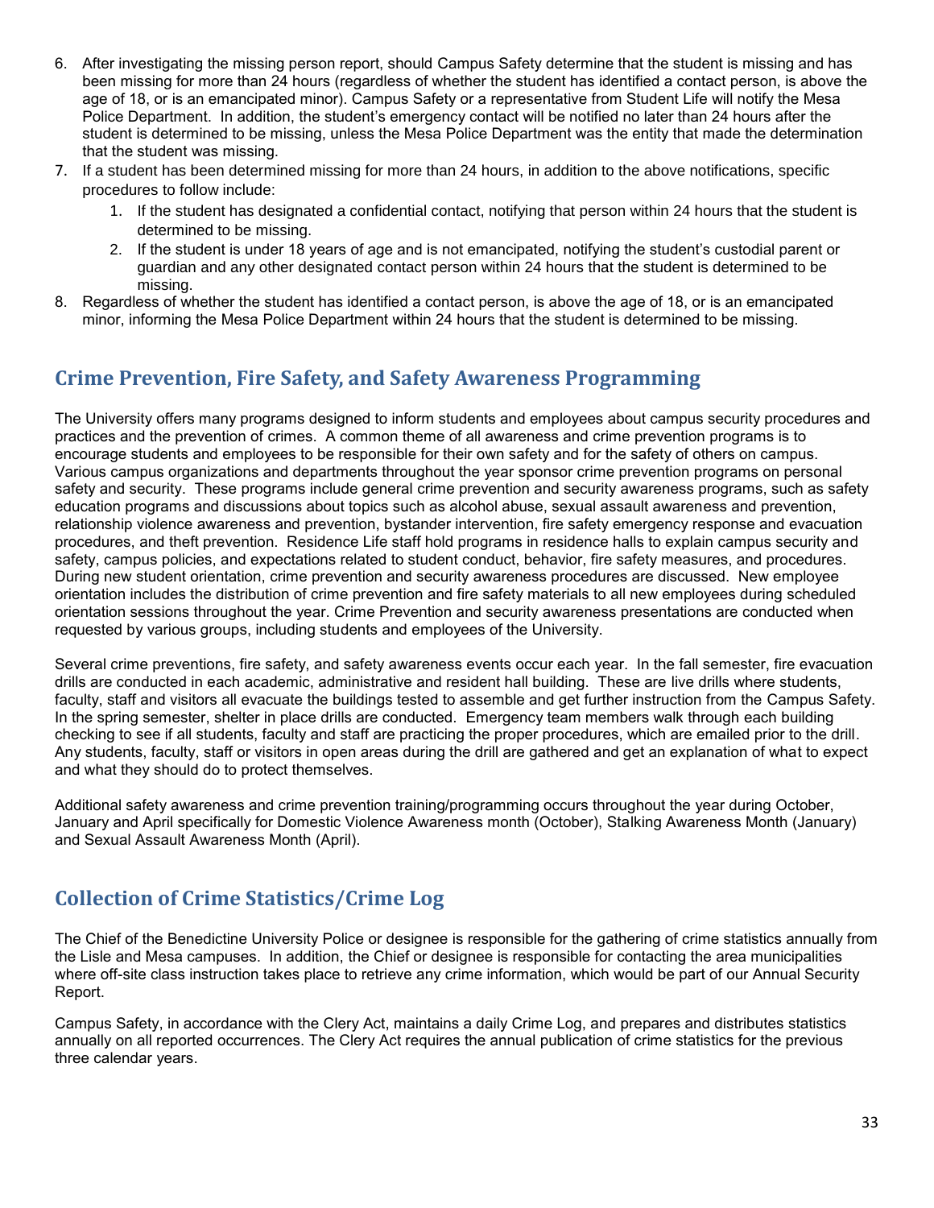6. After investigating the missing person report, should Campus Safety determine that the student is missing and has been missing for more than 24 hours (regardless of whether the student has identified a contact person, is above the age of 18, or is an emancipated minor). Campus Safety or a representative from Student Life will notify the Mesa Police Department. In addition, the student's emergency contact will be notified no later than 24 hours after the student is determined to be missing, unless the Mesa Police Department was the entity that made the determination that the student was missing.
7. If a student has been determined missing for more than 24 hours, in addition to the above notifications, specific procedures to follow include:
   1. If the student has designated a confidential contact, notifying that person within 24 hours that the student is determined to be missing.
   2. If the student is under 18 years of age and is not emancipated, notifying the student's custodial parent or guardian and any other designated contact person within 24 hours that the student is determined to be missing.
8. Regardless of whether the student has identified a contact person, is above the age of 18, or is an emancipated minor, informing the Mesa Police Department within 24 hours that the student is determined to be missing.

## Crime Prevention, Fire Safety, and Safety Awareness Programming

The University offers many programs designed to inform students and employees about campus security procedures and practices and the prevention of crimes. A common theme of all awareness and crime prevention programs is to encourage students and employees to be responsible for their own safety and for the safety of others on campus. Various campus organizations and departments throughout the year sponsor crime prevention programs on personal safety and security. These programs include general crime prevention and security awareness programs, such as safety education programs and discussions about topics such as alcohol abuse, sexual assault awareness and prevention, relationship violence awareness and prevention, bystander intervention, fire safety emergency response and evacuation procedures, and theft prevention. Residence Life staff hold programs in residence halls to explain campus security and safety, campus policies, and expectations related to student conduct, behavior, fire safety measures, and procedures. During new student orientation, crime prevention and security awareness procedures are discussed. New employee orientation includes the distribution of crime prevention and fire safety materials to all new employees during scheduled orientation sessions throughout the year. Crime Prevention and security awareness presentations are conducted when requested by various groups, including students and employees of the University.

Several crime preventions, fire safety, and safety awareness events occur each year. In the fall semester, fire evacuation drills are conducted in each academic, administrative and resident hall building. These are live drills where students, faculty, staff and visitors all evacuate the buildings tested to assemble and get further instruction from the Campus Safety. In the spring semester, shelter in place drills are conducted. Emergency team members walk through each building checking to see if all students, faculty and staff are practicing the proper procedures, which are emailed prior to the drill. Any students, faculty, staff or visitors in open areas during the drill are gathered and get an explanation of what to expect and what they should do to protect themselves.

Additional safety awareness and crime prevention training/programming occurs throughout the year during October, January and April specifically for Domestic Violence Awareness month (October), Stalking Awareness Month (January) and Sexual Assault Awareness Month (April).

## Collection of Crime Statistics/Crime Log

The Chief of the Benedictine University Police or designee is responsible for the gathering of crime statistics annually from the Lisle and Mesa campuses. In addition, the Chief or designee is responsible for contacting the area municipalities where off-site class instruction takes place to retrieve any crime information, which would be part of our Annual Security Report.

Campus Safety, in accordance with the Clery Act, maintains a daily Crime Log, and prepares and distributes statistics annually on all reported occurrences. The Clery Act requires the annual publication of crime statistics for the previous three calendar years.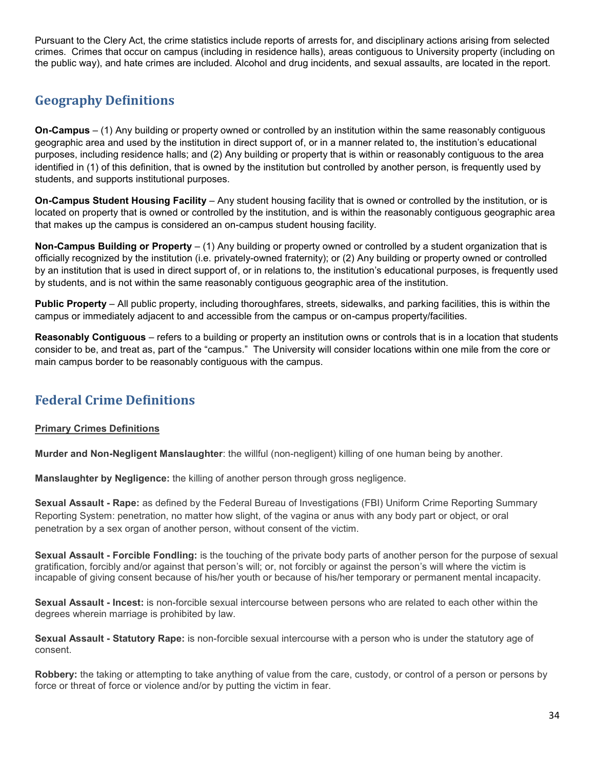Pursuant to the Clery Act, the crime statistics include reports of arrests for, and disciplinary actions arising from selected crimes. Crimes that occur on campus (including in residence halls), areas contiguous to University property (including on the public way), and hate crimes are included. Alcohol and drug incidents, and sexual assaults, are located in the report.

## Geography Definitions

**On-Campus** – (1) Any building or property owned or controlled by an institution within the same reasonably contiguous geographic area and used by the institution in direct support of, or in a manner related to, the institution's educational purposes, including residence halls; and (2) Any building or property that is within or reasonably contiguous to the area identified in (1) of this definition, that is owned by the institution but controlled by another person, is frequently used by students, and supports institutional purposes.

**On-Campus Student Housing Facility** – Any student housing facility that is owned or controlled by the institution, or is located on property that is owned or controlled by the institution, and is within the reasonably contiguous geographic area that makes up the campus is considered an on-campus student housing facility.

**Non-Campus Building or Property** – (1) Any building or property owned or controlled by a student organization that is officially recognized by the institution (i.e. privately-owned fraternity); or (2) Any building or property owned or controlled by an institution that is used in direct support of, or in relations to, the institution's educational purposes, is frequently used by students, and is not within the same reasonably contiguous geographic area of the institution.

**Public Property** – All public property, including thoroughfares, streets, sidewalks, and parking facilities, this is within the campus or immediately adjacent to and accessible from the campus or on-campus property/facilities.

**Reasonably Contiguous** – refers to a building or property an institution owns or controls that is in a location that students consider to be, and treat as, part of the "campus." The University will consider locations within one mile from the core or main campus border to be reasonably contiguous with the campus.

## Federal Crime Definitions

**Primary Crimes Definitions**

**Murder and Non-Negligent Manslaughter**: the willful (non-negligent) killing of one human being by another.

**Manslaughter by Negligence:** the killing of another person through gross negligence.

**Sexual Assault - Rape:** as defined by the Federal Bureau of Investigations (FBI) Uniform Crime Reporting Summary Reporting System: penetration, no matter how slight, of the vagina or anus with any body part or object, or oral penetration by a sex organ of another person, without consent of the victim.

**Sexual Assault - Forcible Fondling:** is the touching of the private body parts of another person for the purpose of sexual gratification, forcibly and/or against that person's will; or, not forcibly or against the person's will where the victim is incapable of giving consent because of his/her youth or because of his/her temporary or permanent mental incapacity.

**Sexual Assault - Incest:** is non-forcible sexual intercourse between persons who are related to each other within the degrees wherein marriage is prohibited by law.

**Sexual Assault - Statutory Rape:** is non-forcible sexual intercourse with a person who is under the statutory age of consent.

**Robbery:** the taking or attempting to take anything of value from the care, custody, or control of a person or persons by force or threat of force or violence and/or by putting the victim in fear.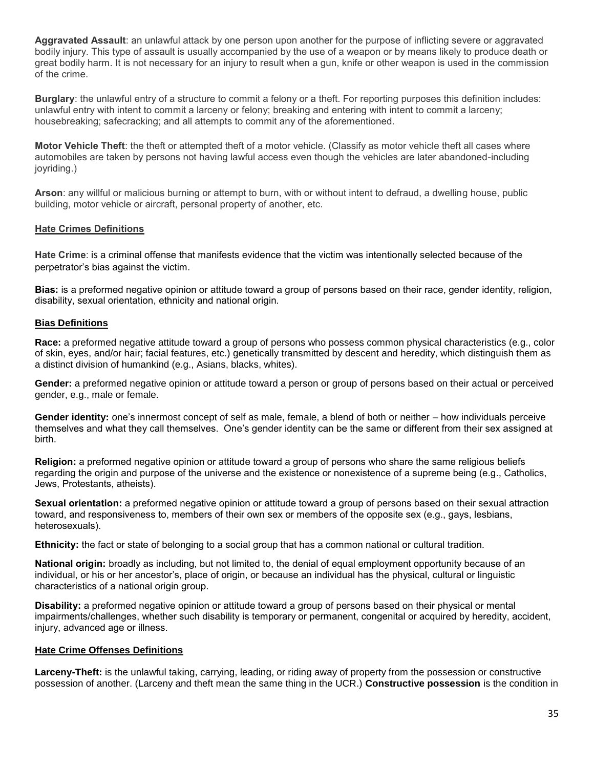**Aggravated Assault**: an unlawful attack by one person upon another for the purpose of inflicting severe or aggravated bodily injury. This type of assault is usually accompanied by the use of a weapon or by means likely to produce death or great bodily harm. It is not necessary for an injury to result when a gun, knife or other weapon is used in the commission of the crime.

**Burglary**: the unlawful entry of a structure to commit a felony or a theft. For reporting purposes this definition includes: unlawful entry with intent to commit a larceny or felony; breaking and entering with intent to commit a larceny; housebreaking; safecracking; and all attempts to commit any of the aforementioned.

**Motor Vehicle Theft**: the theft or attempted theft of a motor vehicle. (Classify as motor vehicle theft all cases where automobiles are taken by persons not having lawful access even though the vehicles are later abandoned-including joyriding.)

**Arson**: any willful or malicious burning or attempt to burn, with or without intent to defraud, a dwelling house, public building, motor vehicle or aircraft, personal property of another, etc.

## Hate Crimes Definitions

**Hate Crime**: is a criminal offense that manifests evidence that the victim was intentionally selected because of the perpetrator's bias against the victim.

**Bias:** is a preformed negative opinion or attitude toward a group of persons based on their race, gender identity, religion, disability, sexual orientation, ethnicity and national origin.

## Bias Definitions

**Race:** a preformed negative attitude toward a group of persons who possess common physical characteristics (e.g., color of skin, eyes, and/or hair; facial features, etc.) genetically transmitted by descent and heredity, which distinguish them as a distinct division of humankind (e.g., Asians, blacks, whites).

**Gender:** a preformed negative opinion or attitude toward a person or group of persons based on their actual or perceived gender, e.g., male or female.

**Gender identity:** one's innermost concept of self as male, female, a blend of both or neither – how individuals perceive themselves and what they call themselves. One's gender identity can be the same or different from their sex assigned at birth.

**Religion:** a preformed negative opinion or attitude toward a group of persons who share the same religious beliefs regarding the origin and purpose of the universe and the existence or nonexistence of a supreme being (e.g., Catholics, Jews, Protestants, atheists).

**Sexual orientation:** a preformed negative opinion or attitude toward a group of persons based on their sexual attraction toward, and responsiveness to, members of their own sex or members of the opposite sex (e.g., gays, lesbians, heterosexuals).

**Ethnicity:** the fact or state of belonging to a social group that has a common national or cultural tradition.

**National origin:** broadly as including, but not limited to, the denial of equal employment opportunity because of an individual, or his or her ancestor's, place of origin, or because an individual has the physical, cultural or linguistic characteristics of a national origin group.

**Disability:** a preformed negative opinion or attitude toward a group of persons based on their physical or mental impairments/challenges, whether such disability is temporary or permanent, congenital or acquired by heredity, accident, injury, advanced age or illness.

## Hate Crime Offenses Definitions

**Larceny-Theft:** is the unlawful taking, carrying, leading, or riding away of property from the possession or constructive possession of another. (Larceny and theft mean the same thing in the UCR.) **Constructive possession** is the condition in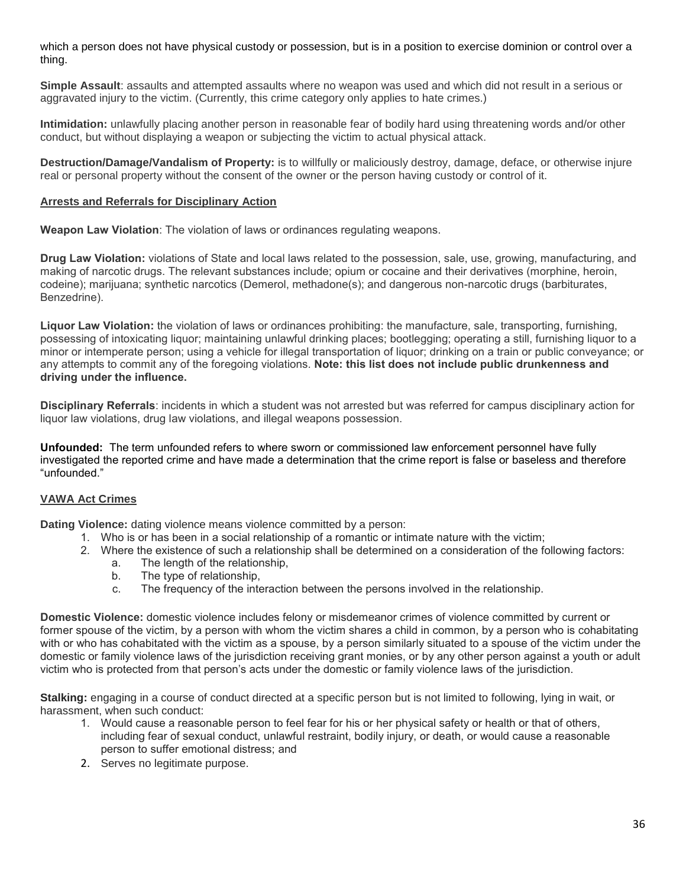which a person does not have physical custody or possession, but is in a position to exercise dominion or control over a thing.

**Simple Assault**: assaults and attempted assaults where no weapon was used and which did not result in a serious or aggravated injury to the victim. (Currently, this crime category only applies to hate crimes.)

**Intimidation:** unlawfully placing another person in reasonable fear of bodily hard using threatening words and/or other conduct, but without displaying a weapon or subjecting the victim to actual physical attack.

**Destruction/Damage/Vandalism of Property:** is to willfully or maliciously destroy, damage, deface, or otherwise injure real or personal property without the consent of the owner or the person having custody or control of it.

**Arrests and Referrals for Disciplinary Action**

**Weapon Law Violation**: The violation of laws or ordinances regulating weapons.

**Drug Law Violation:** violations of State and local laws related to the possession, sale, use, growing, manufacturing, and making of narcotic drugs. The relevant substances include; opium or cocaine and their derivatives (morphine, heroin, codeine); marijuana; synthetic narcotics (Demerol, methadone(s); and dangerous non-narcotic drugs (barbiturates, Benzedrine).

**Liquor Law Violation:** the violation of laws or ordinances prohibiting: the manufacture, sale, transporting, furnishing, possessing of intoxicating liquor; maintaining unlawful drinking places; bootlegging; operating a still, furnishing liquor to a minor or intemperate person; using a vehicle for illegal transportation of liquor; drinking on a train or public conveyance; or any attempts to commit any of the foregoing violations. **Note: this list does not include public drunkenness and driving under the influence.**

**Disciplinary Referrals**: incidents in which a student was not arrested but was referred for campus disciplinary action for liquor law violations, drug law violations, and illegal weapons possession.

**Unfounded:** The term unfounded refers to where sworn or commissioned law enforcement personnel have fully investigated the reported crime and have made a determination that the crime report is false or baseless and therefore "unfounded."

**VAWA Act Crimes**

**Dating Violence:** dating violence means violence committed by a person:

1. Who is or has been in a social relationship of a romantic or intimate nature with the victim;
2. Where the existence of such a relationship shall be determined on a consideration of the following factors:
   a. The length of the relationship,
   b. The type of relationship,
   c. The frequency of the interaction between the persons involved in the relationship.

**Domestic Violence:** domestic violence includes felony or misdemeanor crimes of violence committed by current or former spouse of the victim, by a person with whom the victim shares a child in common, by a person who is cohabitating with or who has cohabitated with the victim as a spouse, by a person similarly situated to a spouse of the victim under the domestic or family violence laws of the jurisdiction receiving grant monies, or by any other person against a youth or adult victim who is protected from that person's acts under the domestic or family violence laws of the jurisdiction.

**Stalking:** engaging in a course of conduct directed at a specific person but is not limited to following, lying in wait, or harassment, when such conduct:

1. Would cause a reasonable person to feel fear for his or her physical safety or health or that of others, including fear of sexual conduct, unlawful restraint, bodily injury, or death, or would cause a reasonable person to suffer emotional distress; and
2. Serves no legitimate purpose.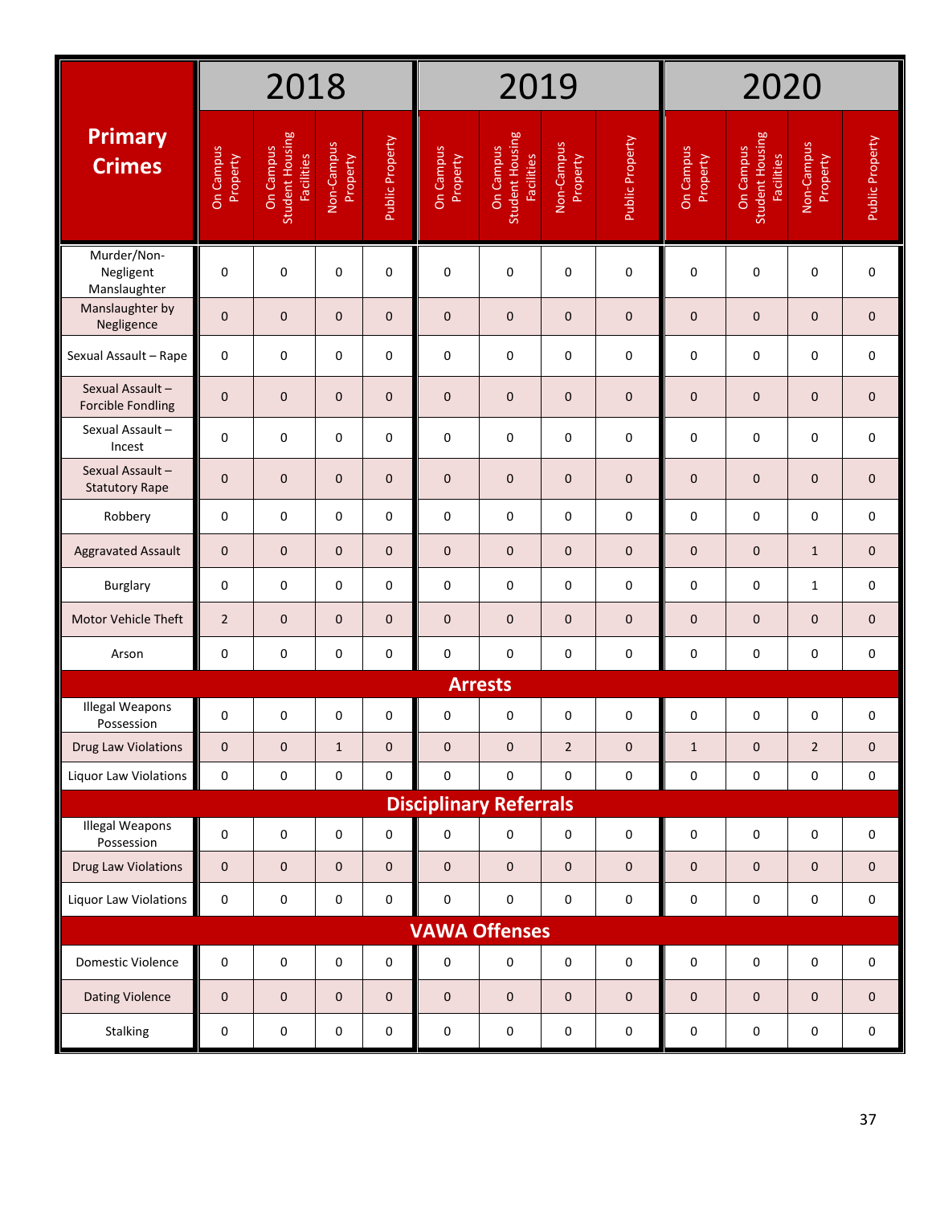| Primary Crimes | 2018 | | | | 2019 | | | | 2020 | | | |
|---|---|---|---|---|---|---|---|---|---|---|---|---|
| | On Campus Property | On Campus Student Housing Facilities | Non-Campus Property | Public Property | On Campus Property | On Campus Student Housing Facilities | Non-Campus Property | Public Property | On Campus Property | On Campus Student Housing Facilities | Non-Campus Property | Public Property |
| Murder/Non-Negligent Manslaughter | 0 | 0 | 0 | 0 | 0 | 0 | 0 | 0 | 0 | 0 | 0 | 0 |
| Manslaughter by Negligence | 0 | 0 | 0 | 0 | 0 | 0 | 0 | 0 | 0 | 0 | 0 | 0 |
| Sexual Assault – Rape | 0 | 0 | 0 | 0 | 0 | 0 | 0 | 0 | 0 | 0 | 0 | 0 |
| Sexual Assault – Forcible Fondling | 0 | 0 | 0 | 0 | 0 | 0 | 0 | 0 | 0 | 0 | 0 | 0 |
| Sexual Assault – Incest | 0 | 0 | 0 | 0 | 0 | 0 | 0 | 0 | 0 | 0 | 0 | 0 |
| Sexual Assault – Statutory Rape | 0 | 0 | 0 | 0 | 0 | 0 | 0 | 0 | 0 | 0 | 0 | 0 |
| Robbery | 0 | 0 | 0 | 0 | 0 | 0 | 0 | 0 | 0 | 0 | 0 | 0 |
| Aggravated Assault | 0 | 0 | 0 | 0 | 0 | 0 | 0 | 0 | 0 | 0 | 1 | 0 |
| Burglary | 0 | 0 | 0 | 0 | 0 | 0 | 0 | 0 | 0 | 0 | 1 | 0 |
| Motor Vehicle Theft | 2 | 0 | 0 | 0 | 0 | 0 | 0 | 0 | 0 | 0 | 0 | 0 |
| Arson | 0 | 0 | 0 | 0 | 0 | 0 | 0 | 0 | 0 | 0 | 0 | 0 |
| **Arrests** | | | | | | | | | | | | |
| Illegal Weapons Possession | 0 | 0 | 0 | 0 | 0 | 0 | 0 | 0 | 0 | 0 | 0 | 0 |
| Drug Law Violations | 0 | 0 | 1 | 0 | 0 | 0 | 2 | 0 | 1 | 0 | 2 | 0 |
| Liquor Law Violations | 0 | 0 | 0 | 0 | 0 | 0 | 0 | 0 | 0 | 0 | 0 | 0 |
| **Disciplinary Referrals** | | | | | | | | | | | | |
| Illegal Weapons Possession | 0 | 0 | 0 | 0 | 0 | 0 | 0 | 0 | 0 | 0 | 0 | 0 |
| Drug Law Violations | 0 | 0 | 0 | 0 | 0 | 0 | 0 | 0 | 0 | 0 | 0 | 0 |
| Liquor Law Violations | 0 | 0 | 0 | 0 | 0 | 0 | 0 | 0 | 0 | 0 | 0 | 0 |
| **VAWA Offenses** | | | | | | | | | | | | |
| Domestic Violence | 0 | 0 | 0 | 0 | 0 | 0 | 0 | 0 | 0 | 0 | 0 | 0 |
| Dating Violence | 0 | 0 | 0 | 0 | 0 | 0 | 0 | 0 | 0 | 0 | 0 | 0 |
| Stalking | 0 | 0 | 0 | 0 | 0 | 0 | 0 | 0 | 0 | 0 | 0 | 0 |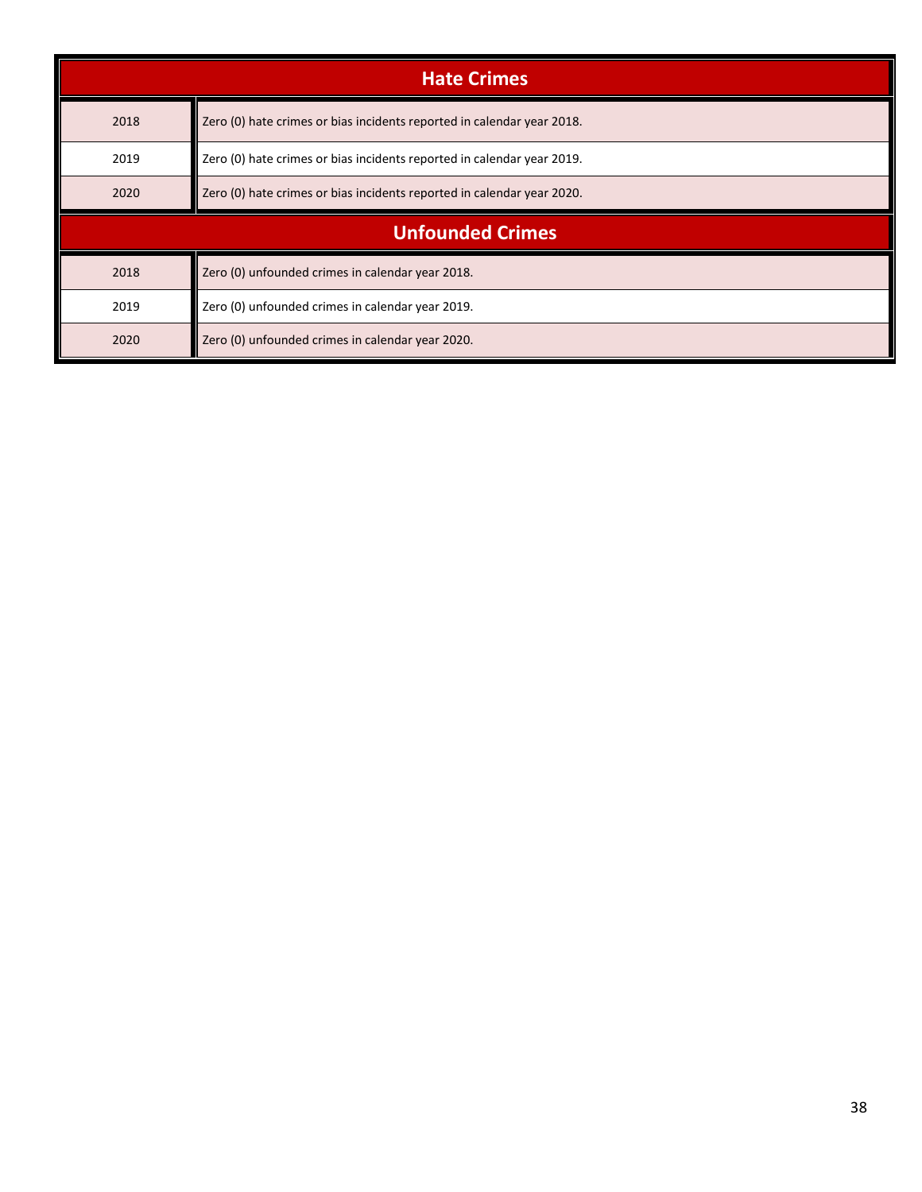| Hate Crimes | |
|---|---|
| 2018 | Zero (0) hate crimes or bias incidents reported in calendar year 2018. |
| 2019 | Zero (0) hate crimes or bias incidents reported in calendar year 2019. |
| 2020 | Zero (0) hate crimes or bias incidents reported in calendar year 2020. |

| Unfounded Crimes | |
|---|---|
| 2018 | Zero (0) unfounded crimes in calendar year 2018. |
| 2019 | Zero (0) unfounded crimes in calendar year 2019. |
| 2020 | Zero (0) unfounded crimes in calendar year 2020. |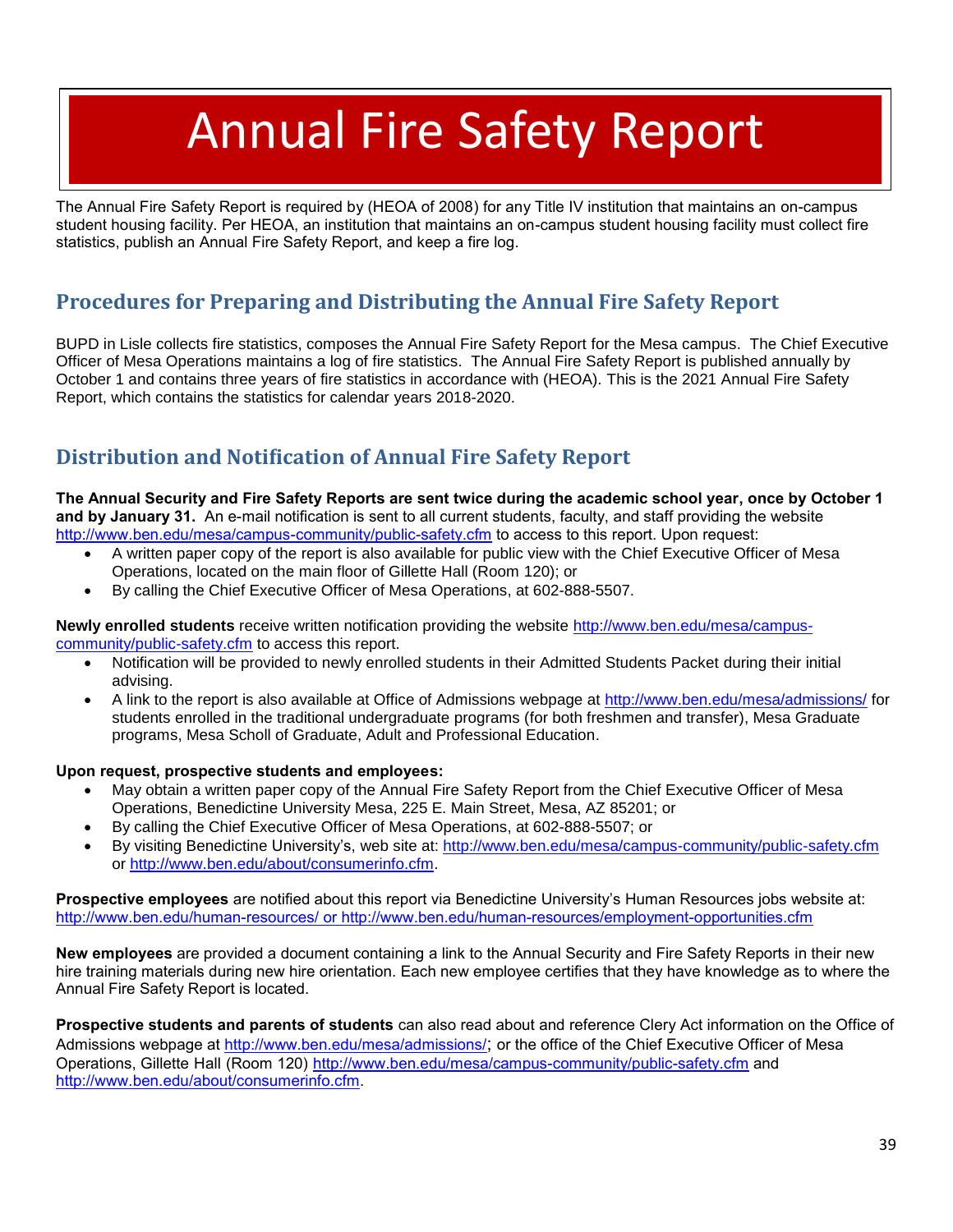# Annual Fire Safety Report

The Annual Fire Safety Report is required by (HEOA of 2008) for any Title IV institution that maintains an on-campus student housing facility. Per HEOA, an institution that maintains an on-campus student housing facility must collect fire statistics, publish an Annual Fire Safety Report, and keep a fire log.

## Procedures for Preparing and Distributing the Annual Fire Safety Report

BUPD in Lisle collects fire statistics, composes the Annual Fire Safety Report for the Mesa campus. The Chief Executive Officer of Mesa Operations maintains a log of fire statistics. The Annual Fire Safety Report is published annually by October 1 and contains three years of fire statistics in accordance with (HEOA). This is the 2021 Annual Fire Safety Report, which contains the statistics for calendar years 2018-2020.

## Distribution and Notification of Annual Fire Safety Report

**The Annual Security and Fire Safety Reports are sent twice during the academic school year, once by October 1 and by January 31.** An e-mail notification is sent to all current students, faculty, and staff providing the website http://www.ben.edu/mesa/campus-community/public-safety.cfm to access to this report. Upon request:

- A written paper copy of the report is also available for public view with the Chief Executive Officer of Mesa Operations, located on the main floor of Gillette Hall (Room 120); or
- By calling the Chief Executive Officer of Mesa Operations, at 602-888-5507.

**Newly enrolled students** receive written notification providing the website http://www.ben.edu/mesa/campus-community/public-safety.cfm to access this report.

- Notification will be provided to newly enrolled students in their Admitted Students Packet during their initial advising.
- A link to the report is also available at Office of Admissions webpage at http://www.ben.edu/mesa/admissions/ for students enrolled in the traditional undergraduate programs (for both freshmen and transfer), Mesa Graduate programs, Mesa Scholl of Graduate, Adult and Professional Education.

**Upon request, prospective students and employees:**

- May obtain a written paper copy of the Annual Fire Safety Report from the Chief Executive Officer of Mesa Operations, Benedictine University Mesa, 225 E. Main Street, Mesa, AZ 85201; or
- By calling the Chief Executive Officer of Mesa Operations, at 602-888-5507; or
- By visiting Benedictine University's, web site at: http://www.ben.edu/mesa/campus-community/public-safety.cfm or http://www.ben.edu/about/consumerinfo.cfm.

**Prospective employees** are notified about this report via Benedictine University's Human Resources jobs website at: http://www.ben.edu/human-resources/ or http://www.ben.edu/human-resources/employment-opportunities.cfm

**New employees** are provided a document containing a link to the Annual Security and Fire Safety Reports in their new hire training materials during new hire orientation. Each new employee certifies that they have knowledge as to where the Annual Fire Safety Report is located.

**Prospective students and parents of students** can also read about and reference Clery Act information on the Office of Admissions webpage at http://www.ben.edu/mesa/admissions/; or the office of the Chief Executive Officer of Mesa Operations, Gillette Hall (Room 120) http://www.ben.edu/mesa/campus-community/public-safety.cfm and http://www.ben.edu/about/consumerinfo.cfm.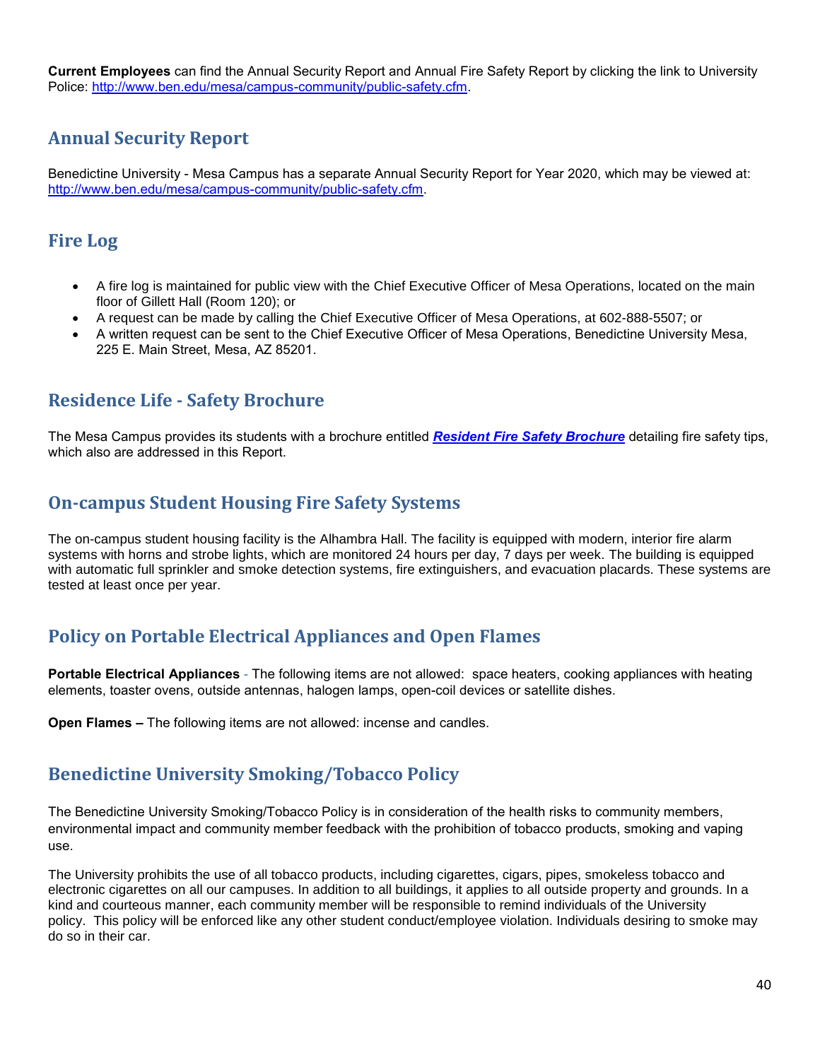**Current Employees** can find the Annual Security Report and Annual Fire Safety Report by clicking the link to University Police: http://www.ben.edu/mesa/campus-community/public-safety.cfm.

## Annual Security Report

Benedictine University - Mesa Campus has a separate Annual Security Report for Year 2020, which may be viewed at: http://www.ben.edu/mesa/campus-community/public-safety.cfm.

## Fire Log

- A fire log is maintained for public view with the Chief Executive Officer of Mesa Operations, located on the main floor of Gillett Hall (Room 120); or
- A request can be made by calling the Chief Executive Officer of Mesa Operations, at 602-888-5507; or
- A written request can be sent to the Chief Executive Officer of Mesa Operations, Benedictine University Mesa, 225 E. Main Street, Mesa, AZ 85201.

## Residence Life - Safety Brochure

The Mesa Campus provides its students with a brochure entitled ***Resident Fire Safety Brochure*** detailing fire safety tips, which also are addressed in this Report.

## On-campus Student Housing Fire Safety Systems

The on-campus student housing facility is the Alhambra Hall. The facility is equipped with modern, interior fire alarm systems with horns and strobe lights, which are monitored 24 hours per day, 7 days per week. The building is equipped with automatic full sprinkler and smoke detection systems, fire extinguishers, and evacuation placards. These systems are tested at least once per year.

## Policy on Portable Electrical Appliances and Open Flames

**Portable Electrical Appliances** - The following items are not allowed: space heaters, cooking appliances with heating elements, toaster ovens, outside antennas, halogen lamps, open-coil devices or satellite dishes.

**Open Flames –** The following items are not allowed: incense and candles.

## Benedictine University Smoking/Tobacco Policy

The Benedictine University Smoking/Tobacco Policy is in consideration of the health risks to community members, environmental impact and community member feedback with the prohibition of tobacco products, smoking and vaping use.

The University prohibits the use of all tobacco products, including cigarettes, cigars, pipes, smokeless tobacco and electronic cigarettes on all our campuses. In addition to all buildings, it applies to all outside property and grounds. In a kind and courteous manner, each community member will be responsible to remind individuals of the University policy. This policy will be enforced like any other student conduct/employee violation. Individuals desiring to smoke may do so in their car.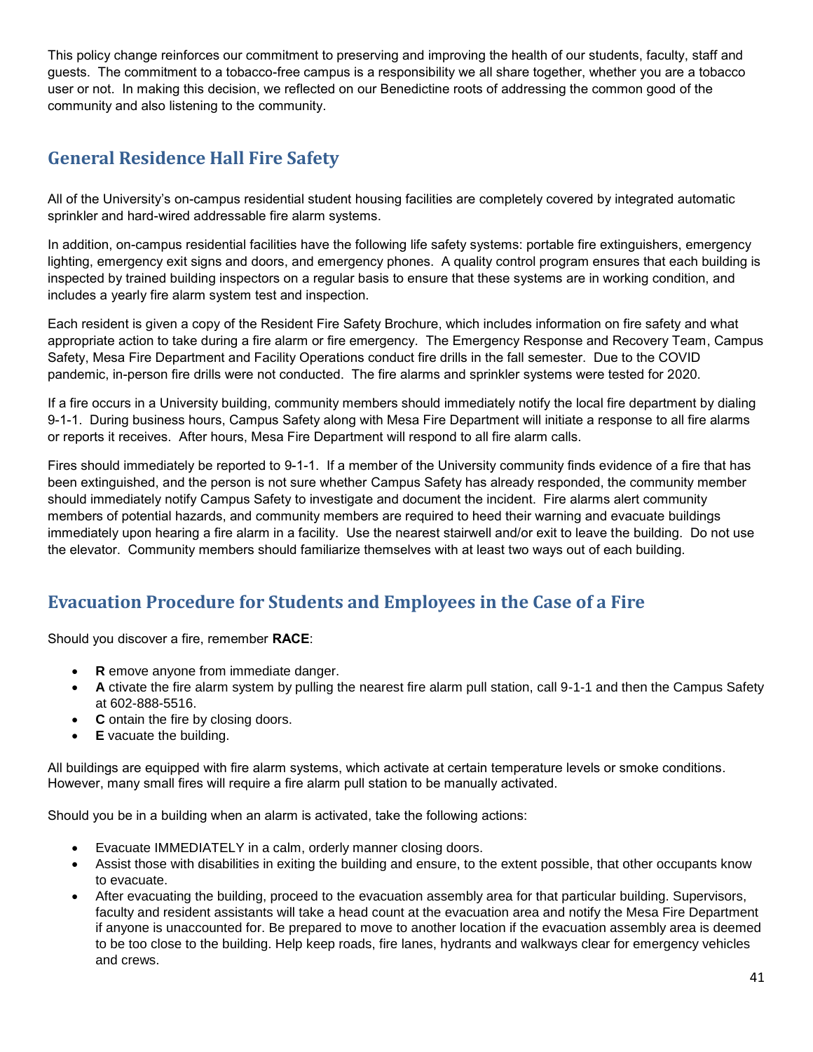This policy change reinforces our commitment to preserving and improving the health of our students, faculty, staff and guests. The commitment to a tobacco-free campus is a responsibility we all share together, whether you are a tobacco user or not. In making this decision, we reflected on our Benedictine roots of addressing the common good of the community and also listening to the community.

## General Residence Hall Fire Safety

All of the University's on-campus residential student housing facilities are completely covered by integrated automatic sprinkler and hard-wired addressable fire alarm systems.

In addition, on-campus residential facilities have the following life safety systems: portable fire extinguishers, emergency lighting, emergency exit signs and doors, and emergency phones. A quality control program ensures that each building is inspected by trained building inspectors on a regular basis to ensure that these systems are in working condition, and includes a yearly fire alarm system test and inspection.

Each resident is given a copy of the Resident Fire Safety Brochure, which includes information on fire safety and what appropriate action to take during a fire alarm or fire emergency. The Emergency Response and Recovery Team, Campus Safety, Mesa Fire Department and Facility Operations conduct fire drills in the fall semester. Due to the COVID pandemic, in-person fire drills were not conducted. The fire alarms and sprinkler systems were tested for 2020.

If a fire occurs in a University building, community members should immediately notify the local fire department by dialing 9-1-1. During business hours, Campus Safety along with Mesa Fire Department will initiate a response to all fire alarms or reports it receives. After hours, Mesa Fire Department will respond to all fire alarm calls.

Fires should immediately be reported to 9-1-1. If a member of the University community finds evidence of a fire that has been extinguished, and the person is not sure whether Campus Safety has already responded, the community member should immediately notify Campus Safety to investigate and document the incident. Fire alarms alert community members of potential hazards, and community members are required to heed their warning and evacuate buildings immediately upon hearing a fire alarm in a facility. Use the nearest stairwell and/or exit to leave the building. Do not use the elevator. Community members should familiarize themselves with at least two ways out of each building.

## Evacuation Procedure for Students and Employees in the Case of a Fire

Should you discover a fire, remember **RACE**:

- **R** emove anyone from immediate danger.
- **A** ctivate the fire alarm system by pulling the nearest fire alarm pull station, call 9-1-1 and then the Campus Safety at 602-888-5516.
- **C** ontain the fire by closing doors.
- **E** vacuate the building.

All buildings are equipped with fire alarm systems, which activate at certain temperature levels or smoke conditions. However, many small fires will require a fire alarm pull station to be manually activated.

Should you be in a building when an alarm is activated, take the following actions:

- Evacuate IMMEDIATELY in a calm, orderly manner closing doors.
- Assist those with disabilities in exiting the building and ensure, to the extent possible, that other occupants know to evacuate.
- After evacuating the building, proceed to the evacuation assembly area for that particular building. Supervisors, faculty and resident assistants will take a head count at the evacuation area and notify the Mesa Fire Department if anyone is unaccounted for. Be prepared to move to another location if the evacuation assembly area is deemed to be too close to the building. Help keep roads, fire lanes, hydrants and walkways clear for emergency vehicles and crews.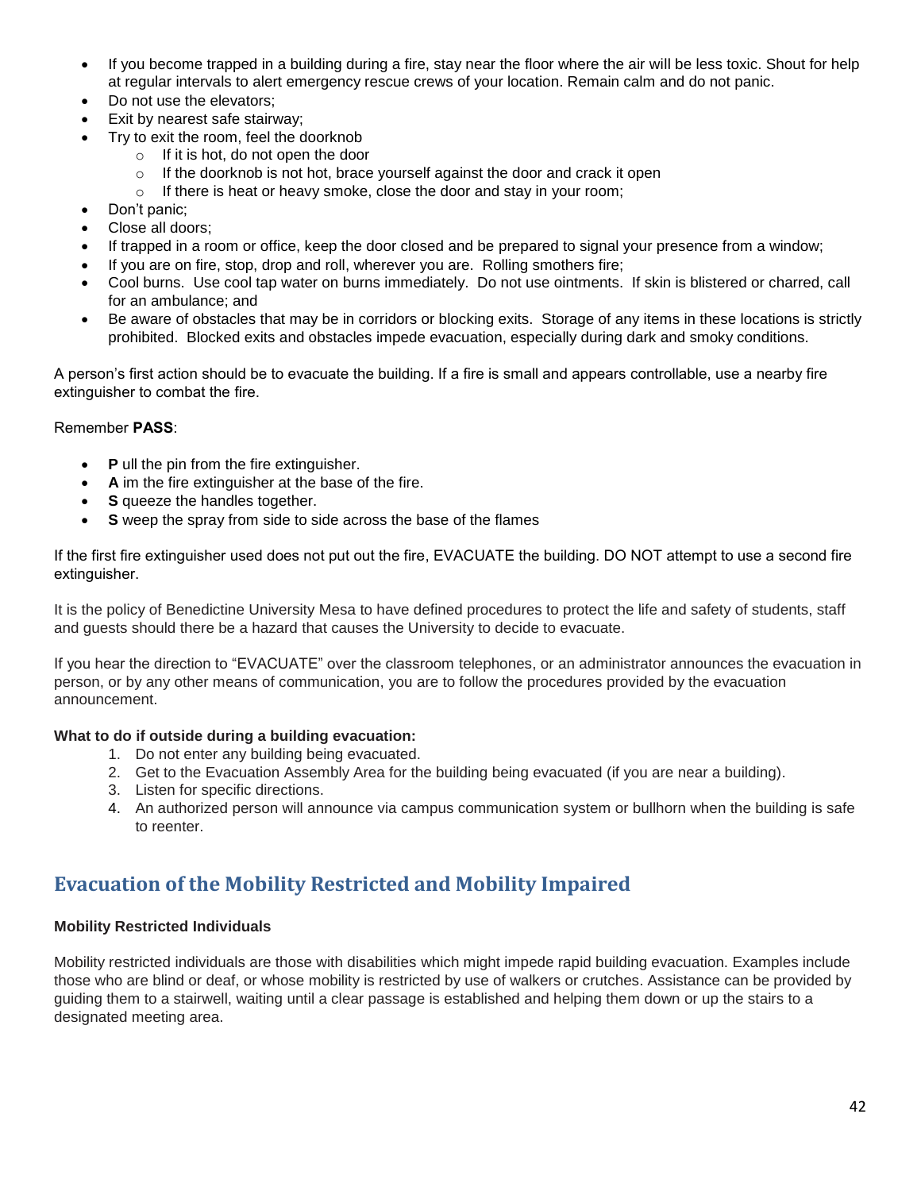- If you become trapped in a building during a fire, stay near the floor where the air will be less toxic. Shout for help at regular intervals to alert emergency rescue crews of your location. Remain calm and do not panic.
- Do not use the elevators;
- Exit by nearest safe stairway;
- Try to exit the room, feel the doorknob
  - If it is hot, do not open the door
  - If the doorknob is not hot, brace yourself against the door and crack it open
  - If there is heat or heavy smoke, close the door and stay in your room;
- Don't panic;
- Close all doors;
- If trapped in a room or office, keep the door closed and be prepared to signal your presence from a window;
- If you are on fire, stop, drop and roll, wherever you are. Rolling smothers fire;
- Cool burns. Use cool tap water on burns immediately. Do not use ointments. If skin is blistered or charred, call for an ambulance; and
- Be aware of obstacles that may be in corridors or blocking exits. Storage of any items in these locations is strictly prohibited. Blocked exits and obstacles impede evacuation, especially during dark and smoky conditions.

A person's first action should be to evacuate the building. If a fire is small and appears controllable, use a nearby fire extinguisher to combat the fire.

Remember **PASS**:

- **P** ull the pin from the fire extinguisher.
- **A** im the fire extinguisher at the base of the fire.
- **S** queeze the handles together.
- **S** weep the spray from side to side across the base of the flames

If the first fire extinguisher used does not put out the fire, EVACUATE the building. DO NOT attempt to use a second fire extinguisher.

It is the policy of Benedictine University Mesa to have defined procedures to protect the life and safety of students, staff and guests should there be a hazard that causes the University to decide to evacuate.

If you hear the direction to "EVACUATE" over the classroom telephones, or an administrator announces the evacuation in person, or by any other means of communication, you are to follow the procedures provided by the evacuation announcement.

**What to do if outside during a building evacuation:**

1. Do not enter any building being evacuated.
2. Get to the Evacuation Assembly Area for the building being evacuated (if you are near a building).
3. Listen for specific directions.
4. An authorized person will announce via campus communication system or bullhorn when the building is safe to reenter.

## Evacuation of the Mobility Restricted and Mobility Impaired

**Mobility Restricted Individuals**

Mobility restricted individuals are those with disabilities which might impede rapid building evacuation. Examples include those who are blind or deaf, or whose mobility is restricted by use of walkers or crutches. Assistance can be provided by guiding them to a stairwell, waiting until a clear passage is established and helping them down or up the stairs to a designated meeting area.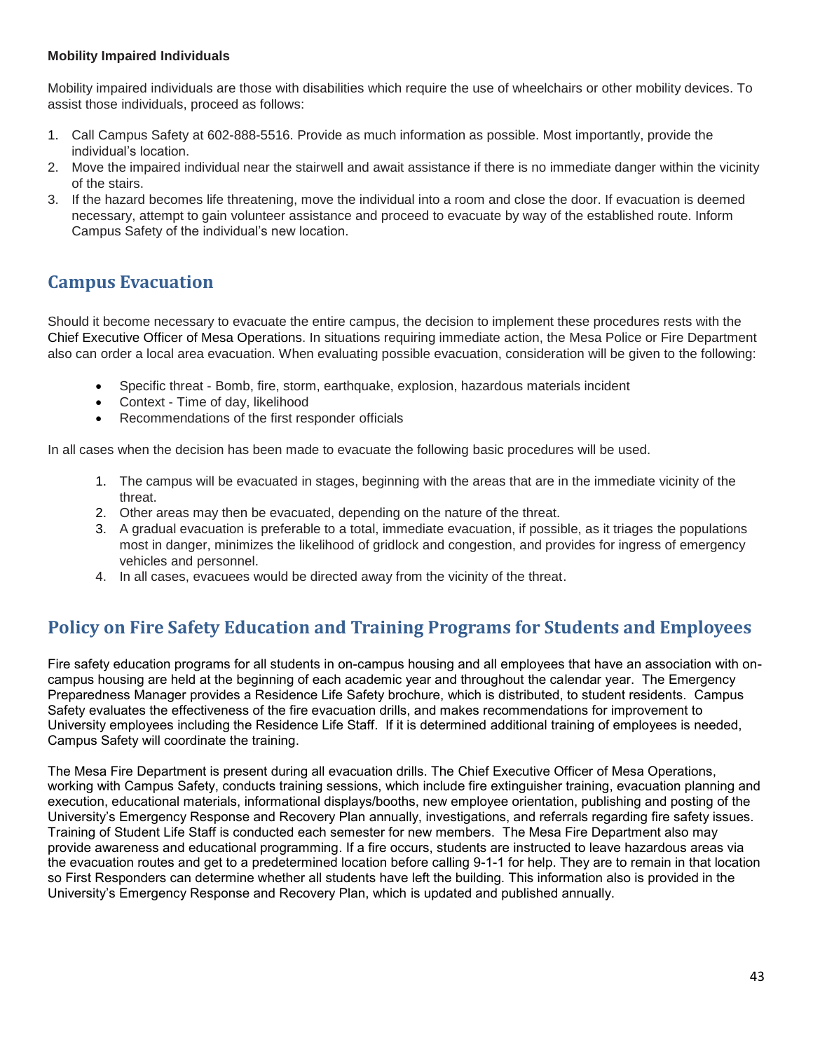### Mobility Impaired Individuals

Mobility impaired individuals are those with disabilities which require the use of wheelchairs or other mobility devices. To assist those individuals, proceed as follows:

1. Call Campus Safety at 602-888-5516. Provide as much information as possible. Most importantly, provide the individual's location.
2. Move the impaired individual near the stairwell and await assistance if there is no immediate danger within the vicinity of the stairs.
3. If the hazard becomes life threatening, move the individual into a room and close the door. If evacuation is deemed necessary, attempt to gain volunteer assistance and proceed to evacuate by way of the established route. Inform Campus Safety of the individual's new location.

## Campus Evacuation

Should it become necessary to evacuate the entire campus, the decision to implement these procedures rests with the Chief Executive Officer of Mesa Operations. In situations requiring immediate action, the Mesa Police or Fire Department also can order a local area evacuation. When evaluating possible evacuation, consideration will be given to the following:

- Specific threat - Bomb, fire, storm, earthquake, explosion, hazardous materials incident
- Context - Time of day, likelihood
- Recommendations of the first responder officials

In all cases when the decision has been made to evacuate the following basic procedures will be used.

1. The campus will be evacuated in stages, beginning with the areas that are in the immediate vicinity of the threat.
2. Other areas may then be evacuated, depending on the nature of the threat.
3. A gradual evacuation is preferable to a total, immediate evacuation, if possible, as it triages the populations most in danger, minimizes the likelihood of gridlock and congestion, and provides for ingress of emergency vehicles and personnel.
4. In all cases, evacuees would be directed away from the vicinity of the threat.

## Policy on Fire Safety Education and Training Programs for Students and Employees

Fire safety education programs for all students in on-campus housing and all employees that have an association with on-campus housing are held at the beginning of each academic year and throughout the calendar year. The Emergency Preparedness Manager provides a Residence Life Safety brochure, which is distributed, to student residents. Campus Safety evaluates the effectiveness of the fire evacuation drills, and makes recommendations for improvement to University employees including the Residence Life Staff. If it is determined additional training of employees is needed, Campus Safety will coordinate the training.

The Mesa Fire Department is present during all evacuation drills. The Chief Executive Officer of Mesa Operations, working with Campus Safety, conducts training sessions, which include fire extinguisher training, evacuation planning and execution, educational materials, informational displays/booths, new employee orientation, publishing and posting of the University's Emergency Response and Recovery Plan annually, investigations, and referrals regarding fire safety issues. Training of Student Life Staff is conducted each semester for new members. The Mesa Fire Department also may provide awareness and educational programming. If a fire occurs, students are instructed to leave hazardous areas via the evacuation routes and get to a predetermined location before calling 9-1-1 for help. They are to remain in that location so First Responders can determine whether all students have left the building. This information also is provided in the University's Emergency Response and Recovery Plan, which is updated and published annually.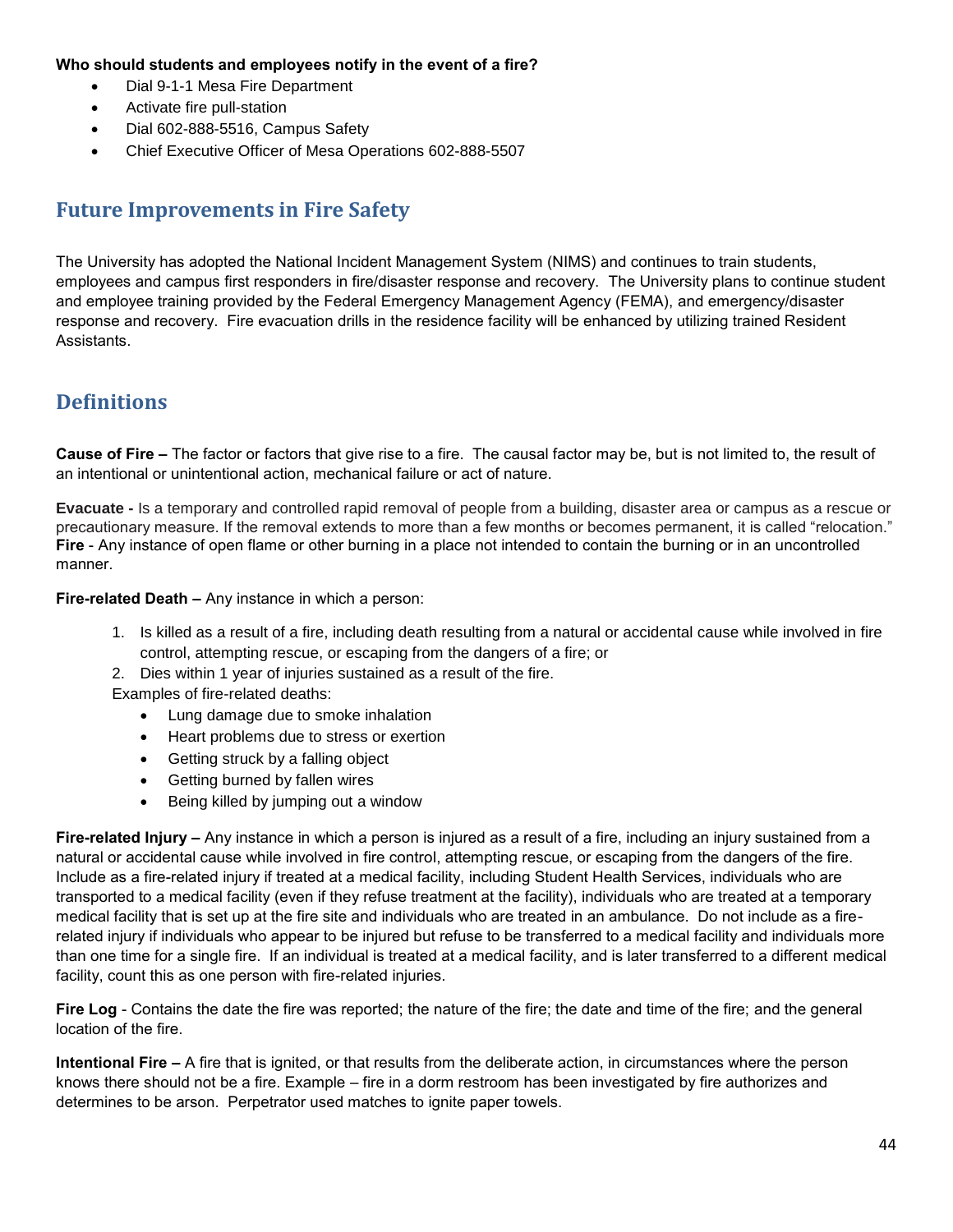**Who should students and employees notify in the event of a fire?**

- Dial 9-1-1 Mesa Fire Department
- Activate fire pull-station
- Dial 602-888-5516, Campus Safety
- Chief Executive Officer of Mesa Operations 602-888-5507

## Future Improvements in Fire Safety

The University has adopted the National Incident Management System (NIMS) and continues to train students, employees and campus first responders in fire/disaster response and recovery. The University plans to continue student and employee training provided by the Federal Emergency Management Agency (FEMA), and emergency/disaster response and recovery. Fire evacuation drills in the residence facility will be enhanced by utilizing trained Resident Assistants.

## Definitions

**Cause of Fire –** The factor or factors that give rise to a fire. The causal factor may be, but is not limited to, the result of an intentional or unintentional action, mechanical failure or act of nature.

**Evacuate -** Is a temporary and controlled rapid removal of people from a building, disaster area or campus as a rescue or precautionary measure. If the removal extends to more than a few months or becomes permanent, it is called "relocation."
**Fire** - Any instance of open flame or other burning in a place not intended to contain the burning or in an uncontrolled manner.

**Fire-related Death –** Any instance in which a person:

1. Is killed as a result of a fire, including death resulting from a natural or accidental cause while involved in fire control, attempting rescue, or escaping from the dangers of a fire; or
2. Dies within 1 year of injuries sustained as a result of the fire.

Examples of fire-related deaths:

- Lung damage due to smoke inhalation
- Heart problems due to stress or exertion
- Getting struck by a falling object
- Getting burned by fallen wires
- Being killed by jumping out a window

**Fire-related Injury –** Any instance in which a person is injured as a result of a fire, including an injury sustained from a natural or accidental cause while involved in fire control, attempting rescue, or escaping from the dangers of the fire. Include as a fire-related injury if treated at a medical facility, including Student Health Services, individuals who are transported to a medical facility (even if they refuse treatment at the facility), individuals who are treated at a temporary medical facility that is set up at the fire site and individuals who are treated in an ambulance. Do not include as a fire-related injury if individuals who appear to be injured but refuse to be transferred to a medical facility and individuals more than one time for a single fire. If an individual is treated at a medical facility, and is later transferred to a different medical facility, count this as one person with fire-related injuries.

**Fire Log** - Contains the date the fire was reported; the nature of the fire; the date and time of the fire; and the general location of the fire.

**Intentional Fire –** A fire that is ignited, or that results from the deliberate action, in circumstances where the person knows there should not be a fire. Example – fire in a dorm restroom has been investigated by fire authorizes and determines to be arson. Perpetrator used matches to ignite paper towels.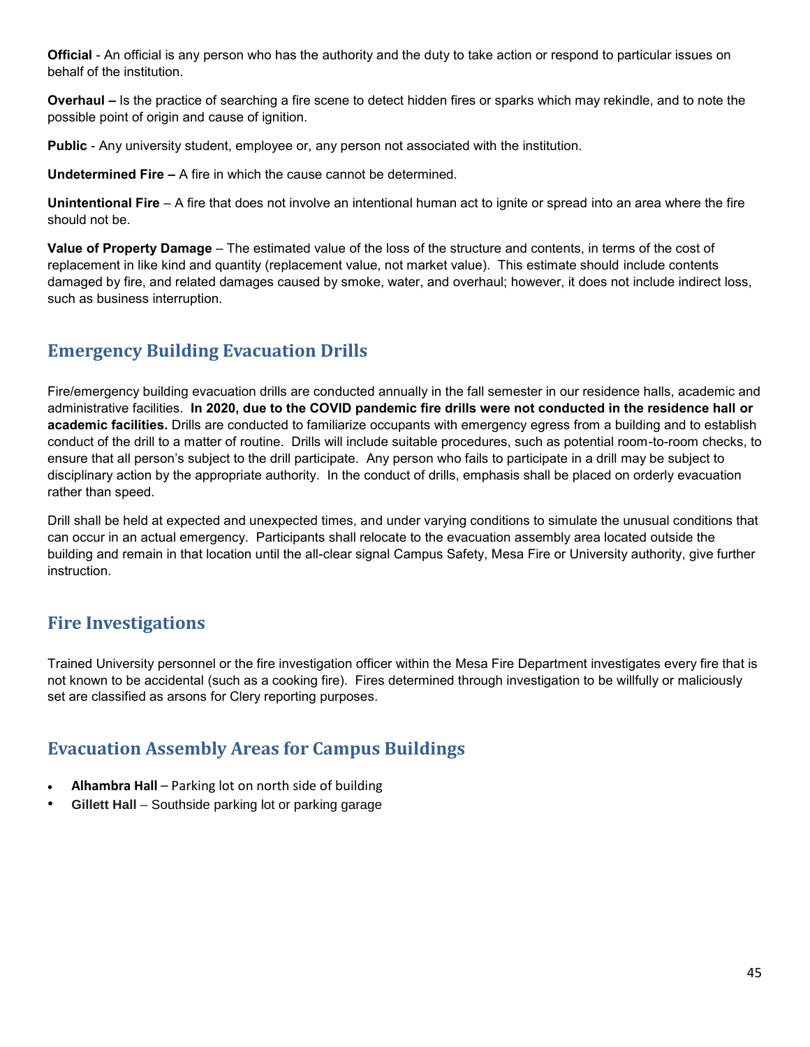**Official** - An official is any person who has the authority and the duty to take action or respond to particular issues on behalf of the institution.

**Overhaul –** Is the practice of searching a fire scene to detect hidden fires or sparks which may rekindle, and to note the possible point of origin and cause of ignition.

**Public** - Any university student, employee or, any person not associated with the institution.

**Undetermined Fire –** A fire in which the cause cannot be determined.

**Unintentional Fire** – A fire that does not involve an intentional human act to ignite or spread into an area where the fire should not be.

**Value of Property Damage** – The estimated value of the loss of the structure and contents, in terms of the cost of replacement in like kind and quantity (replacement value, not market value). This estimate should include contents damaged by fire, and related damages caused by smoke, water, and overhaul; however, it does not include indirect loss, such as business interruption.

## Emergency Building Evacuation Drills

Fire/emergency building evacuation drills are conducted annually in the fall semester in our residence halls, academic and administrative facilities. **In 2020, due to the COVID pandemic fire drills were not conducted in the residence hall or academic facilities.** Drills are conducted to familiarize occupants with emergency egress from a building and to establish conduct of the drill to a matter of routine. Drills will include suitable procedures, such as potential room-to-room checks, to ensure that all person's subject to the drill participate. Any person who fails to participate in a drill may be subject to disciplinary action by the appropriate authority. In the conduct of drills, emphasis shall be placed on orderly evacuation rather than speed.

Drill shall be held at expected and unexpected times, and under varying conditions to simulate the unusual conditions that can occur in an actual emergency. Participants shall relocate to the evacuation assembly area located outside the building and remain in that location until the all-clear signal Campus Safety, Mesa Fire or University authority, give further instruction.

## Fire Investigations

Trained University personnel or the fire investigation officer within the Mesa Fire Department investigates every fire that is not known to be accidental (such as a cooking fire). Fires determined through investigation to be willfully or maliciously set are classified as arsons for Clery reporting purposes.

## Evacuation Assembly Areas for Campus Buildings

- **Alhambra Hall** – Parking lot on north side of building
- **Gillett Hall** – Southside parking lot or parking garage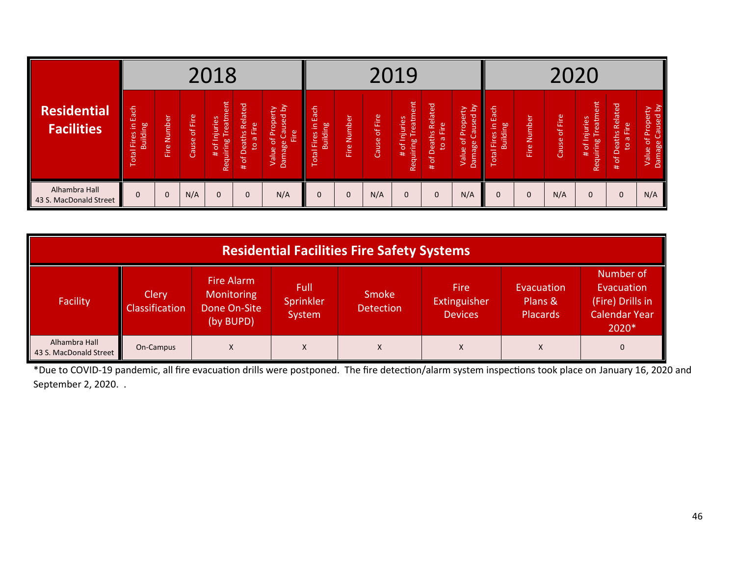| Residential Facilities | 2018 | | | | | | 2019 | | | | | | 2020 | | | | | |
|---|---|---|---|---|---|---|---|---|---|---|---|---|---|---|---|---|---|---|
| | Total Fires in Each Building | Fire Number | Cause of Fire | # of Injuries Requiring Treatment | # of Deaths Related to a Fire | Value of Property Damage Caused by Fire | Total Fires in Each Building | Fire Number | Cause of Fire | # of Injuries Requiring Treatment | # of Deaths Related to a Fire | Value of Property Damage Caused by Fire | Total Fires in Each Building | Fire Number | Cause of Fire | # of Injuries Requiring Treatment | # of Deaths Related to a Fire | Value of Property Damage Caused by |
| Alhambra Hall 43 S. MacDonald Street | 0 | 0 | N/A | 0 | 0 | N/A | 0 | 0 | N/A | 0 | 0 | N/A | 0 | 0 | N/A | 0 | 0 | N/A |

## Residential Facilities Fire Safety Systems

| Facility | Clery Classification | Fire Alarm Monitoring Done On-Site (by BUPD) | Full Sprinkler System | Smoke Detection | Fire Extinguisher Devices | Evacuation Plans & Placards | Number of Evacuation (Fire) Drills in Calendar Year 2020* |
|---|---|---|---|---|---|---|---|
| Alhambra Hall 43 S. MacDonald Street | On-Campus | X | X | X | X | X | 0 |

*Due to COVID-19 pandemic, all fire evacuation drills were postponed. The fire detection/alarm system inspections took place on January 16, 2020 and September 2, 2020. .